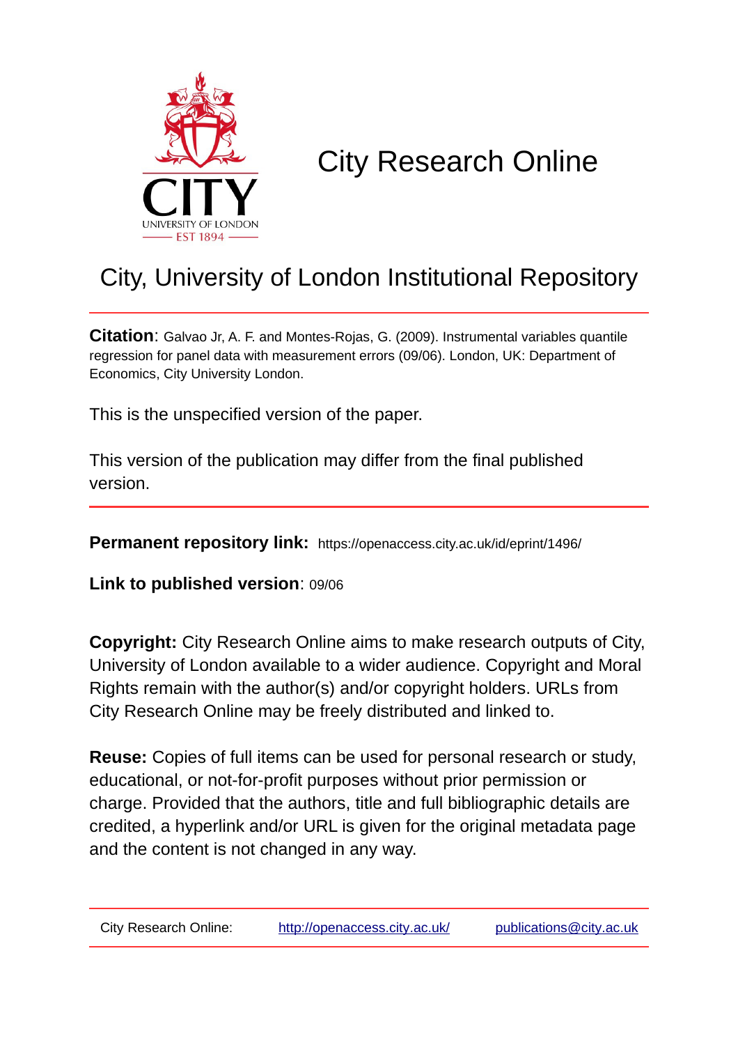# City Research Online

## City, University of London Institutional Repository

**Citation**: Galvao Jr, A. F. and Montes-Rojas, G. (2009). Instrumental variables quantile regression for panel data with measurement errors (09/06). London, UK: Department of Economics, City University London.

This is the unspecified version of the paper.

This version of the publication may differ from the final published version.

**Permanent repository link:** https://openaccess.city.ac.uk/id/eprint/1496/

**Link to published version**: 09/06

**Copyright:** City Research Online aims to make research outputs of City, University of London available to a wider audience. Copyright and Moral Rights remain with the author(s) and/or copyright holders. URLs from City Research Online may be freely distributed and linked to.

**Reuse:** Copies of full items can be used for personal research or study, educational, or not-for-profit purposes without prior permission or charge. Provided that the authors, title and full bibliographic details are credited, a hyperlink and/or URL is given for the original metadata page and the content is not changed in any way.

City Research Online: http://openaccess.city.ac.uk/ publications@city.ac.uk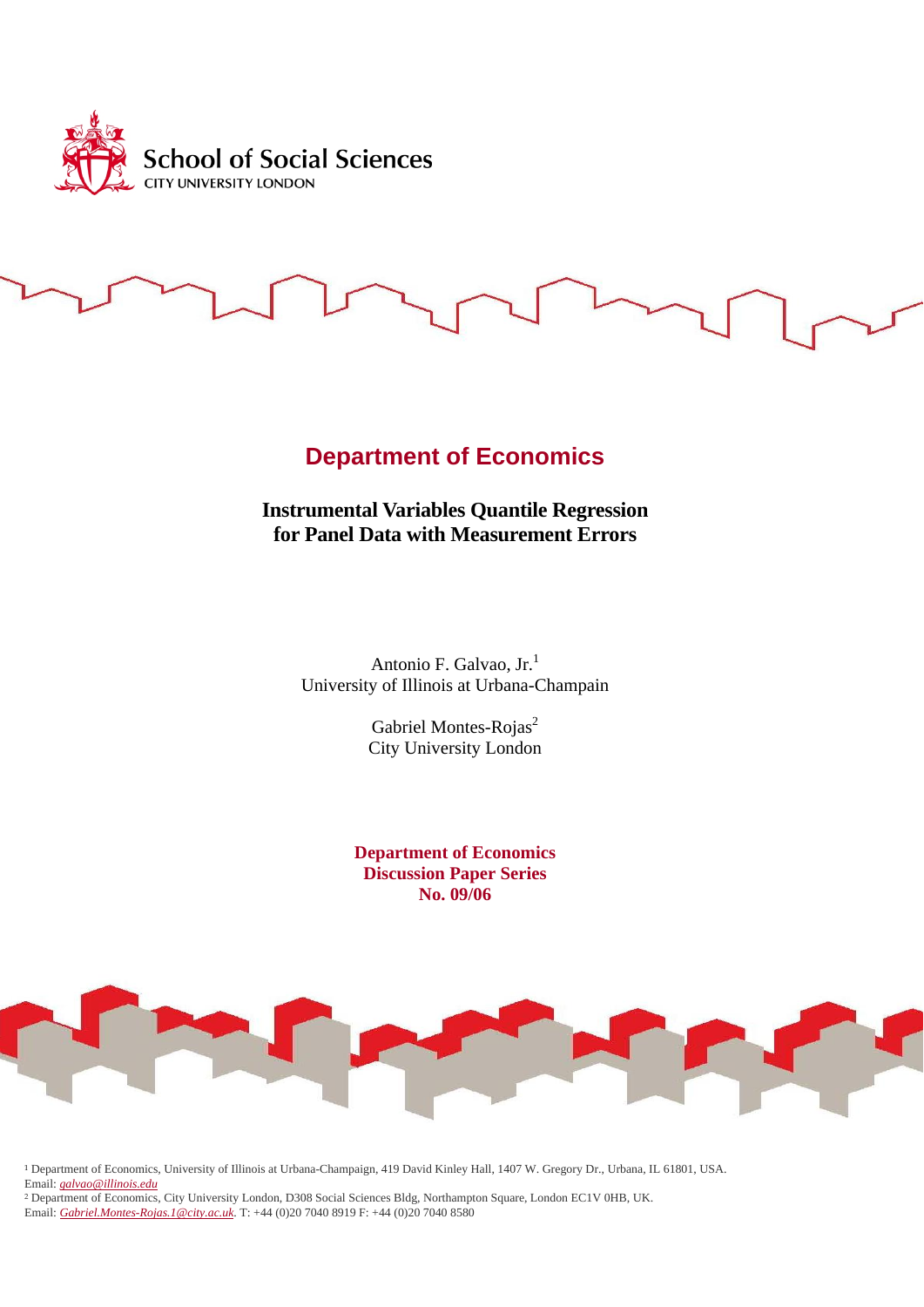School of Social Sciences
CITY UNIVERSITY LONDON

## Department of Economics

# Instrumental Variables Quantile Regression for Panel Data with Measurement Errors

Antonio F. Galvao, Jr.[1]
University of Illinois at Urbana-Champain

Gabriel Montes-Rojas[2]
City University London

**Department of Economics**
**Discussion Paper Series**
**No. 09/06**

[1] Department of Economics, University of Illinois at Urbana-Champaign, 419 David Kinley Hall, 1407 W. Gregory Dr., Urbana, IL 61801, USA. Email: galvao@illinois.edu

[2] Department of Economics, City University London, D308 Social Sciences Bldg, Northampton Square, London EC1V 0HB, UK. Email: Gabriel.Montes-Rojas.1@city.ac.uk. T: +44 (0)20 7040 8919 F: +44 (0)20 7040 8580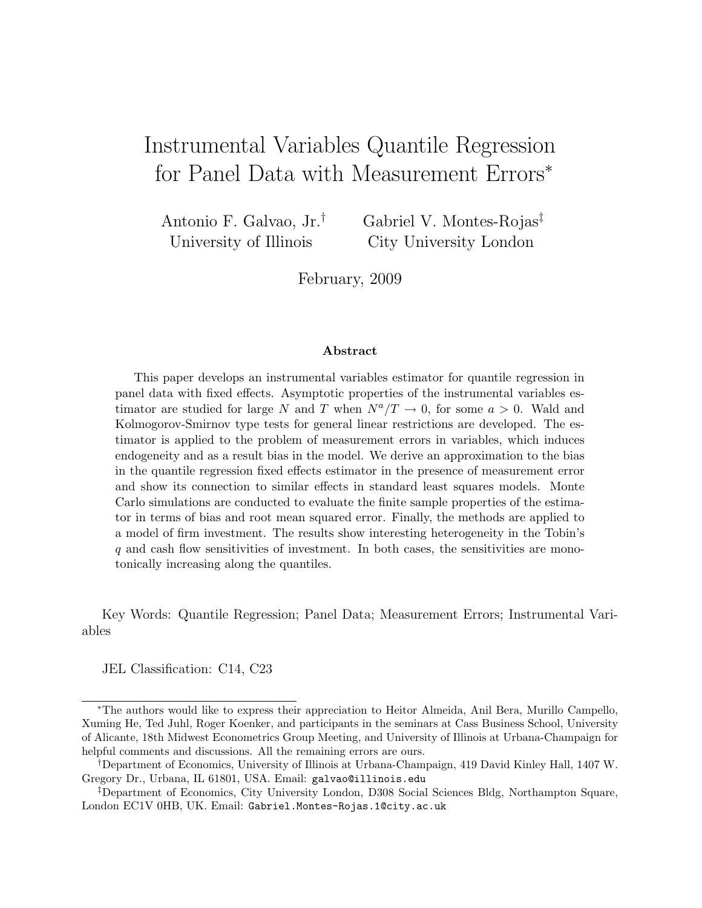# Instrumental Variables Quantile Regression for Panel Data with Measurement Errors*

Antonio F. Galvao, Jr.[†]
University of Illinois

Gabriel V. Montes-Rojas[‡]
City University London

February, 2009

### Abstract

This paper develops an instrumental variables estimator for quantile regression in panel data with fixed effects. Asymptotic properties of the instrumental variables estimator are studied for large $N$ and $T$ when $N^a/T \to 0$, for some $a > 0$. Wald and Kolmogorov-Smirnov type tests for general linear restrictions are developed. The estimator is applied to the problem of measurement errors in variables, which induces endogeneity and as a result bias in the model. We derive an approximation to the bias in the quantile regression fixed effects estimator in the presence of measurement error and show its connection to similar effects in standard least squares models. Monte Carlo simulations are conducted to evaluate the finite sample properties of the estimator in terms of bias and root mean squared error. Finally, the methods are applied to a model of firm investment. The results show interesting heterogeneity in the Tobin's $q$ and cash flow sensitivities of investment. In both cases, the sensitivities are monotonically increasing along the quantiles.

Key Words: Quantile Regression; Panel Data; Measurement Errors; Instrumental Variables

JEL Classification: C14, C23

---

*The authors would like to express their appreciation to Heitor Almeida, Anil Bera, Murillo Campello, Xuming He, Ted Juhl, Roger Koenker, and participants in the seminars at Cass Business School, University of Alicante, 18th Midwest Econometrics Group Meeting, and University of Illinois at Urbana-Champaign for helpful comments and discussions. All the remaining errors are ours.

[†]Department of Economics, University of Illinois at Urbana-Champaign, 419 David Kinley Hall, 1407 W. Gregory Dr., Urbana, IL 61801, USA. Email: galvao@illinois.edu

[‡]Department of Economics, City University London, D308 Social Sciences Bldg, Northampton Square, London EC1V 0HB, UK. Email: Gabriel.Montes-Rojas.1@city.ac.uk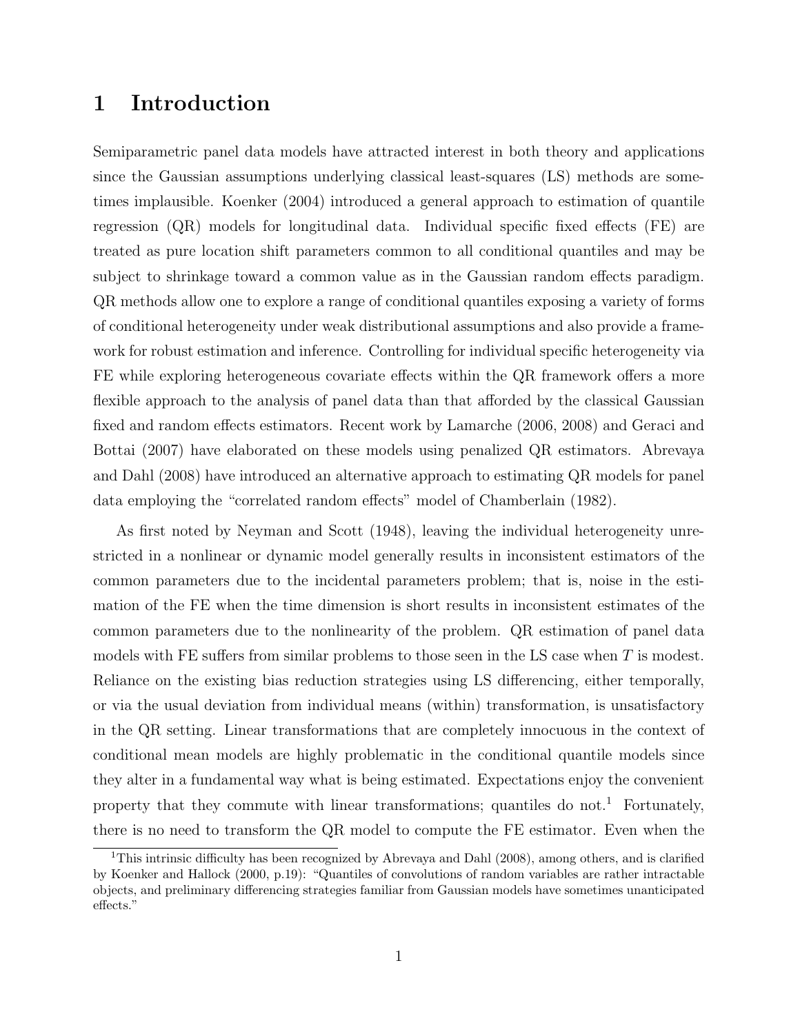# 1 Introduction

Semiparametric panel data models have attracted interest in both theory and applications since the Gaussian assumptions underlying classical least-squares (LS) methods are sometimes implausible. Koenker (2004) introduced a general approach to estimation of quantile regression (QR) models for longitudinal data. Individual specific fixed effects (FE) are treated as pure location shift parameters common to all conditional quantiles and may be subject to shrinkage toward a common value as in the Gaussian random effects paradigm. QR methods allow one to explore a range of conditional quantiles exposing a variety of forms of conditional heterogeneity under weak distributional assumptions and also provide a framework for robust estimation and inference. Controlling for individual specific heterogeneity via FE while exploring heterogeneous covariate effects within the QR framework offers a more flexible approach to the analysis of panel data than that afforded by the classical Gaussian fixed and random effects estimators. Recent work by Lamarche (2006, 2008) and Geraci and Bottai (2007) have elaborated on these models using penalized QR estimators. Abrevaya and Dahl (2008) have introduced an alternative approach to estimating QR models for panel data employing the "correlated random effects" model of Chamberlain (1982).

As first noted by Neyman and Scott (1948), leaving the individual heterogeneity unrestricted in a nonlinear or dynamic model generally results in inconsistent estimators of the common parameters due to the incidental parameters problem; that is, noise in the estimation of the FE when the time dimension is short results in inconsistent estimates of the common parameters due to the nonlinearity of the problem. QR estimation of panel data models with FE suffers from similar problems to those seen in the LS case when $T$ is modest. Reliance on the existing bias reduction strategies using LS differencing, either temporally, or via the usual deviation from individual means (within) transformation, is unsatisfactory in the QR setting. Linear transformations that are completely innocuous in the context of conditional mean models are highly problematic in the conditional quantile models since they alter in a fundamental way what is being estimated. Expectations enjoy the convenient property that they commute with linear transformations; quantiles do not.[1] Fortunately, there is no need to transform the QR model to compute the FE estimator. Even when the

[1] This intrinsic difficulty has been recognized by Abrevaya and Dahl (2008), among others, and is clarified by Koenker and Hallock (2000, p.19): "Quantiles of convolutions of random variables are rather intractable objects, and preliminary differencing strategies familiar from Gaussian models have sometimes unanticipated effects."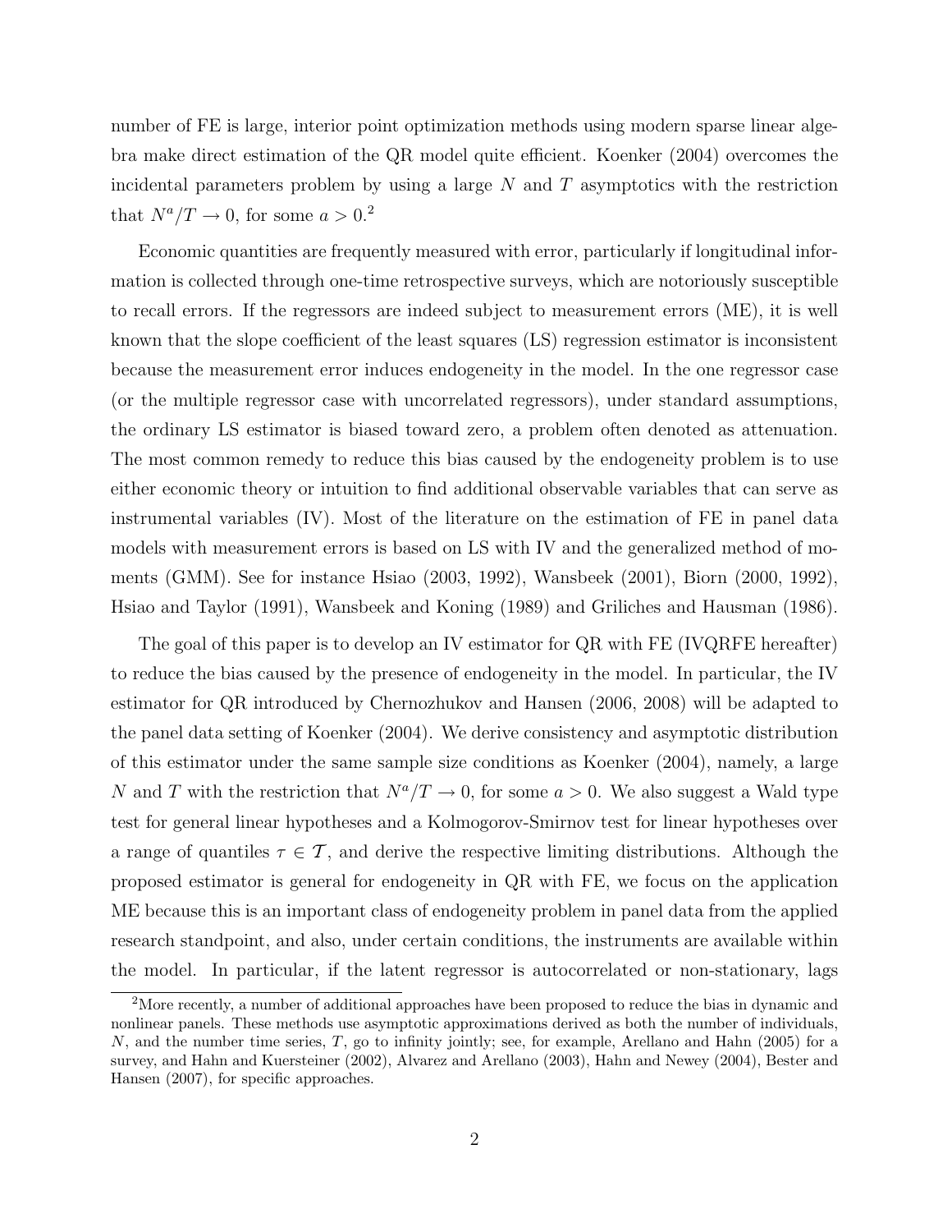number of FE is large, interior point optimization methods using modern sparse linear algebra make direct estimation of the QR model quite efficient. Koenker (2004) overcomes the incidental parameters problem by using a large $N$ and $T$ asymptotics with the restriction that $N^a/T \to 0$, for some $a > 0$.[2]

Economic quantities are frequently measured with error, particularly if longitudinal information is collected through one-time retrospective surveys, which are notoriously susceptible to recall errors. If the regressors are indeed subject to measurement errors (ME), it is well known that the slope coefficient of the least squares (LS) regression estimator is inconsistent because the measurement error induces endogeneity in the model. In the one regressor case (or the multiple regressor case with uncorrelated regressors), under standard assumptions, the ordinary LS estimator is biased toward zero, a problem often denoted as attenuation. The most common remedy to reduce this bias caused by the endogeneity problem is to use either economic theory or intuition to find additional observable variables that can serve as instrumental variables (IV). Most of the literature on the estimation of FE in panel data models with measurement errors is based on LS with IV and the generalized method of moments (GMM). See for instance Hsiao (2003, 1992), Wansbeek (2001), Biorn (2000, 1992), Hsiao and Taylor (1991), Wansbeek and Koning (1989) and Griliches and Hausman (1986).

The goal of this paper is to develop an IV estimator for QR with FE (IVQRFE hereafter) to reduce the bias caused by the presence of endogeneity in the model. In particular, the IV estimator for QR introduced by Chernozhukov and Hansen (2006, 2008) will be adapted to the panel data setting of Koenker (2004). We derive consistency and asymptotic distribution of this estimator under the same sample size conditions as Koenker (2004), namely, a large $N$ and $T$ with the restriction that $N^a/T \to 0$, for some $a > 0$. We also suggest a Wald type test for general linear hypotheses and a Kolmogorov-Smirnov test for linear hypotheses over a range of quantiles $\tau \in \mathcal{T}$, and derive the respective limiting distributions. Although the proposed estimator is general for endogeneity in QR with FE, we focus on the application ME because this is an important class of endogeneity problem in panel data from the applied research standpoint, and also, under certain conditions, the instruments are available within the model. In particular, if the latent regressor is autocorrelated or non-stationary, lags

[2] More recently, a number of additional approaches have been proposed to reduce the bias in dynamic and nonlinear panels. These methods use asymptotic approximations derived as both the number of individuals, $N$, and the number time series, $T$, go to infinity jointly; see, for example, Arellano and Hahn (2005) for a survey, and Hahn and Kuersteiner (2002), Alvarez and Arellano (2003), Hahn and Newey (2004), Bester and Hansen (2007), for specific approaches.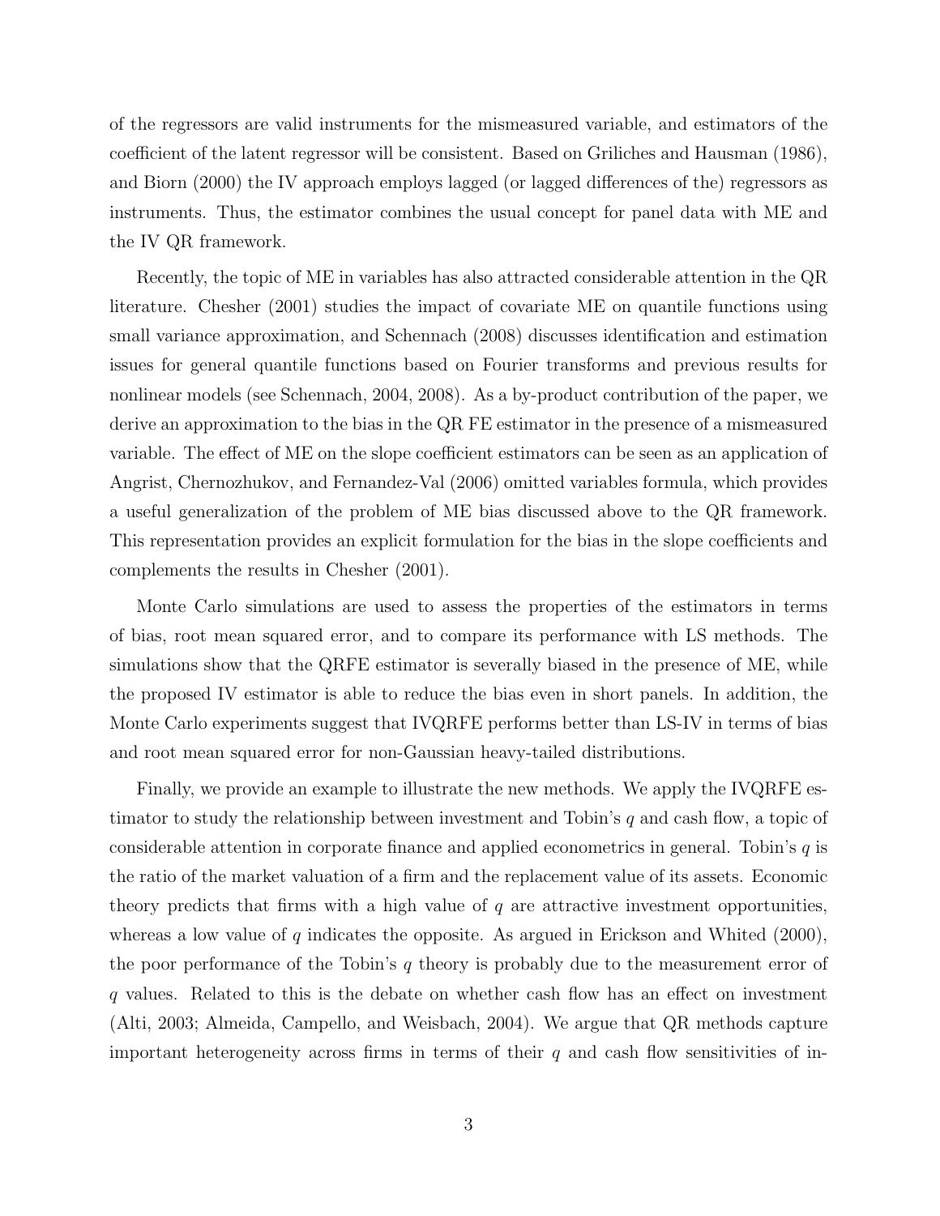of the regressors are valid instruments for the mismeasured variable, and estimators of the coefficient of the latent regressor will be consistent. Based on Griliches and Hausman (1986), and Biorn (2000) the IV approach employs lagged (or lagged differences of the) regressors as instruments. Thus, the estimator combines the usual concept for panel data with ME and the IV QR framework.

Recently, the topic of ME in variables has also attracted considerable attention in the QR literature. Chesher (2001) studies the impact of covariate ME on quantile functions using small variance approximation, and Schennach (2008) discusses identification and estimation issues for general quantile functions based on Fourier transforms and previous results for nonlinear models (see Schennach, 2004, 2008). As a by-product contribution of the paper, we derive an approximation to the bias in the QR FE estimator in the presence of a mismeasured variable. The effect of ME on the slope coefficient estimators can be seen as an application of Angrist, Chernozhukov, and Fernandez-Val (2006) omitted variables formula, which provides a useful generalization of the problem of ME bias discussed above to the QR framework. This representation provides an explicit formulation for the bias in the slope coefficients and complements the results in Chesher (2001).

Monte Carlo simulations are used to assess the properties of the estimators in terms of bias, root mean squared error, and to compare its performance with LS methods. The simulations show that the QRFE estimator is severally biased in the presence of ME, while the proposed IV estimator is able to reduce the bias even in short panels. In addition, the Monte Carlo experiments suggest that IVQRFE performs better than LS-IV in terms of bias and root mean squared error for non-Gaussian heavy-tailed distributions.

Finally, we provide an example to illustrate the new methods. We apply the IVQRFE estimator to study the relationship between investment and Tobin's $q$ and cash flow, a topic of considerable attention in corporate finance and applied econometrics in general. Tobin's $q$ is the ratio of the market valuation of a firm and the replacement value of its assets. Economic theory predicts that firms with a high value of $q$ are attractive investment opportunities, whereas a low value of $q$ indicates the opposite. As argued in Erickson and Whited (2000), the poor performance of the Tobin's $q$ theory is probably due to the measurement error of $q$ values. Related to this is the debate on whether cash flow has an effect on investment (Alti, 2003; Almeida, Campello, and Weisbach, 2004). We argue that QR methods capture important heterogeneity across firms in terms of their $q$ and cash flow sensitivities of in-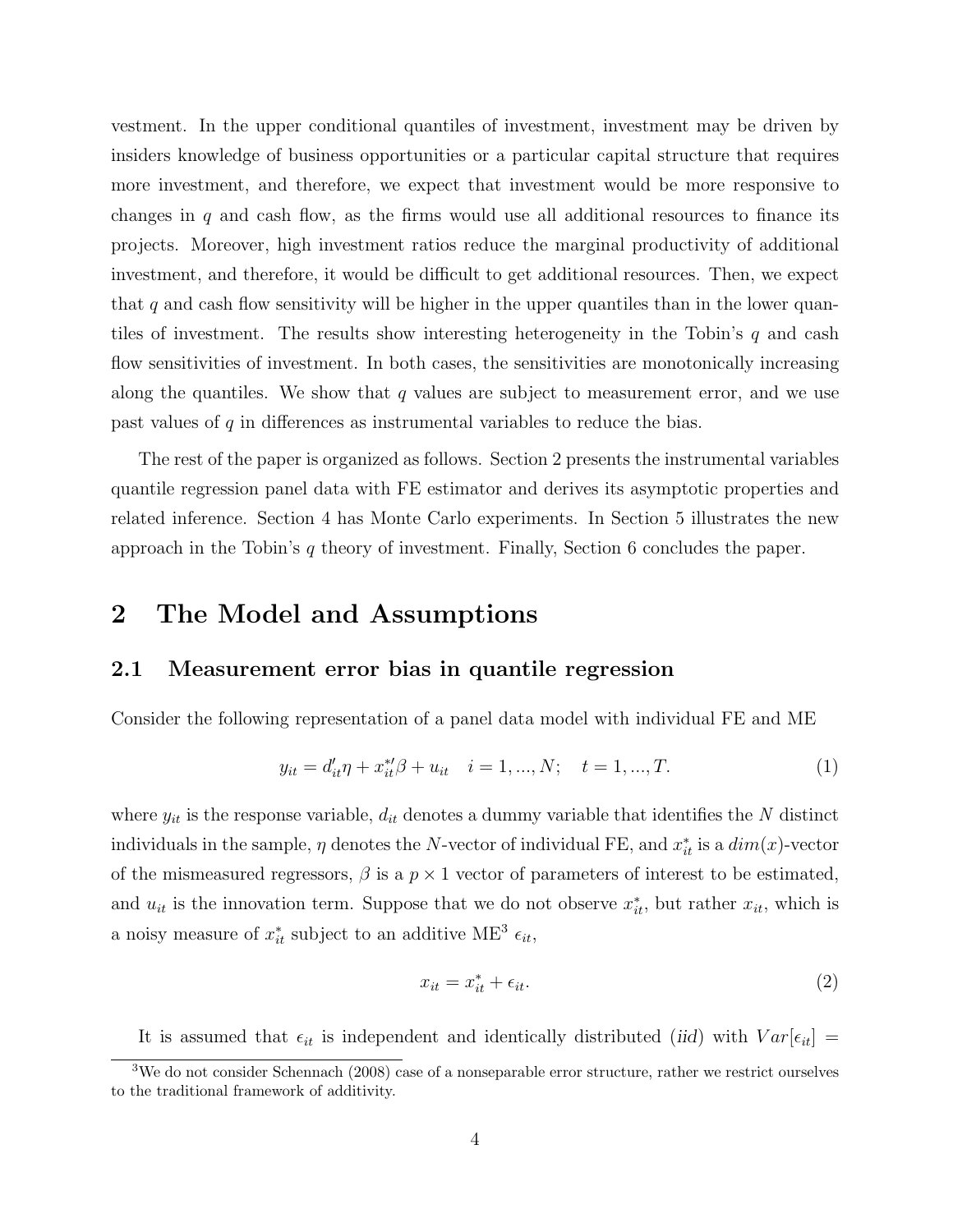vestment. In the upper conditional quantiles of investment, investment may be driven by insiders knowledge of business opportunities or a particular capital structure that requires more investment, and therefore, we expect that investment would be more responsive to changes in $q$ and cash flow, as the firms would use all additional resources to finance its projects. Moreover, high investment ratios reduce the marginal productivity of additional investment, and therefore, it would be difficult to get additional resources. Then, we expect that $q$ and cash flow sensitivity will be higher in the upper quantiles than in the lower quantiles of investment. The results show interesting heterogeneity in the Tobin's $q$ and cash flow sensitivities of investment. In both cases, the sensitivities are monotonically increasing along the quantiles. We show that $q$ values are subject to measurement error, and we use past values of $q$ in differences as instrumental variables to reduce the bias.

The rest of the paper is organized as follows. Section 2 presents the instrumental variables quantile regression panel data with FE estimator and derives its asymptotic properties and related inference. Section 4 has Monte Carlo experiments. In Section 5 illustrates the new approach in the Tobin's $q$ theory of investment. Finally, Section 6 concludes the paper.

# 2 The Model and Assumptions

## 2.1 Measurement error bias in quantile regression

Consider the following representation of a panel data model with individual FE and ME

$$y_{it} = d_{it}'\eta + x_{it}^{*\prime}\beta + u_{it} \quad i = 1, ..., N; \quad t = 1, ..., T. \tag{1}$$

where $y_{it}$ is the response variable, $d_{it}$ denotes a dummy variable that identifies the $N$ distinct individuals in the sample, $\eta$ denotes the $N$-vector of individual FE, and $x_{it}^*$ is a $dim(x)$-vector of the mismeasured regressors, $\beta$ is a $p \times 1$ vector of parameters of interest to be estimated, and $u_{it}$ is the innovation term. Suppose that we do not observe $x_{it}^*$, but rather $x_{it}$, which is a noisy measure of $x_{it}^*$ subject to an additive ME[3] $\epsilon_{it}$,

$$x_{it} = x_{it}^* + \epsilon_{it}. \tag{2}$$

It is assumed that $\epsilon_{it}$ is independent and identically distributed (*iid*) with $Var[\epsilon_{it}] =$

[3] We do not consider Schennach (2008) case of a nonseparable error structure, rather we restrict ourselves to the traditional framework of additivity.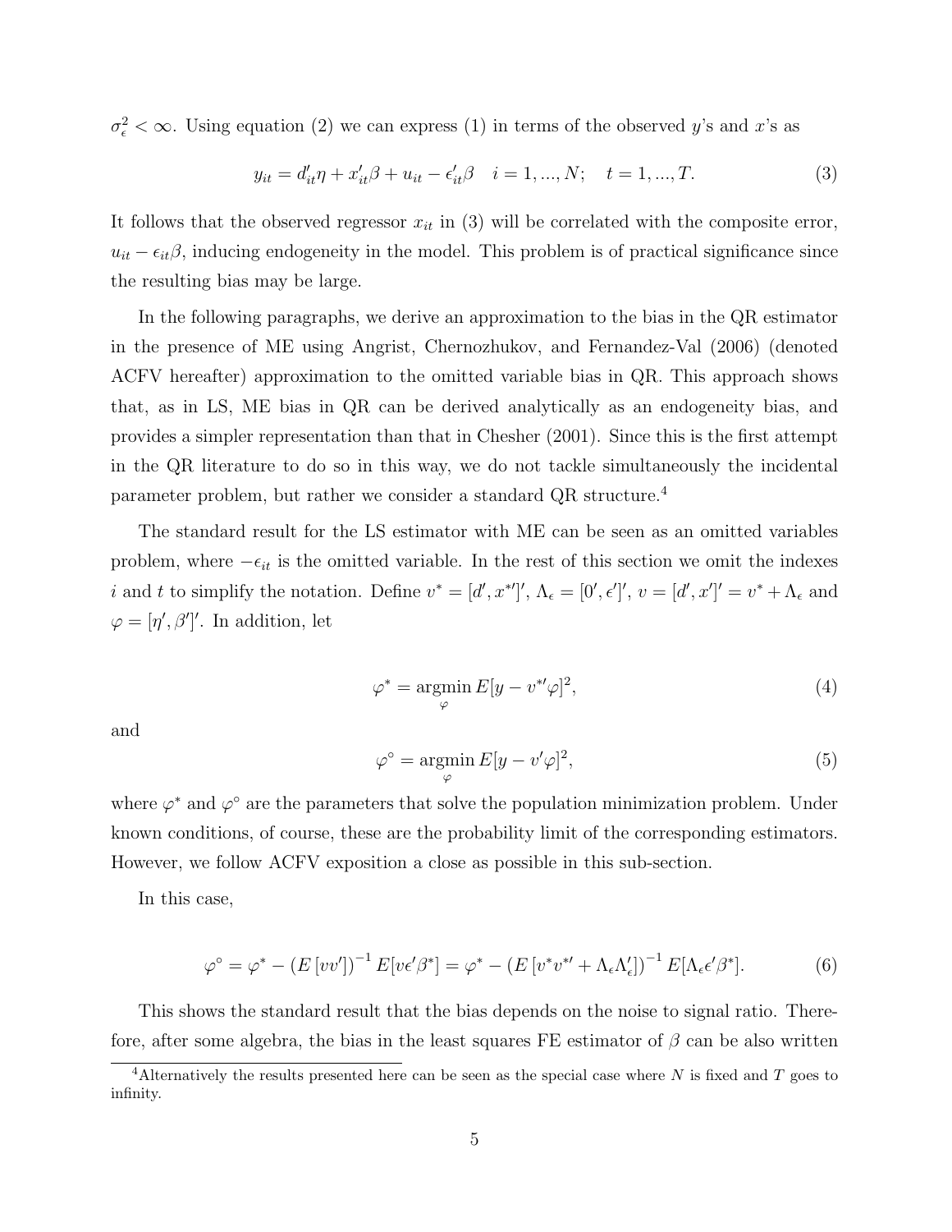$\sigma_\epsilon^2 < \infty$. Using equation (2) we can express (1) in terms of the observed $y$'s and $x$'s as

$$y_{it} = d_{it}'\eta + x_{it}'\beta + u_{it} - \epsilon_{it}'\beta \quad i = 1, ..., N; \quad t = 1, ..., T. \tag{3}$$

It follows that the observed regressor $x_{it}$ in (3) will be correlated with the composite error, $u_{it} - \epsilon_{it}\beta$, inducing endogeneity in the model. This problem is of practical significance since the resulting bias may be large.

In the following paragraphs, we derive an approximation to the bias in the QR estimator in the presence of ME using Angrist, Chernozhukov, and Fernandez-Val (2006) (denoted ACFV hereafter) approximation to the omitted variable bias in QR. This approach shows that, as in LS, ME bias in QR can be derived analytically as an endogeneity bias, and provides a simpler representation than that in Chesher (2001). Since this is the first attempt in the QR literature to do so in this way, we do not tackle simultaneously the incidental parameter problem, but rather we consider a standard QR structure.[4]

The standard result for the LS estimator with ME can be seen as an omitted variables problem, where $-\epsilon_{it}$ is the omitted variable. In the rest of this section we omit the indexes $i$ and $t$ to simplify the notation. Define $v^* = [d', x^{*\prime}]'$, $\Lambda_\epsilon = [0', \epsilon']'$, $v = [d', x']' = v^* + \Lambda_\epsilon$ and $\varphi = [\eta', \beta']'$. In addition, let

$$\varphi^* = \underset{\varphi}{\operatorname{argmin}}\, E[y - v^{*\prime}\varphi]^2, \tag{4}$$

and

$$\varphi^\circ = \underset{\varphi}{\operatorname{argmin}}\, E[y - v'\varphi]^2, \tag{5}$$

where $\varphi^*$ and $\varphi^\circ$ are the parameters that solve the population minimization problem. Under known conditions, of course, these are the probability limit of the corresponding estimators. However, we follow ACFV exposition a close as possible in this sub-section.

In this case,

$$\varphi^\circ = \varphi^* - \left(E\left[vv'\right]\right)^{-1} E[v\epsilon'\beta^*] = \varphi^* - \left(E\left[v^*v^{*\prime} + \Lambda_\epsilon\Lambda_\epsilon'\right]\right)^{-1} E[\Lambda_\epsilon\epsilon'\beta^*]. \tag{6}$$

This shows the standard result that the bias depends on the noise to signal ratio. Therefore, after some algebra, the bias in the least squares FE estimator of $\beta$ can be also written

[4] Alternatively the results presented here can be seen as the special case where $N$ is fixed and $T$ goes to infinity.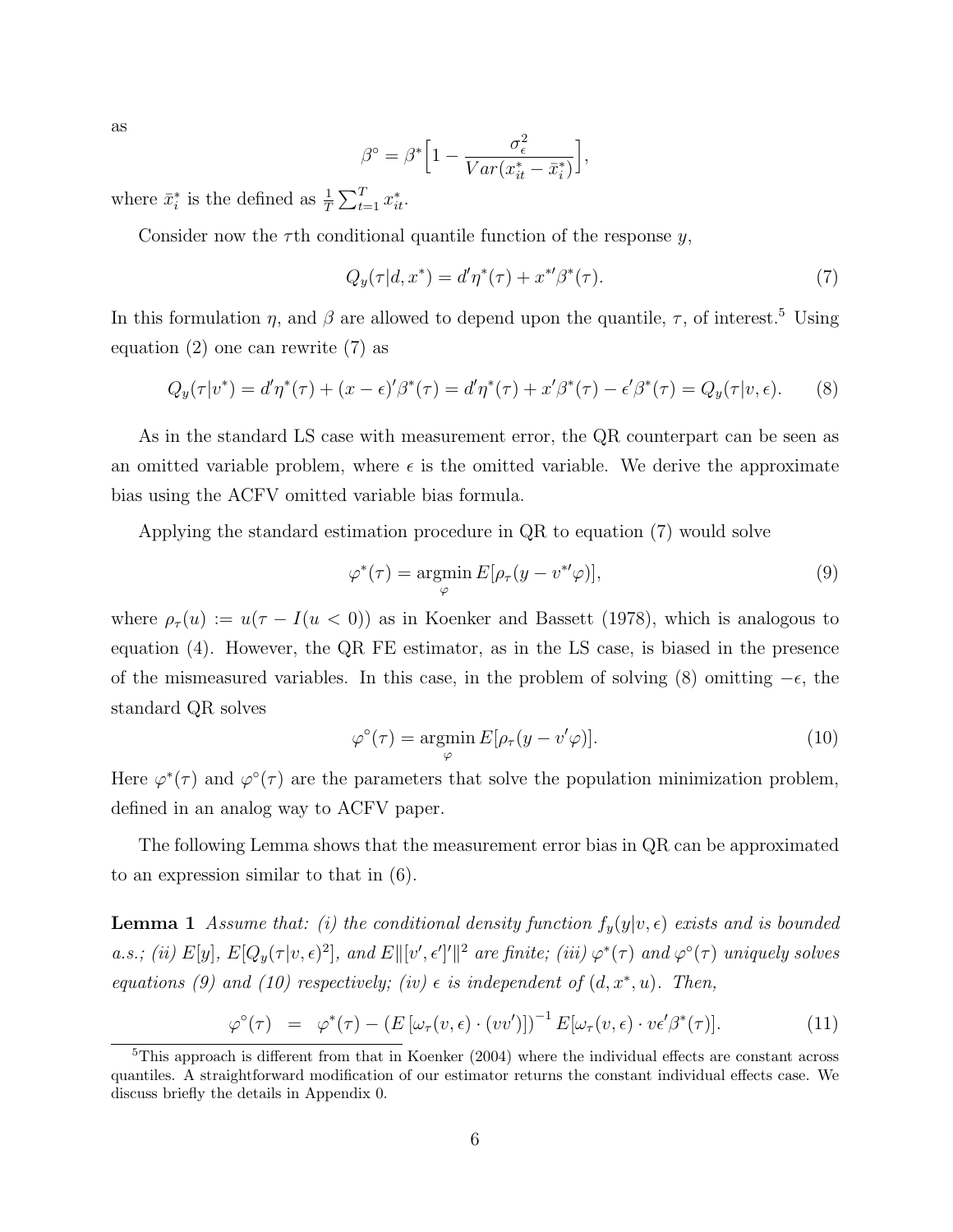as

$$\beta^{\circ} = \beta^{*}\Big[1 - \frac{\sigma^2_{\epsilon}}{Var(x^{*}_{it} - \bar{x}^{*}_{i})}\Big],$$

where $\bar{x}^{*}_{i}$ is the defined as $\frac{1}{T}\sum_{t=1}^{T} x^{*}_{it}$.

Consider now the $\tau$th conditional quantile function of the response $y$,

$$Q_y(\tau|d, x^{*}) = d'\eta^{*}(\tau) + x^{*\prime}\beta^{*}(\tau). \tag{7}$$

In this formulation $\eta$, and $\beta$ are allowed to depend upon the quantile, $\tau$, of interest.[5] Using equation (2) one can rewrite (7) as

$$Q_y(\tau|v^{*}) = d'\eta^{*}(\tau) + (x - \epsilon)'\beta^{*}(\tau) = d'\eta^{*}(\tau) + x'\beta^{*}(\tau) - \epsilon'\beta^{*}(\tau) = Q_y(\tau|v, \epsilon). \tag{8}$$

As in the standard LS case with measurement error, the QR counterpart can be seen as an omitted variable problem, where $\epsilon$ is the omitted variable. We derive the approximate bias using the ACFV omitted variable bias formula.

Applying the standard estimation procedure in QR to equation (7) would solve

$$\varphi^{*}(\tau) = \underset{\varphi}{\operatorname{argmin}}\, E[\rho_\tau(y - v^{*\prime}\varphi)], \tag{9}$$

where $\rho_\tau(u) := u(\tau - I(u < 0))$ as in Koenker and Bassett (1978), which is analogous to equation (4). However, the QR FE estimator, as in the LS case, is biased in the presence of the mismeasured variables. In this case, in the problem of solving (8) omitting $-\epsilon$, the standard QR solves

$$\varphi^{\circ}(\tau) = \underset{\varphi}{\operatorname{argmin}}\, E[\rho_\tau(y - v'\varphi)]. \tag{10}$$

Here $\varphi^{*}(\tau)$ and $\varphi^{\circ}(\tau)$ are the parameters that solve the population minimization problem, defined in an analog way to ACFV paper.

The following Lemma shows that the measurement error bias in QR can be approximated to an expression similar to that in (6).

**Lemma 1** *Assume that: (i) the conditional density function $f_y(y|v, \epsilon)$ exists and is bounded a.s.; (ii) $E[y]$, $E[Q_y(\tau|v, \epsilon)^2]$, and $E\|[v', \epsilon']'\|^2$ are finite; (iii) $\varphi^{*}(\tau)$ and $\varphi^{\circ}(\tau)$ uniquely solves equations (9) and (10) respectively; (iv) $\epsilon$ is independent of $(d, x^{*}, u)$. Then,*

$$\varphi^{\circ}(\tau) \;\; = \;\; \varphi^{*}(\tau) - \left(E\left[\omega_\tau(v, \epsilon)\cdot(vv')\right]\right)^{-1} E[\omega_\tau(v, \epsilon)\cdot v\epsilon'\beta^{*}(\tau)]. \tag{11}$$

[5] This approach is different from that in Koenker (2004) where the individual effects are constant across quantiles. A straightforward modification of our estimator returns the constant individual effects case. We discuss briefly the details in Appendix 0.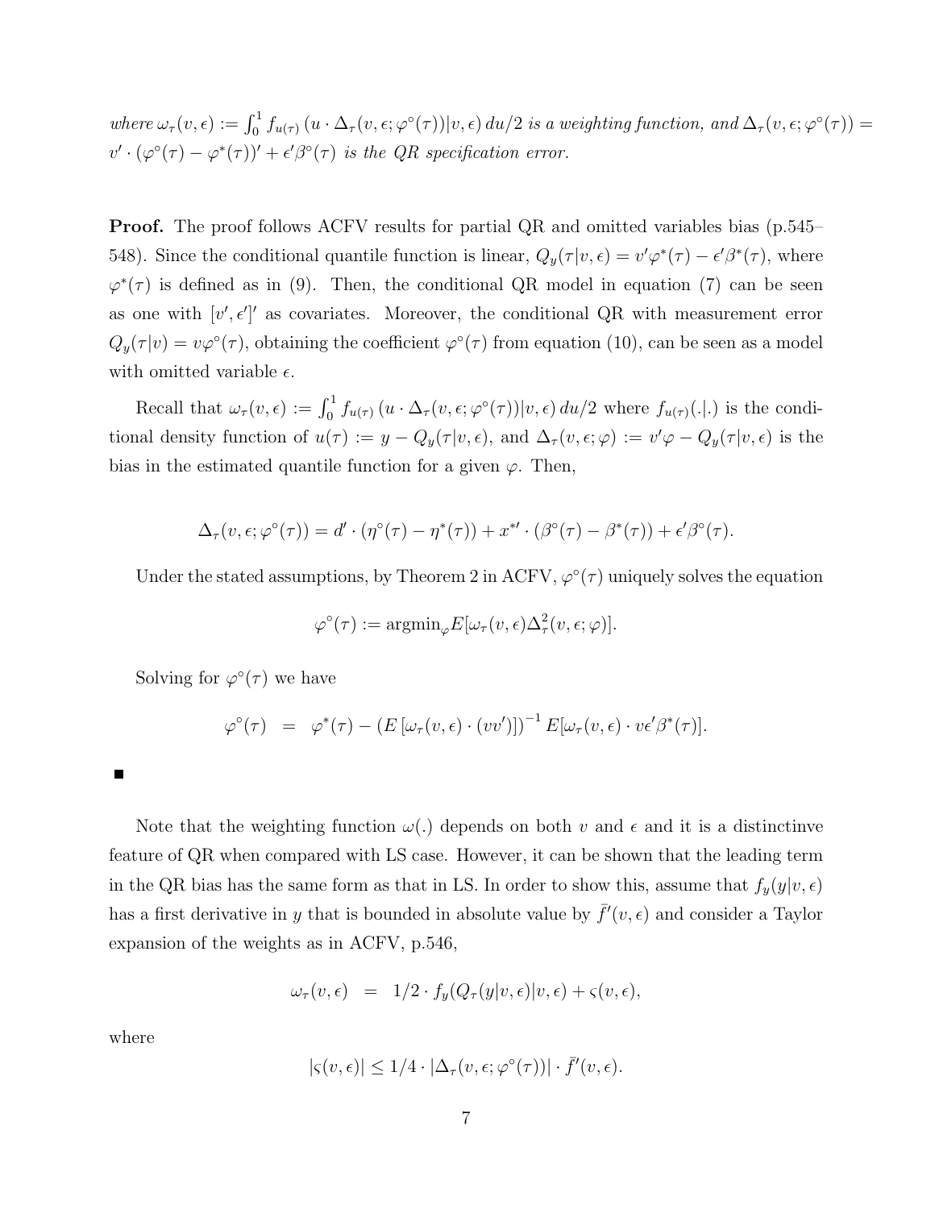*where $\omega_\tau(v,\epsilon) := \int_0^1 f_{u(\tau)}\left(u \cdot \Delta_\tau(v,\epsilon;\varphi^\circ(\tau))|v,\epsilon\right) du/2$ is a weighting function, and $\Delta_\tau(v,\epsilon;\varphi^\circ(\tau)) = v' \cdot (\varphi^\circ(\tau) - \varphi^*(\tau))' + \epsilon'\beta^\circ(\tau)$ is the QR specification error.*

**Proof.** The proof follows ACFV results for partial QR and omitted variables bias (p.545–548). Since the conditional quantile function is linear, $Q_y(\tau|v,\epsilon) = v'\varphi^*(\tau) - \epsilon'\beta^*(\tau)$, where $\varphi^*(\tau)$ is defined as in (9). Then, the conditional QR model in equation (7) can be seen as one with $[v', \epsilon']'$ as covariates. Moreover, the conditional QR with measurement error $Q_y(\tau|v) = v\varphi^\circ(\tau)$, obtaining the coefficient $\varphi^\circ(\tau)$ from equation (10), can be seen as a model with omitted variable $\epsilon$.

Recall that $\omega_\tau(v,\epsilon) := \int_0^1 f_{u(\tau)}\left(u \cdot \Delta_\tau(v,\epsilon;\varphi^\circ(\tau))|v,\epsilon\right) du/2$ where $f_{u(\tau)}(.|.)$ is the conditional density function of $u(\tau) := y - Q_y(\tau|v,\epsilon)$, and $\Delta_\tau(v,\epsilon;\varphi) := v'\varphi - Q_y(\tau|v,\epsilon)$ is the bias in the estimated quantile function for a given $\varphi$. Then,

$$\Delta_\tau(v,\epsilon;\varphi^\circ(\tau)) = d' \cdot (\eta^\circ(\tau) - \eta^*(\tau)) + x^{*\prime} \cdot (\beta^\circ(\tau) - \beta^*(\tau)) + \epsilon'\beta^\circ(\tau).$$

Under the stated assumptions, by Theorem 2 in ACFV, $\varphi^\circ(\tau)$ uniquely solves the equation

$$\varphi^\circ(\tau) := \text{argmin}_\varphi E[\omega_\tau(v,\epsilon)\Delta_\tau^2(v,\epsilon;\varphi)].$$

Solving for $\varphi^\circ(\tau)$ we have

$$\varphi^\circ(\tau) \quad = \quad \varphi^*(\tau) - \left(E\left[\omega_\tau(v,\epsilon) \cdot (vv')\right]\right)^{-1} E[\omega_\tau(v,\epsilon) \cdot v\epsilon'\beta^*(\tau)].$$

■

Note that the weighting function $\omega(.)$ depends on both $v$ and $\epsilon$ and it is a distinctinve feature of QR when compared with LS case. However, it can be shown that the leading term in the QR bias has the same form as that in LS. In order to show this, assume that $f_y(y|v,\epsilon)$ has a first derivative in $y$ that is bounded in absolute value by $\bar{f}'(v,\epsilon)$ and consider a Taylor expansion of the weights as in ACFV, p.546,

$$\omega_\tau(v,\epsilon) \quad = \quad 1/2 \cdot f_y(Q_\tau(y|v,\epsilon)|v,\epsilon) + \varsigma(v,\epsilon),$$

where

$$|\varsigma(v,\epsilon)| \leq 1/4 \cdot |\Delta_\tau(v,\epsilon;\varphi^\circ(\tau))| \cdot \bar{f}'(v,\epsilon).$$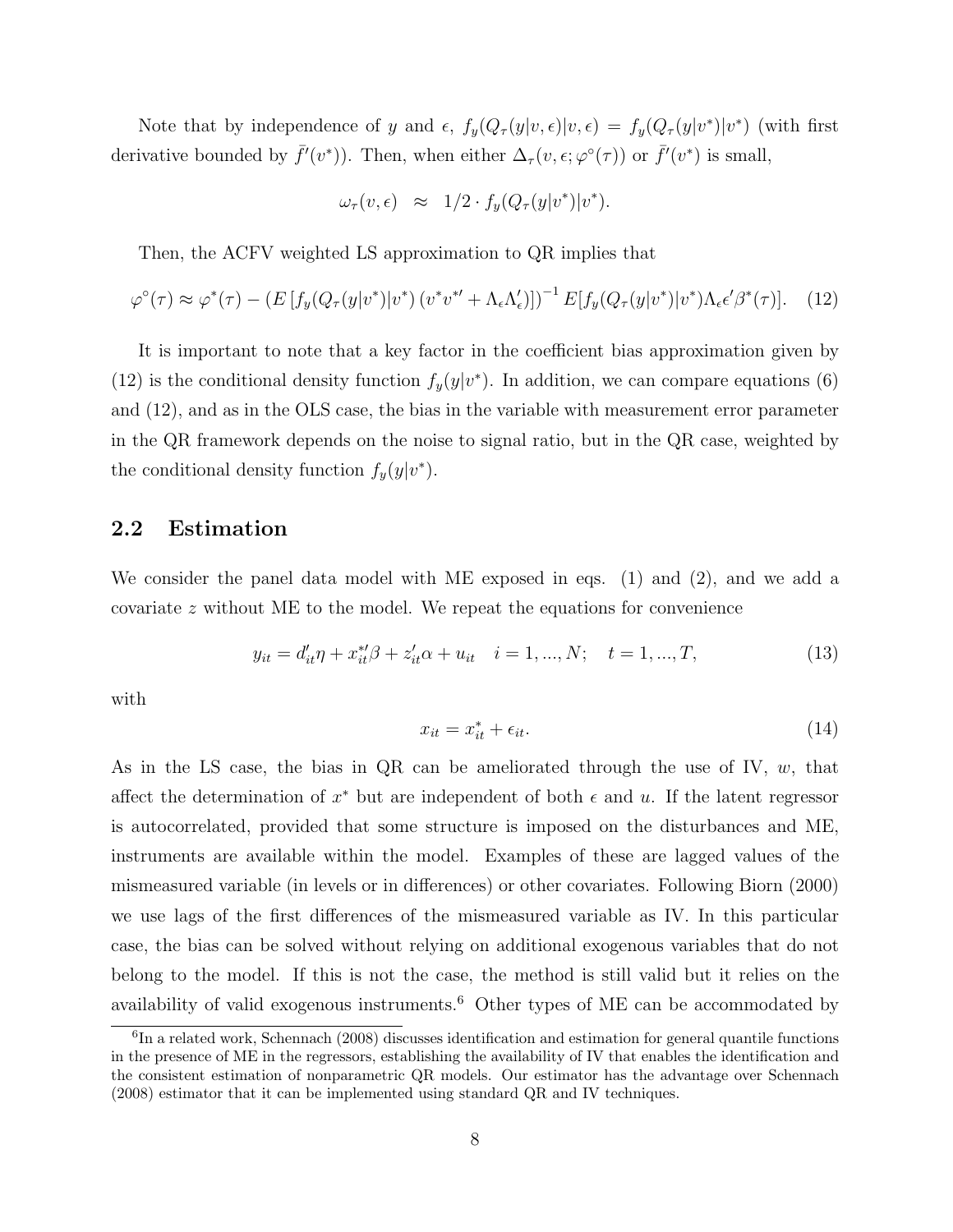Note that by independence of $y$ and $\epsilon$, $f_y(Q_\tau(y|v,\epsilon)|v,\epsilon) = f_y(Q_\tau(y|v^*)|v^*)$ (with first derivative bounded by $\bar{f}'(v^*)$). Then, when either $\Delta_\tau(v,\epsilon;\varphi^\circ(\tau))$ or $\bar{f}'(v^*)$ is small,

$$\omega_\tau(v,\epsilon) \approx 1/2 \cdot f_y(Q_\tau(y|v^*)|v^*).$$

Then, the ACFV weighted LS approximation to QR implies that

$$\varphi^\circ(\tau) \approx \varphi^*(\tau) - \left(E\left[f_y(Q_\tau(y|v^*)|v^*)\left(v^*v^{*\prime} + \Lambda_\epsilon\Lambda_\epsilon'\right)\right]\right)^{-1} E[f_y(Q_\tau(y|v^*)|v^*)\Lambda_\epsilon\epsilon'\beta^*(\tau)]. \quad (12)$$

It is important to note that a key factor in the coefficient bias approximation given by (12) is the conditional density function $f_y(y|v^*)$. In addition, we can compare equations (6) and (12), and as in the OLS case, the bias in the variable with measurement error parameter in the QR framework depends on the noise to signal ratio, but in the QR case, weighted by the conditional density function $f_y(y|v^*)$.

## 2.2 Estimation

We consider the panel data model with ME exposed in eqs. (1) and (2), and we add a covariate $z$ without ME to the model. We repeat the equations for convenience

$$y_{it} = d_{it}'\eta + x_{it}^{*\prime}\beta + z_{it}'\alpha + u_{it} \quad i = 1,...,N; \quad t = 1,...,T, \quad (13)$$

with

$$x_{it} = x_{it}^* + \epsilon_{it}. \quad (14)$$

As in the LS case, the bias in QR can be ameliorated through the use of IV, $w$, that affect the determination of $x^*$ but are independent of both $\epsilon$ and $u$. If the latent regressor is autocorrelated, provided that some structure is imposed on the disturbances and ME, instruments are available within the model. Examples of these are lagged values of the mismeasured variable (in levels or in differences) or other covariates. Following Biorn (2000) we use lags of the first differences of the mismeasured variable as IV. In this particular case, the bias can be solved without relying on additional exogenous variables that do not belong to the model. If this is not the case, the method is still valid but it relies on the availability of valid exogenous instruments.[6] Other types of ME can be accommodated by

[6] In a related work, Schennach (2008) discusses identification and estimation for general quantile functions in the presence of ME in the regressors, establishing the availability of IV that enables the identification and the consistent estimation of nonparametric QR models. Our estimator has the advantage over Schennach (2008) estimator that it can be implemented using standard QR and IV techniques.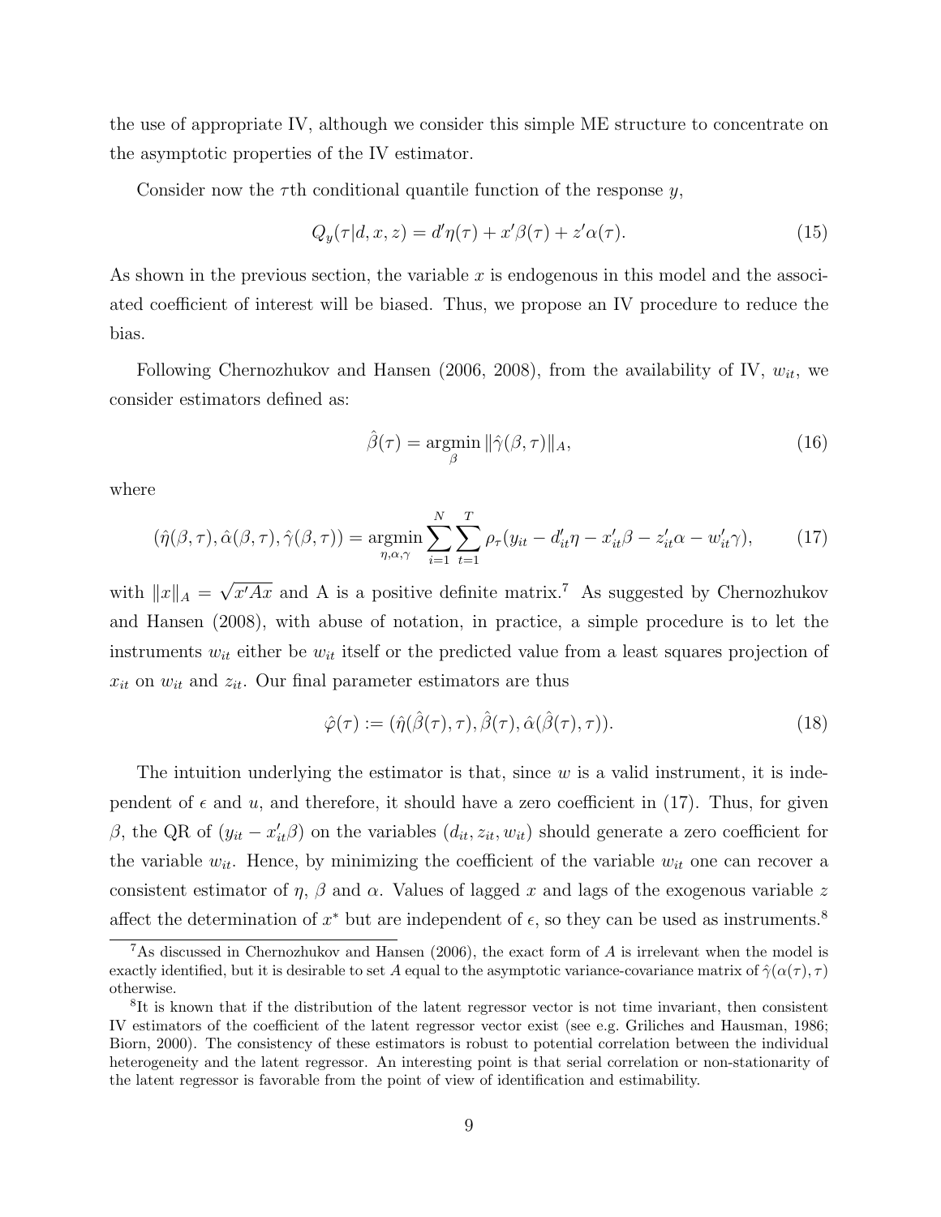the use of appropriate IV, although we consider this simple ME structure to concentrate on the asymptotic properties of the IV estimator.

Consider now the $\tau$th conditional quantile function of the response $y$,

$$Q_y(\tau|d, x, z) = d'\eta(\tau) + x'\beta(\tau) + z'\alpha(\tau). \tag{15}$$

As shown in the previous section, the variable $x$ is endogenous in this model and the associated coefficient of interest will be biased. Thus, we propose an IV procedure to reduce the bias.

Following Chernozhukov and Hansen (2006, 2008), from the availability of IV, $w_{it}$, we consider estimators defined as:

$$\hat{\beta}(\tau) = \underset{\beta}{\operatorname{argmin}} \|\hat{\gamma}(\beta, \tau)\|_A, \tag{16}$$

where

$$(\hat{\eta}(\beta, \tau), \hat{\alpha}(\beta, \tau), \hat{\gamma}(\beta, \tau)) = \underset{\eta, \alpha, \gamma}{\operatorname{argmin}} \sum_{i=1}^{N} \sum_{t=1}^{T} \rho_\tau(y_{it} - d_{it}'\eta - x_{it}'\beta - z_{it}'\alpha - w_{it}'\gamma), \tag{17}$$

with $\|x\|_A = \sqrt{x'Ax}$ and A is a positive definite matrix.[7] As suggested by Chernozhukov and Hansen (2008), with abuse of notation, in practice, a simple procedure is to let the instruments $w_{it}$ either be $w_{it}$ itself or the predicted value from a least squares projection of $x_{it}$ on $w_{it}$ and $z_{it}$. Our final parameter estimators are thus

$$\hat{\varphi}(\tau) := (\hat{\eta}(\hat{\beta}(\tau), \tau), \hat{\beta}(\tau), \hat{\alpha}(\hat{\beta}(\tau), \tau)). \tag{18}$$

The intuition underlying the estimator is that, since $w$ is a valid instrument, it is independent of $\epsilon$ and $u$, and therefore, it should have a zero coefficient in (17). Thus, for given $\beta$, the QR of $(y_{it} - x_{it}'\beta)$ on the variables $(d_{it}, z_{it}, w_{it})$ should generate a zero coefficient for the variable $w_{it}$. Hence, by minimizing the coefficient of the variable $w_{it}$ one can recover a consistent estimator of $\eta$, $\beta$ and $\alpha$. Values of lagged $x$ and lags of the exogenous variable $z$ affect the determination of $x^*$ but are independent of $\epsilon$, so they can be used as instruments.[8]

[7] As discussed in Chernozhukov and Hansen (2006), the exact form of $A$ is irrelevant when the model is exactly identified, but it is desirable to set $A$ equal to the asymptotic variance-covariance matrix of $\hat{\gamma}(\alpha(\tau), \tau)$ otherwise.

[8] It is known that if the distribution of the latent regressor vector is not time invariant, then consistent IV estimators of the coefficient of the latent regressor vector exist (see e.g. Griliches and Hausman, 1986; Biorn, 2000). The consistency of these estimators is robust to potential correlation between the individual heterogeneity and the latent regressor. An interesting point is that serial correlation or non-stationarity of the latent regressor is favorable from the point of view of identification and estimability.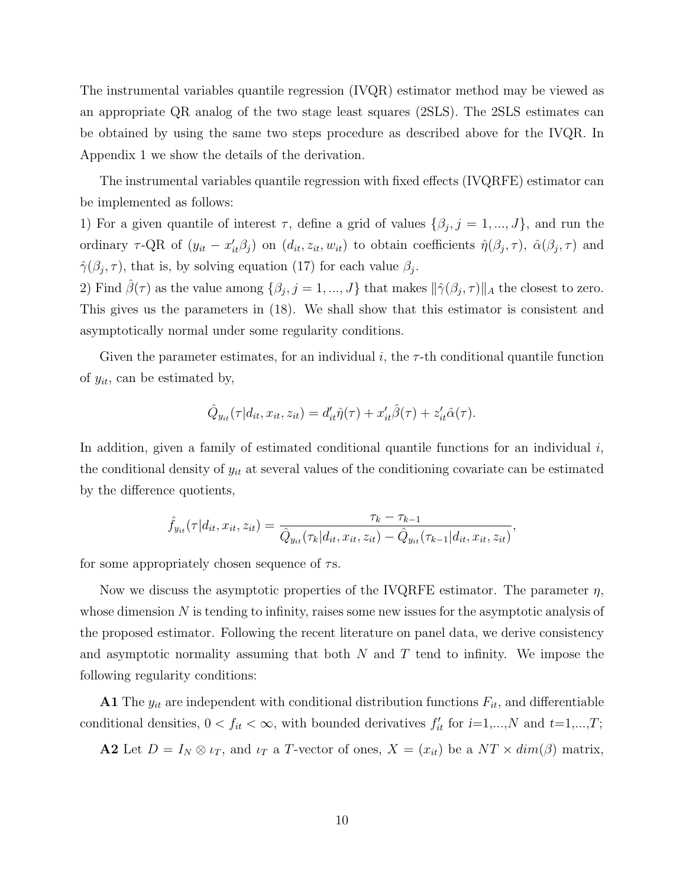The instrumental variables quantile regression (IVQR) estimator method may be viewed as an appropriate QR analog of the two stage least squares (2SLS). The 2SLS estimates can be obtained by using the same two steps procedure as described above for the IVQR. In Appendix 1 we show the details of the derivation.

The instrumental variables quantile regression with fixed effects (IVQRFE) estimator can be implemented as follows:

1) For a given quantile of interest $\tau$, define a grid of values $\{\beta_j, j = 1, ..., J\}$, and run the ordinary $\tau$-QR of $(y_{it} - x_{it}'\beta_j)$ on $(d_{it}, z_{it}, w_{it})$ to obtain coefficients $\hat{\eta}(\beta_j, \tau)$, $\hat{\alpha}(\beta_j, \tau)$ and $\hat{\gamma}(\beta_j, \tau)$, that is, by solving equation (17) for each value $\beta_j$.

2) Find $\hat{\beta}(\tau)$ as the value among $\{\beta_j, j = 1, ..., J\}$ that makes $\|\hat{\gamma}(\beta_j, \tau)\|_A$ the closest to zero. This gives us the parameters in (18). We shall show that this estimator is consistent and asymptotically normal under some regularity conditions.

Given the parameter estimates, for an individual $i$, the $\tau$-th conditional quantile function of $y_{it}$, can be estimated by,

$$\hat{Q}_{y_{it}}(\tau|d_{it}, x_{it}, z_{it}) = d_{it}'\hat{\eta}(\tau) + x_{it}'\hat{\beta}(\tau) + z_{it}'\hat{\alpha}(\tau).$$

In addition, given a family of estimated conditional quantile functions for an individual $i$, the conditional density of $y_{it}$ at several values of the conditioning covariate can be estimated by the difference quotients,

$$\hat{f}_{y_{it}}(\tau|d_{it}, x_{it}, z_{it}) = \frac{\tau_k - \tau_{k-1}}{\hat{Q}_{y_{it}}(\tau_k|d_{it}, x_{it}, z_{it}) - \hat{Q}_{y_{it}}(\tau_{k-1}|d_{it}, x_{it}, z_{it})},$$

for some appropriately chosen sequence of $\tau$s.

Now we discuss the asymptotic properties of the IVQRFE estimator. The parameter $\eta$, whose dimension $N$ is tending to infinity, raises some new issues for the asymptotic analysis of the proposed estimator. Following the recent literature on panel data, we derive consistency and asymptotic normality assuming that both $N$ and $T$ tend to infinity. We impose the following regularity conditions:

**A1** The $y_{it}$ are independent with conditional distribution functions $F_{it}$, and differentiable conditional densities, $0 < f_{it} < \infty$, with bounded derivatives $f_{it}'$ for $i$=1,...,$N$ and $t$=1,...,$T$;

**A2** Let $D = I_N \otimes \iota_T$, and $\iota_T$ a $T$-vector of ones, $X = (x_{it})$ be a $NT \times dim(\beta)$ matrix,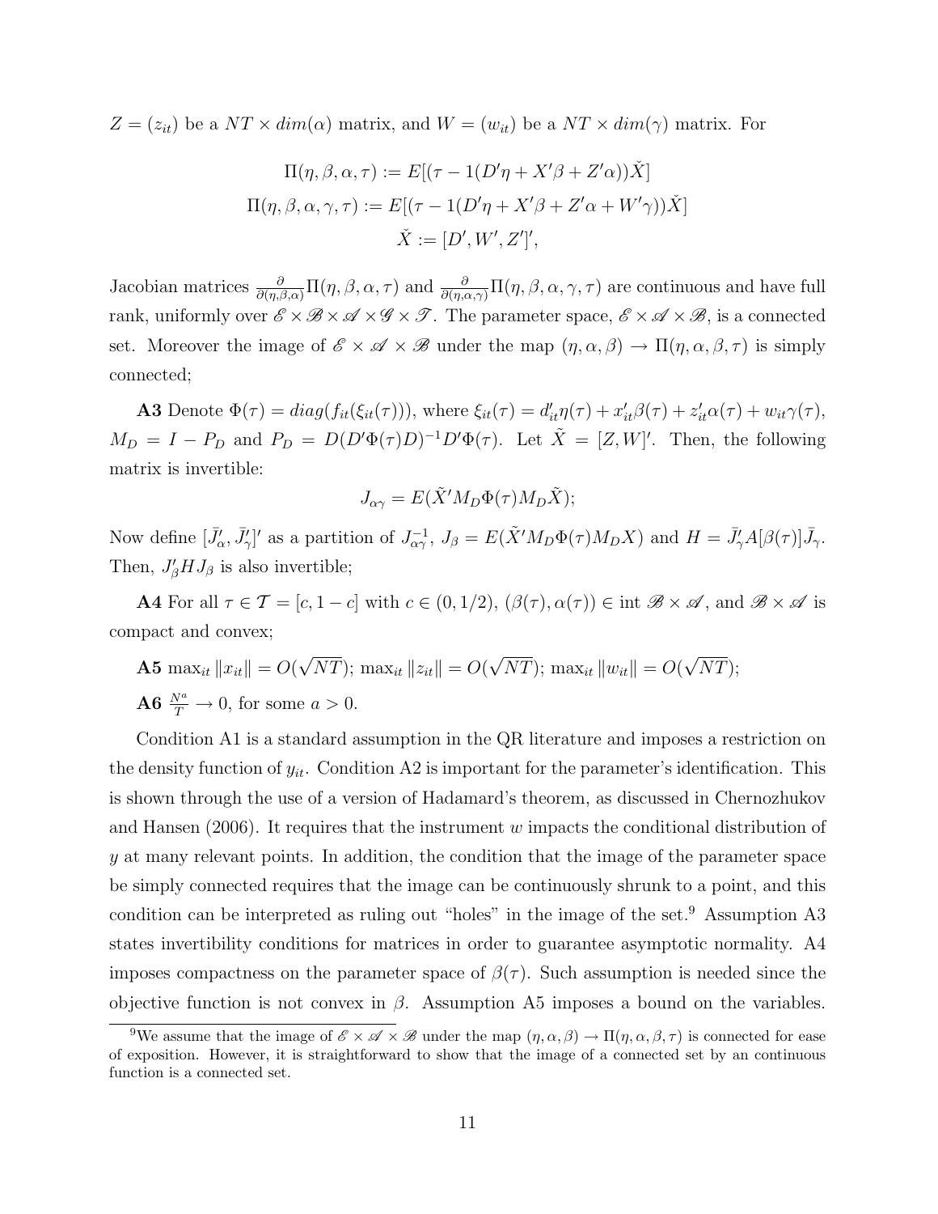$Z = (z_{it})$ be a $NT \times dim(\alpha)$ matrix, and $W = (w_{it})$ be a $NT \times dim(\gamma)$ matrix. For

$$\Pi(\eta, \beta, \alpha, \tau) := E[(\tau - 1(D'\eta + X'\beta + Z'\alpha))\check{X}]$$
$$\Pi(\eta, \beta, \alpha, \gamma, \tau) := E[(\tau - 1(D'\eta + X'\beta + Z'\alpha + W'\gamma))\check{X}]$$
$$\check{X} := [D', W', Z']',$$

Jacobian matrices $\frac{\partial}{\partial(\eta,\beta,\alpha)}\Pi(\eta, \beta, \alpha, \tau)$ and $\frac{\partial}{\partial(\eta,\alpha,\gamma)}\Pi(\eta, \beta, \alpha, \gamma, \tau)$ are continuous and have full rank, uniformly over $\mathscr{E} \times \mathscr{B} \times \mathscr{A} \times \mathscr{G} \times \mathscr{T}$. The parameter space, $\mathscr{E} \times \mathscr{A} \times \mathscr{B}$, is a connected set. Moreover the image of $\mathscr{E} \times \mathscr{A} \times \mathscr{B}$ under the map $(\eta, \alpha, \beta) \to \Pi(\eta, \alpha, \beta, \tau)$ is simply connected;

**A3** Denote $\Phi(\tau) = diag(f_{it}(\xi_{it}(\tau)))$, where $\xi_{it}(\tau) = d'_{it}\eta(\tau) + x'_{it}\beta(\tau) + z'_{it}\alpha(\tau) + w_{it}\gamma(\tau)$, $M_D = I - P_D$ and $P_D = D(D'\Phi(\tau)D)^{-1}D'\Phi(\tau)$. Let $\tilde{X} = [Z, W]'$. Then, the following matrix is invertible:

$$J_{\alpha\gamma} = E(\tilde{X}' M_D \Phi(\tau) M_D \tilde{X});$$

Now define $[\bar{J}'_\alpha, \bar{J}'_\gamma]'$ as a partition of $J^{-1}_{\alpha\gamma}$, $J_\beta = E(\tilde{X}' M_D \Phi(\tau) M_D X)$ and $H = \bar{J}'_\gamma A[\beta(\tau)]\bar{J}_\gamma$. Then, $J'_\beta H J_\beta$ is also invertible;

**A4** For all $\tau \in \mathcal{T} = [c, 1-c]$ with $c \in (0, 1/2)$, $(\beta(\tau), \alpha(\tau)) \in \text{int}\ \mathscr{B} \times \mathscr{A}$, and $\mathscr{B} \times \mathscr{A}$ is compact and convex;

**A5** $\max_{it} \|x_{it}\| = O(\sqrt{NT})$; $\max_{it} \|z_{it}\| = O(\sqrt{NT})$; $\max_{it} \|w_{it}\| = O(\sqrt{NT})$;

**A6** $\frac{N^a}{T} \to 0$, for some $a > 0$.

Condition A1 is a standard assumption in the QR literature and imposes a restriction on the density function of $y_{it}$. Condition A2 is important for the parameter's identification. This is shown through the use of a version of Hadamard's theorem, as discussed in Chernozhukov and Hansen (2006). It requires that the instrument $w$ impacts the conditional distribution of $y$ at many relevant points. In addition, the condition that the image of the parameter space be simply connected requires that the image can be continuously shrunk to a point, and this condition can be interpreted as ruling out "holes" in the image of the set.[9] Assumption A3 states invertibility conditions for matrices in order to guarantee asymptotic normality. A4 imposes compactness on the parameter space of $\beta(\tau)$. Such assumption is needed since the objective function is not convex in $\beta$. Assumption A5 imposes a bound on the variables.

[9] We assume that the image of $\mathscr{E} \times \mathscr{A} \times \mathscr{B}$ under the map $(\eta, \alpha, \beta) \to \Pi(\eta, \alpha, \beta, \tau)$ is connected for ease of exposition. However, it is straightforward to show that the image of a connected set by an continuous function is a connected set.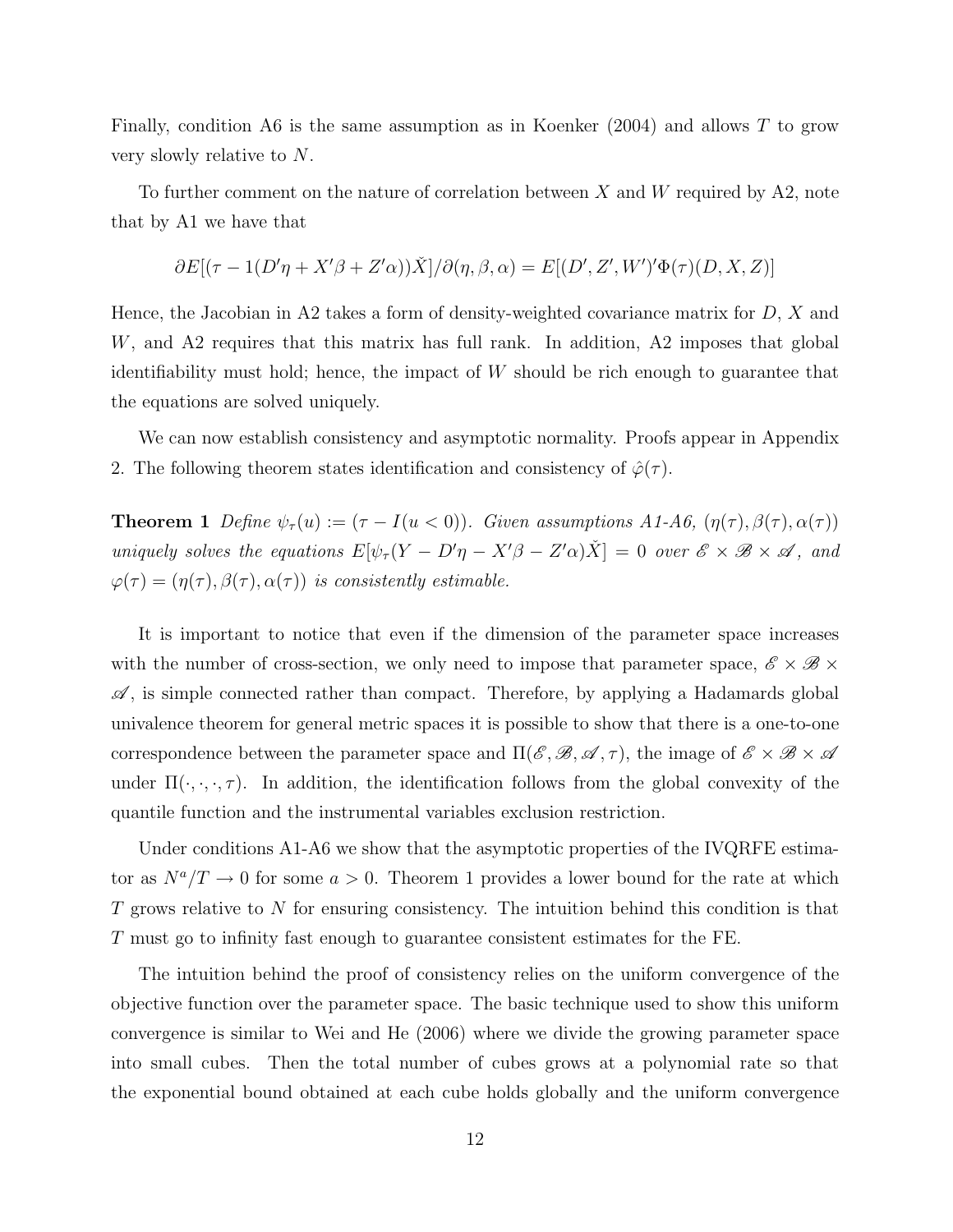Finally, condition A6 is the same assumption as in Koenker (2004) and allows $T$ to grow very slowly relative to $N$.

To further comment on the nature of correlation between $X$ and $W$ required by A2, note that by A1 we have that

$$\partial E[(\tau - 1(D'\eta + X'\beta + Z'\alpha))\check{X}]/\partial(\eta, \beta, \alpha) = E[(D', Z', W')'\Phi(\tau)(D, X, Z)]$$

Hence, the Jacobian in A2 takes a form of density-weighted covariance matrix for $D$, $X$ and $W$, and A2 requires that this matrix has full rank. In addition, A2 imposes that global identifiability must hold; hence, the impact of $W$ should be rich enough to guarantee that the equations are solved uniquely.

We can now establish consistency and asymptotic normality. Proofs appear in Appendix 2. The following theorem states identification and consistency of $\hat{\varphi}(\tau)$.

**Theorem 1** *Define* $\psi_\tau(u) := (\tau - I(u < 0))$. *Given assumptions A1-A6,* $(\eta(\tau), \beta(\tau), \alpha(\tau))$ *uniquely solves the equations* $E[\psi_\tau(Y - D'\eta - X'\beta - Z'\alpha)\check{X}] = 0$ *over* $\mathscr{E} \times \mathscr{B} \times \mathscr{A}$, *and* $\varphi(\tau) = (\eta(\tau), \beta(\tau), \alpha(\tau))$ *is consistently estimable.*

It is important to notice that even if the dimension of the parameter space increases with the number of cross-section, we only need to impose that parameter space, $\mathscr{E} \times \mathscr{B} \times \mathscr{A}$, is simple connected rather than compact. Therefore, by applying a Hadamards global univalence theorem for general metric spaces it is possible to show that there is a one-to-one correspondence between the parameter space and $\Pi(\mathscr{E}, \mathscr{B}, \mathscr{A}, \tau)$, the image of $\mathscr{E} \times \mathscr{B} \times \mathscr{A}$ under $\Pi(\cdot, \cdot, \cdot, \tau)$. In addition, the identification follows from the global convexity of the quantile function and the instrumental variables exclusion restriction.

Under conditions A1-A6 we show that the asymptotic properties of the IVQRFE estimator as $N^a/T \to 0$ for some $a > 0$. Theorem 1 provides a lower bound for the rate at which $T$ grows relative to $N$ for ensuring consistency. The intuition behind this condition is that $T$ must go to infinity fast enough to guarantee consistent estimates for the FE.

The intuition behind the proof of consistency relies on the uniform convergence of the objective function over the parameter space. The basic technique used to show this uniform convergence is similar to Wei and He (2006) where we divide the growing parameter space into small cubes. Then the total number of cubes grows at a polynomial rate so that the exponential bound obtained at each cube holds globally and the uniform convergence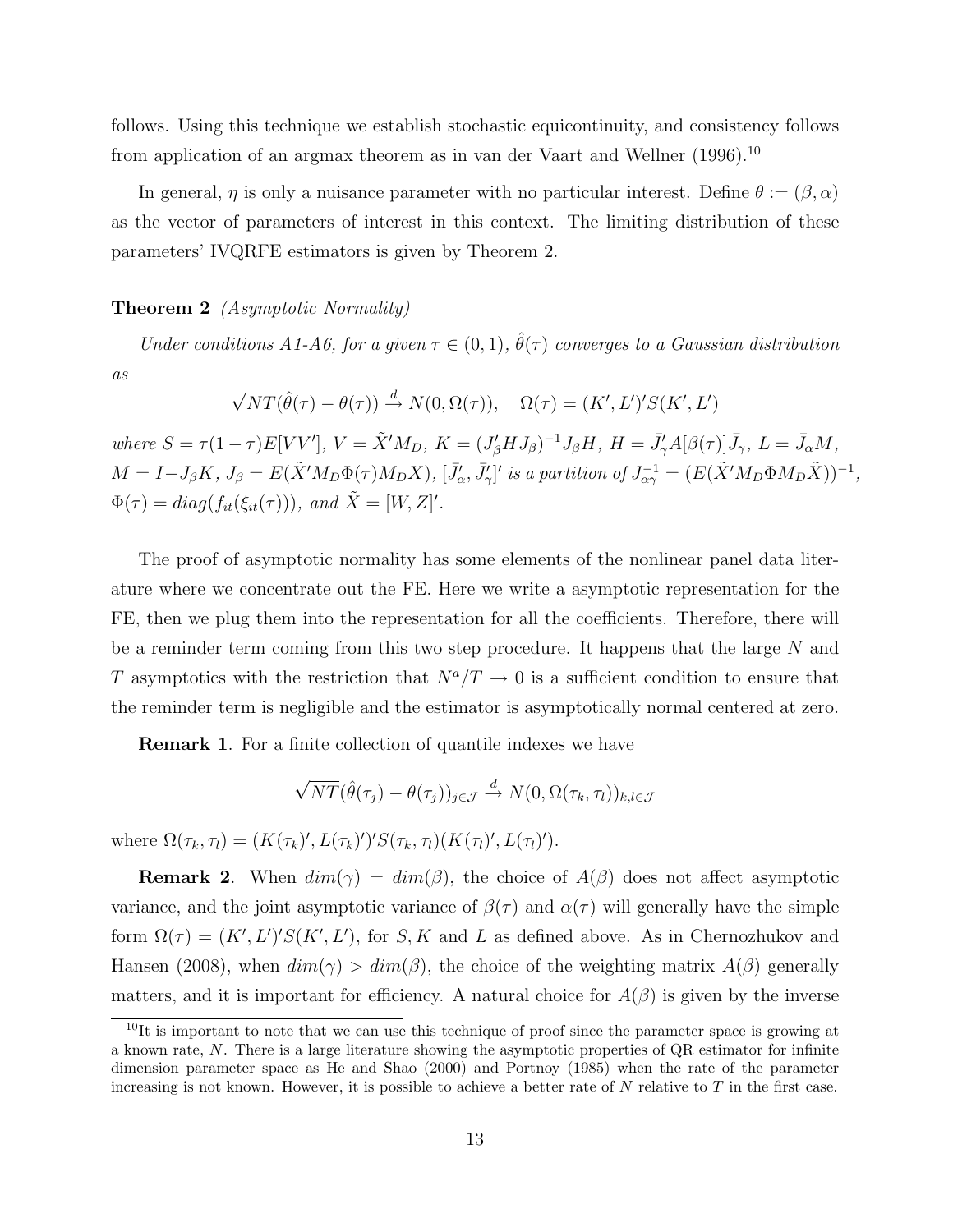follows. Using this technique we establish stochastic equicontinuity, and consistency follows from application of an argmax theorem as in van der Vaart and Wellner (1996).[10]

In general, $\eta$ is only a nuisance parameter with no particular interest. Define $\theta := (\beta, \alpha)$ as the vector of parameters of interest in this context. The limiting distribution of these parameters' IVQRFE estimators is given by Theorem 2.

**Theorem 2** *(Asymptotic Normality)*

*Under conditions A1-A6, for a given $\tau \in (0,1)$, $\hat{\theta}(\tau)$ converges to a Gaussian distribution as*

$$\sqrt{NT}(\hat{\theta}(\tau) - \theta(\tau)) \xrightarrow{d} N(0, \Omega(\tau)), \quad \Omega(\tau) = (K', L')'S(K', L')$$

*where $S = \tau(1-\tau)E[VV']$, $V = \tilde{X}'M_D$, $K = (J_\beta' H J_\beta)^{-1} J_\beta H$, $H = \bar{J}_\gamma' A[\beta(\tau)]\bar{J}_\gamma$, $L = \bar{J}_\alpha M$, $M = I - J_\beta K$, $J_\beta = E(\tilde{X}'M_D\Phi(\tau)M_D X)$, $[\bar{J}_\alpha', \bar{J}_\gamma']'$ is a partition of $J_{\alpha\gamma}^{-1} = (E(\tilde{X}'M_D\Phi M_D\tilde{X}))^{-1}$, $\Phi(\tau) = diag(f_{it}(\xi_{it}(\tau)))$, and $\tilde{X} = [W, Z]'$.*

The proof of asymptotic normality has some elements of the nonlinear panel data literature where we concentrate out the FE. Here we write a asymptotic representation for the FE, then we plug them into the representation for all the coefficients. Therefore, there will be a reminder term coming from this two step procedure. It happens that the large $N$ and $T$ asymptotics with the restriction that $N^a/T \to 0$ is a sufficient condition to ensure that the reminder term is negligible and the estimator is asymptotically normal centered at zero.

**Remark 1**. For a finite collection of quantile indexes we have

$$\sqrt{NT}(\hat{\theta}(\tau_j) - \theta(\tau_j))_{j \in \mathcal{J}} \xrightarrow{d} N(0, \Omega(\tau_k, \tau_l))_{k,l \in \mathcal{J}}$$

where $\Omega(\tau_k, \tau_l) = (K(\tau_k)', L(\tau_k)')'S(\tau_k, \tau_l)(K(\tau_l)', L(\tau_l)')$.

**Remark 2**. When $dim(\gamma) = dim(\beta)$, the choice of $A(\beta)$ does not affect asymptotic variance, and the joint asymptotic variance of $\beta(\tau)$ and $\alpha(\tau)$ will generally have the simple form $\Omega(\tau) = (K', L')'S(K', L')$, for $S, K$ and $L$ as defined above. As in Chernozhukov and Hansen (2008), when $dim(\gamma) > dim(\beta)$, the choice of the weighting matrix $A(\beta)$ generally matters, and it is important for efficiency. A natural choice for $A(\beta)$ is given by the inverse

[10] It is important to note that we can use this technique of proof since the parameter space is growing at a known rate, $N$. There is a large literature showing the asymptotic properties of QR estimator for infinite dimension parameter space as He and Shao (2000) and Portnoy (1985) when the rate of the parameter increasing is not known. However, it is possible to achieve a better rate of $N$ relative to $T$ in the first case.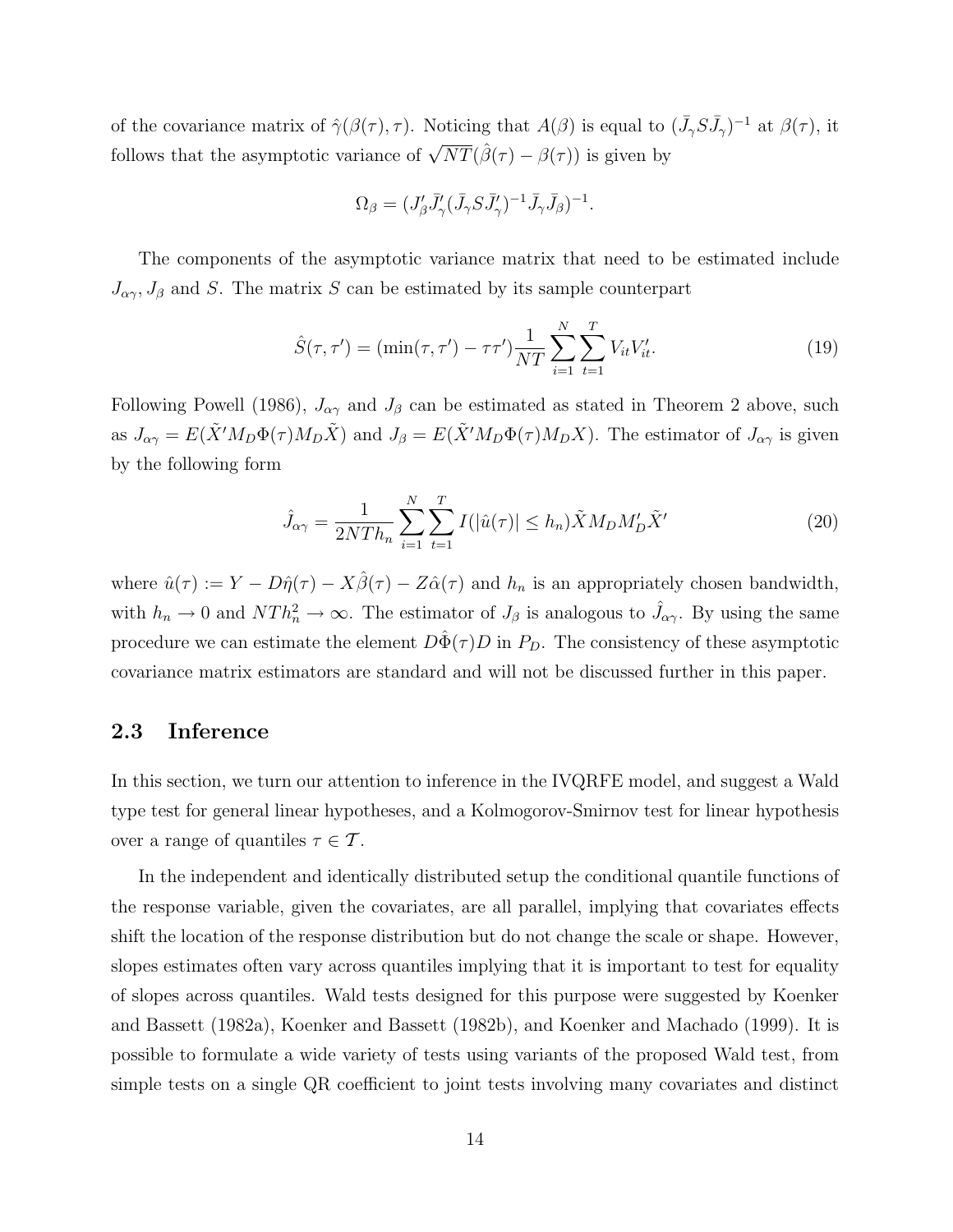of the covariance matrix of $\hat{\gamma}(\beta(\tau), \tau)$. Noticing that $A(\beta)$ is equal to $(\bar{J}_\gamma S \bar{J}_\gamma)^{-1}$ at $\beta(\tau)$, it follows that the asymptotic variance of $\sqrt{NT}(\hat{\beta}(\tau) - \beta(\tau))$ is given by

$$\Omega_\beta = (J_\beta' \bar{J}_\gamma' (\bar{J}_\gamma S \bar{J}_\gamma')^{-1} \bar{J}_\gamma \bar{J}_\beta)^{-1}.$$

The components of the asymptotic variance matrix that need to be estimated include $J_{\alpha\gamma}$, $J_\beta$ and $S$. The matrix $S$ can be estimated by its sample counterpart

$$\hat{S}(\tau, \tau') = (\min(\tau, \tau') - \tau\tau') \frac{1}{NT} \sum_{i=1}^{N} \sum_{t=1}^{T} V_{it} V_{it}'. \tag{19}$$

Following Powell (1986), $J_{\alpha\gamma}$ and $J_\beta$ can be estimated as stated in Theorem 2 above, such as $J_{\alpha\gamma} = E(\tilde{X}' M_D \Phi(\tau) M_D \tilde{X})$ and $J_\beta = E(\tilde{X}' M_D \Phi(\tau) M_D X)$. The estimator of $J_{\alpha\gamma}$ is given by the following form

$$\hat{J}_{\alpha\gamma} = \frac{1}{2NTh_n} \sum_{i=1}^{N} \sum_{t=1}^{T} I(|\hat{u}(\tau)| \leq h_n) \tilde{X} M_D M_D' \tilde{X}' \tag{20}$$

where $\hat{u}(\tau) := Y - D\hat{\eta}(\tau) - X\hat{\beta}(\tau) - Z\hat{\alpha}(\tau)$ and $h_n$ is an appropriately chosen bandwidth, with $h_n \to 0$ and $NTh_n^2 \to \infty$. The estimator of $J_\beta$ is analogous to $\hat{J}_{\alpha\gamma}$. By using the same procedure we can estimate the element $D\hat{\Phi}(\tau)D$ in $P_D$. The consistency of these asymptotic covariance matrix estimators are standard and will not be discussed further in this paper.

## 2.3 Inference

In this section, we turn our attention to inference in the IVQRFE model, and suggest a Wald type test for general linear hypotheses, and a Kolmogorov-Smirnov test for linear hypothesis over a range of quantiles $\tau \in \mathcal{T}$.

In the independent and identically distributed setup the conditional quantile functions of the response variable, given the covariates, are all parallel, implying that covariates effects shift the location of the response distribution but do not change the scale or shape. However, slopes estimates often vary across quantiles implying that it is important to test for equality of slopes across quantiles. Wald tests designed for this purpose were suggested by Koenker and Bassett (1982a), Koenker and Bassett (1982b), and Koenker and Machado (1999). It is possible to formulate a wide variety of tests using variants of the proposed Wald test, from simple tests on a single QR coefficient to joint tests involving many covariates and distinct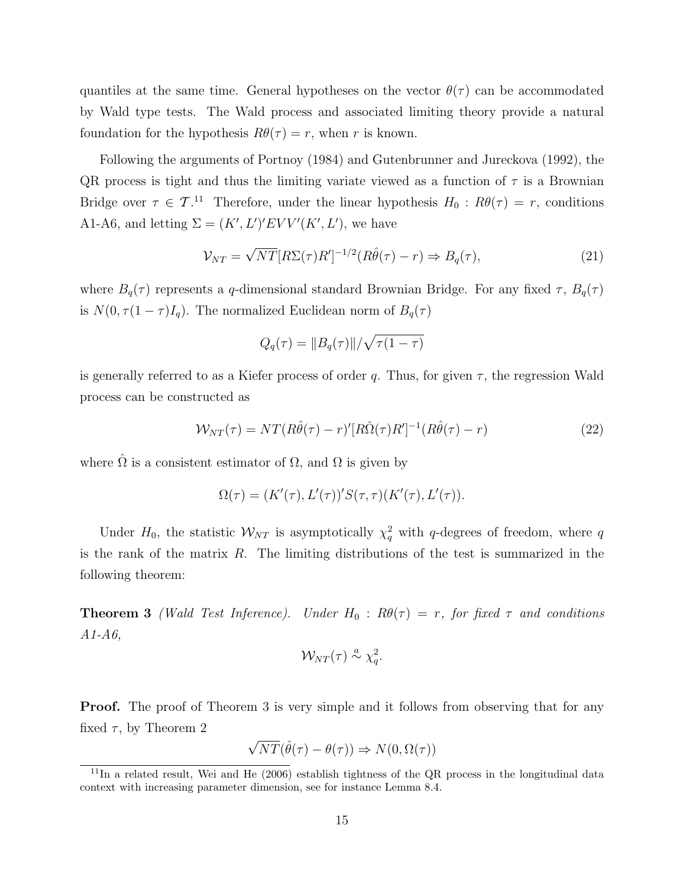quantiles at the same time. General hypotheses on the vector $\theta(\tau)$ can be accommodated by Wald type tests. The Wald process and associated limiting theory provide a natural foundation for the hypothesis $R\theta(\tau) = r$, when $r$ is known.

Following the arguments of Portnoy (1984) and Gutenbrunner and Jureckova (1992), the QR process is tight and thus the limiting variate viewed as a function of $\tau$ is a Brownian Bridge over $\tau \in \mathcal{T}$.[11] Therefore, under the linear hypothesis $H_0 : R\theta(\tau) = r$, conditions A1-A6, and letting $\Sigma = (K', L')' EVV'(K', L')$, we have

$$\mathcal{V}_{NT} = \sqrt{NT}[R\Sigma(\tau)R']^{-1/2}(R\hat{\theta}(\tau) - r) \Rightarrow B_q(\tau), \tag{21}$$

where $B_q(\tau)$ represents a $q$-dimensional standard Brownian Bridge. For any fixed $\tau$, $B_q(\tau)$ is $N(0, \tau(1-\tau)I_q)$. The normalized Euclidean norm of $B_q(\tau)$

$$Q_q(\tau) = \|B_q(\tau)\| / \sqrt{\tau(1-\tau)}$$

is generally referred to as a Kiefer process of order $q$. Thus, for given $\tau$, the regression Wald process can be constructed as

$$\mathcal{W}_{NT}(\tau) = NT(R\hat{\theta}(\tau) - r)'[R\hat{\Omega}(\tau)R']^{-1}(R\hat{\theta}(\tau) - r) \tag{22}$$

where $\hat{\Omega}$ is a consistent estimator of $\Omega$, and $\Omega$ is given by

$$\Omega(\tau) = (K'(\tau), L'(\tau))' S(\tau, \tau)(K'(\tau), L'(\tau)).$$

Under $H_0$, the statistic $\mathcal{W}_{NT}$ is asymptotically $\chi^2_q$ with $q$-degrees of freedom, where $q$ is the rank of the matrix $R$. The limiting distributions of the test is summarized in the following theorem:

**Theorem 3** *(Wald Test Inference). Under $H_0 : R\theta(\tau) = r$, for fixed $\tau$ and conditions A1-A6,*

$$\mathcal{W}_{NT}(\tau) \overset{a}{\sim} \chi^2_q.$$

**Proof.** The proof of Theorem 3 is very simple and it follows from observing that for any fixed $\tau$, by Theorem 2

$$\sqrt{NT}(\hat{\theta}(\tau) - \theta(\tau)) \Rightarrow N(0, \Omega(\tau))$$

[11] In a related result, Wei and He (2006) establish tightness of the QR process in the longitudinal data context with increasing parameter dimension, see for instance Lemma 8.4.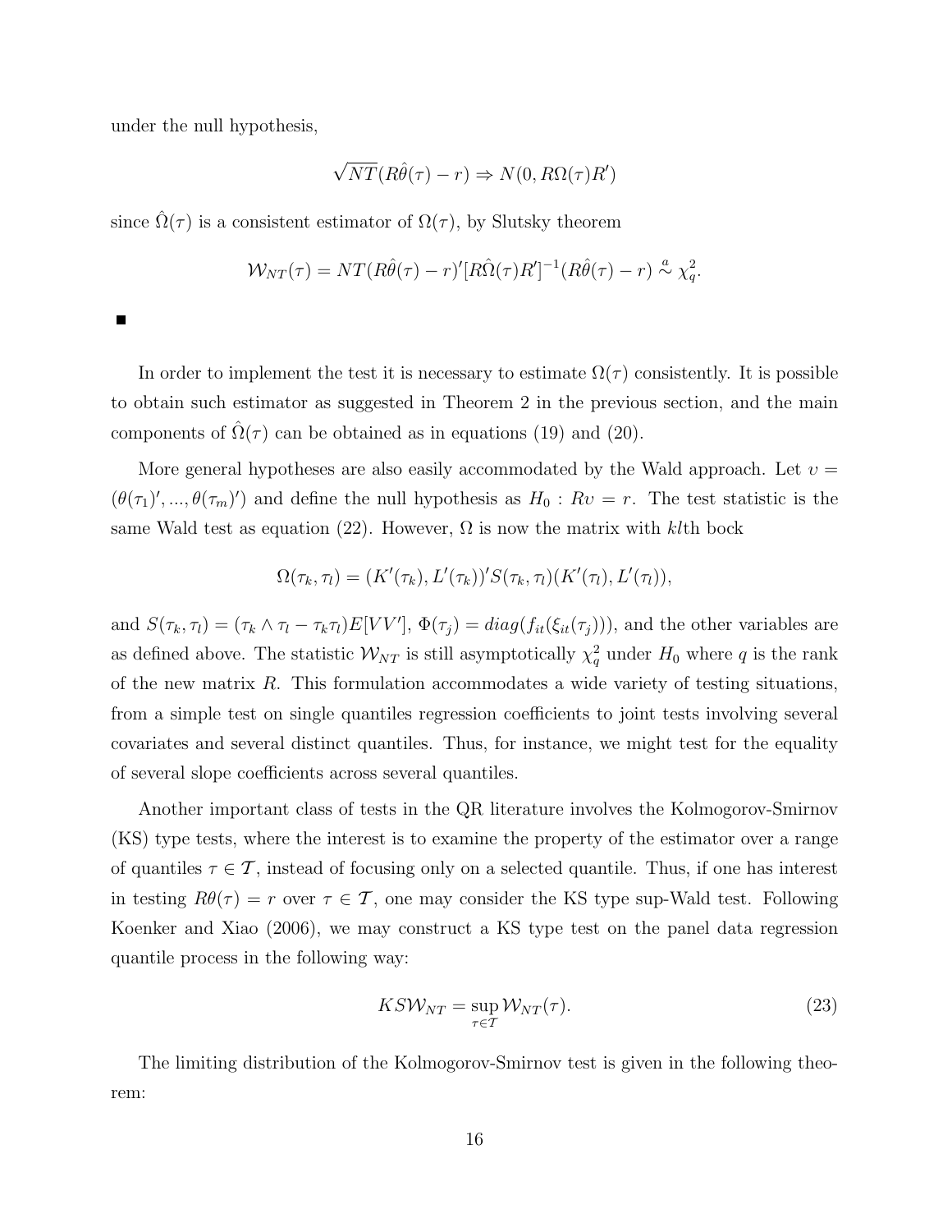under the null hypothesis,

$$\sqrt{NT}(R\hat{\theta}(\tau) - r) \Rightarrow N(0, R\Omega(\tau)R')$$

since $\hat{\Omega}(\tau)$ is a consistent estimator of $\Omega(\tau)$, by Slutsky theorem

$$\mathcal{W}_{NT}(\tau) = NT(R\hat{\theta}(\tau) - r)'[R\hat{\Omega}(\tau)R']^{-1}(R\hat{\theta}(\tau) - r) \overset{a}{\sim} \chi_q^2.$$

■

In order to implement the test it is necessary to estimate $\Omega(\tau)$ consistently. It is possible to obtain such estimator as suggested in Theorem 2 in the previous section, and the main components of $\hat{\Omega}(\tau)$ can be obtained as in equations (19) and (20).

More general hypotheses are also easily accommodated by the Wald approach. Let $\upsilon = (\theta(\tau_1)', ..., \theta(\tau_m)')$ and define the null hypothesis as $H_0 : R\upsilon = r$. The test statistic is the same Wald test as equation (22). However, $\Omega$ is now the matrix with $kl$th bock

$$\Omega(\tau_k, \tau_l) = (K'(\tau_k), L'(\tau_k))'S(\tau_k, \tau_l)(K'(\tau_l), L'(\tau_l)),$$

and $S(\tau_k, \tau_l) = (\tau_k \wedge \tau_l - \tau_k\tau_l)E[VV']$, $\Phi(\tau_j) = diag(f_{it}(\xi_{it}(\tau_j)))$, and the other variables are as defined above. The statistic $\mathcal{W}_{NT}$ is still asymptotically $\chi_q^2$ under $H_0$ where $q$ is the rank of the new matrix $R$. This formulation accommodates a wide variety of testing situations, from a simple test on single quantiles regression coefficients to joint tests involving several covariates and several distinct quantiles. Thus, for instance, we might test for the equality of several slope coefficients across several quantiles.

Another important class of tests in the QR literature involves the Kolmogorov-Smirnov (KS) type tests, where the interest is to examine the property of the estimator over a range of quantiles $\tau \in \mathcal{T}$, instead of focusing only on a selected quantile. Thus, if one has interest in testing $R\theta(\tau) = r$ over $\tau \in \mathcal{T}$, one may consider the KS type sup-Wald test. Following Koenker and Xiao (2006), we may construct a KS type test on the panel data regression quantile process in the following way:

$$KS\mathcal{W}_{NT} = \sup_{\tau \in \mathcal{T}} \mathcal{W}_{NT}(\tau). \tag{23}$$

The limiting distribution of the Kolmogorov-Smirnov test is given in the following theorem: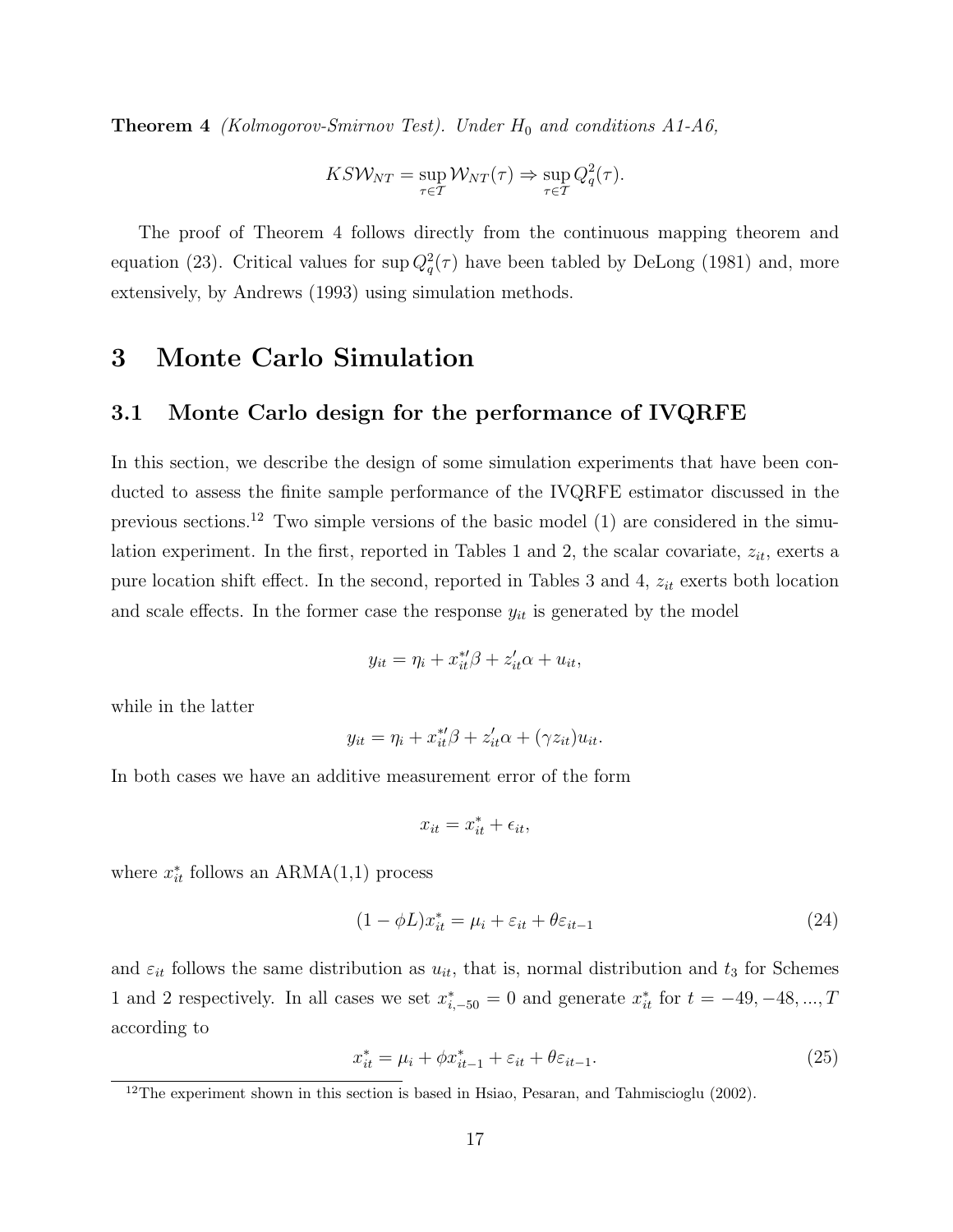**Theorem 4** *(Kolmogorov-Smirnov Test). Under $H_0$ and conditions A1-A6,*

$$KS\mathcal{W}_{NT} = \sup_{\tau \in \mathcal{T}} \mathcal{W}_{NT}(\tau) \Rightarrow \sup_{\tau \in \mathcal{T}} Q_q^2(\tau).$$

The proof of Theorem 4 follows directly from the continuous mapping theorem and equation (23). Critical values for $\sup Q_q^2(\tau)$ have been tabled by DeLong (1981) and, more extensively, by Andrews (1993) using simulation methods.

# 3 Monte Carlo Simulation

## 3.1 Monte Carlo design for the performance of IVQRFE

In this section, we describe the design of some simulation experiments that have been conducted to assess the finite sample performance of the IVQRFE estimator discussed in the previous sections.[12] Two simple versions of the basic model (1) are considered in the simulation experiment. In the first, reported in Tables 1 and 2, the scalar covariate, $z_{it}$, exerts a pure location shift effect. In the second, reported in Tables 3 and 4, $z_{it}$ exerts both location and scale effects. In the former case the response $y_{it}$ is generated by the model

$$y_{it} = \eta_i + x_{it}^{*\prime}\beta + z_{it}^{\prime}\alpha + u_{it},$$

while in the latter

$$y_{it} = \eta_i + x_{it}^{*\prime}\beta + z_{it}^{\prime}\alpha + (\gamma z_{it})u_{it}.$$

In both cases we have an additive measurement error of the form

$$x_{it} = x_{it}^{*} + \epsilon_{it},$$

where $x_{it}^{*}$ follows an ARMA(1,1) process

$$(1 - \phi L)x_{it}^{*} = \mu_i + \varepsilon_{it} + \theta\varepsilon_{it-1} \tag{24}$$

and $\varepsilon_{it}$ follows the same distribution as $u_{it}$, that is, normal distribution and $t_3$ for Schemes 1 and 2 respectively. In all cases we set $x_{i,-50}^{*} = 0$ and generate $x_{it}^{*}$ for $t = -49, -48, ..., T$ according to

$$x_{it}^{*} = \mu_i + \phi x_{it-1}^{*} + \varepsilon_{it} + \theta\varepsilon_{it-1}. \tag{25}$$

[12] The experiment shown in this section is based in Hsiao, Pesaran, and Tahmiscioglu (2002).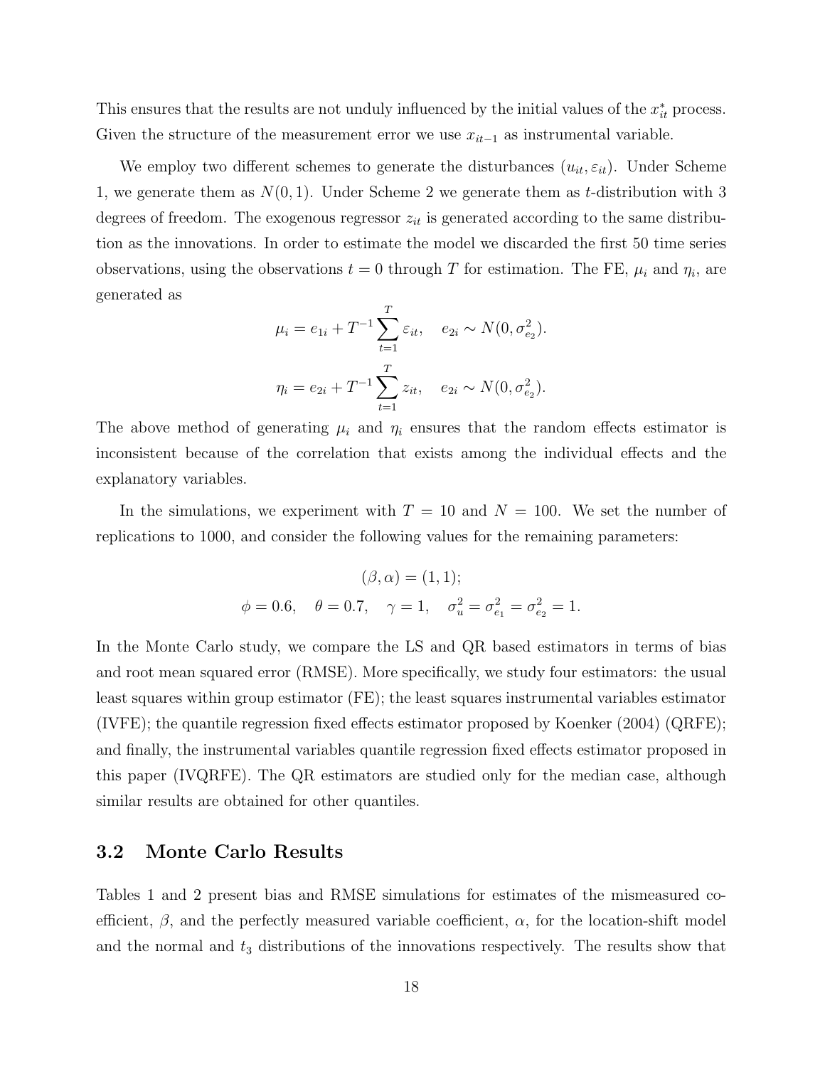This ensures that the results are not unduly influenced by the initial values of the $x^*_{it}$ process. Given the structure of the measurement error we use $x_{it-1}$ as instrumental variable.

We employ two different schemes to generate the disturbances $(u_{it}, \varepsilon_{it})$. Under Scheme 1, we generate them as $N(0, 1)$. Under Scheme 2 we generate them as $t$-distribution with 3 degrees of freedom. The exogenous regressor $z_{it}$ is generated according to the same distribution as the innovations. In order to estimate the model we discarded the first 50 time series observations, using the observations $t = 0$ through $T$ for estimation. The FE, $\mu_i$ and $\eta_i$, are generated as

$$\mu_i = e_{1i} + T^{-1} \sum_{t=1}^{T} \varepsilon_{it}, \quad e_{2i} \sim N(0, \sigma^2_{e_2}).$$

$$\eta_i = e_{2i} + T^{-1} \sum_{t=1}^{T} z_{it}, \quad e_{2i} \sim N(0, \sigma^2_{e_2}).$$

The above method of generating $\mu_i$ and $\eta_i$ ensures that the random effects estimator is inconsistent because of the correlation that exists among the individual effects and the explanatory variables.

In the simulations, we experiment with $T = 10$ and $N = 100$. We set the number of replications to 1000, and consider the following values for the remaining parameters:

$$(\beta, \alpha) = (1, 1);$$
$$\phi = 0.6, \quad \theta = 0.7, \quad \gamma = 1, \quad \sigma^2_u = \sigma^2_{e_1} = \sigma^2_{e_2} = 1.$$

In the Monte Carlo study, we compare the LS and QR based estimators in terms of bias and root mean squared error (RMSE). More specifically, we study four estimators: the usual least squares within group estimator (FE); the least squares instrumental variables estimator (IVFE); the quantile regression fixed effects estimator proposed by Koenker (2004) (QRFE); and finally, the instrumental variables quantile regression fixed effects estimator proposed in this paper (IVQRFE). The QR estimators are studied only for the median case, although similar results are obtained for other quantiles.

### 3.2 Monte Carlo Results

Tables 1 and 2 present bias and RMSE simulations for estimates of the mismeasured coefficient, $\beta$, and the perfectly measured variable coefficient, $\alpha$, for the location-shift model and the normal and $t_3$ distributions of the innovations respectively. The results show that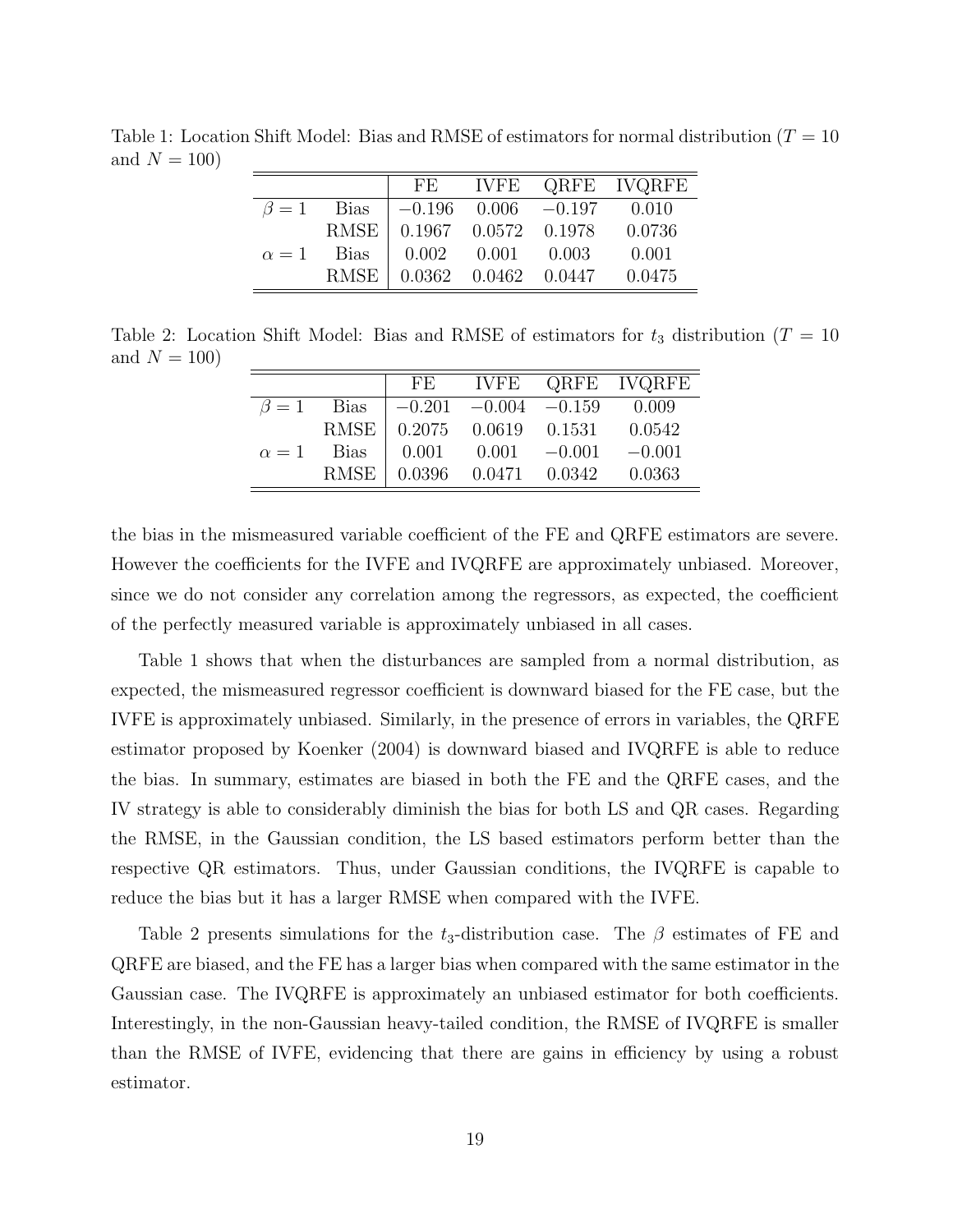Table 1: Location Shift Model: Bias and RMSE of estimators for normal distribution ($T = 10$ and $N = 100$)

| | | FE | IVFE | QRFE | IVQRFE |
|---|---|---|---|---|---|
| $\beta = 1$ | Bias | $-0.196$ | $0.006$ | $-0.197$ | $0.010$ |
| | RMSE | $0.1967$ | $0.0572$ | $0.1978$ | $0.0736$ |
| $\alpha = 1$ | Bias | $0.002$ | $0.001$ | $0.003$ | $0.001$ |
| | RMSE | $0.0362$ | $0.0462$ | $0.0447$ | $0.0475$ |

Table 2: Location Shift Model: Bias and RMSE of estimators for $t_3$ distribution ($T = 10$ and $N = 100$)

| | | FE | IVFE | QRFE | IVQRFE |
|---|---|---|---|---|---|
| $\beta = 1$ | Bias | $-0.201$ | $-0.004$ | $-0.159$ | $0.009$ |
| | RMSE | $0.2075$ | $0.0619$ | $0.1531$ | $0.0542$ |
| $\alpha = 1$ | Bias | $0.001$ | $0.001$ | $-0.001$ | $-0.001$ |
| | RMSE | $0.0396$ | $0.0471$ | $0.0342$ | $0.0363$ |

the bias in the mismeasured variable coefficient of the FE and QRFE estimators are severe. However the coefficients for the IVFE and IVQRFE are approximately unbiased. Moreover, since we do not consider any correlation among the regressors, as expected, the coefficient of the perfectly measured variable is approximately unbiased in all cases.

Table 1 shows that when the disturbances are sampled from a normal distribution, as expected, the mismeasured regressor coefficient is downward biased for the FE case, but the IVFE is approximately unbiased. Similarly, in the presence of errors in variables, the QRFE estimator proposed by Koenker (2004) is downward biased and IVQRFE is able to reduce the bias. In summary, estimates are biased in both the FE and the QRFE cases, and the IV strategy is able to considerably diminish the bias for both LS and QR cases. Regarding the RMSE, in the Gaussian condition, the LS based estimators perform better than the respective QR estimators. Thus, under Gaussian conditions, the IVQRFE is capable to reduce the bias but it has a larger RMSE when compared with the IVFE.

Table 2 presents simulations for the $t_3$-distribution case. The $\beta$ estimates of FE and QRFE are biased, and the FE has a larger bias when compared with the same estimator in the Gaussian case. The IVQRFE is approximately an unbiased estimator for both coefficients. Interestingly, in the non-Gaussian heavy-tailed condition, the RMSE of IVQRFE is smaller than the RMSE of IVFE, evidencing that there are gains in efficiency by using a robust estimator.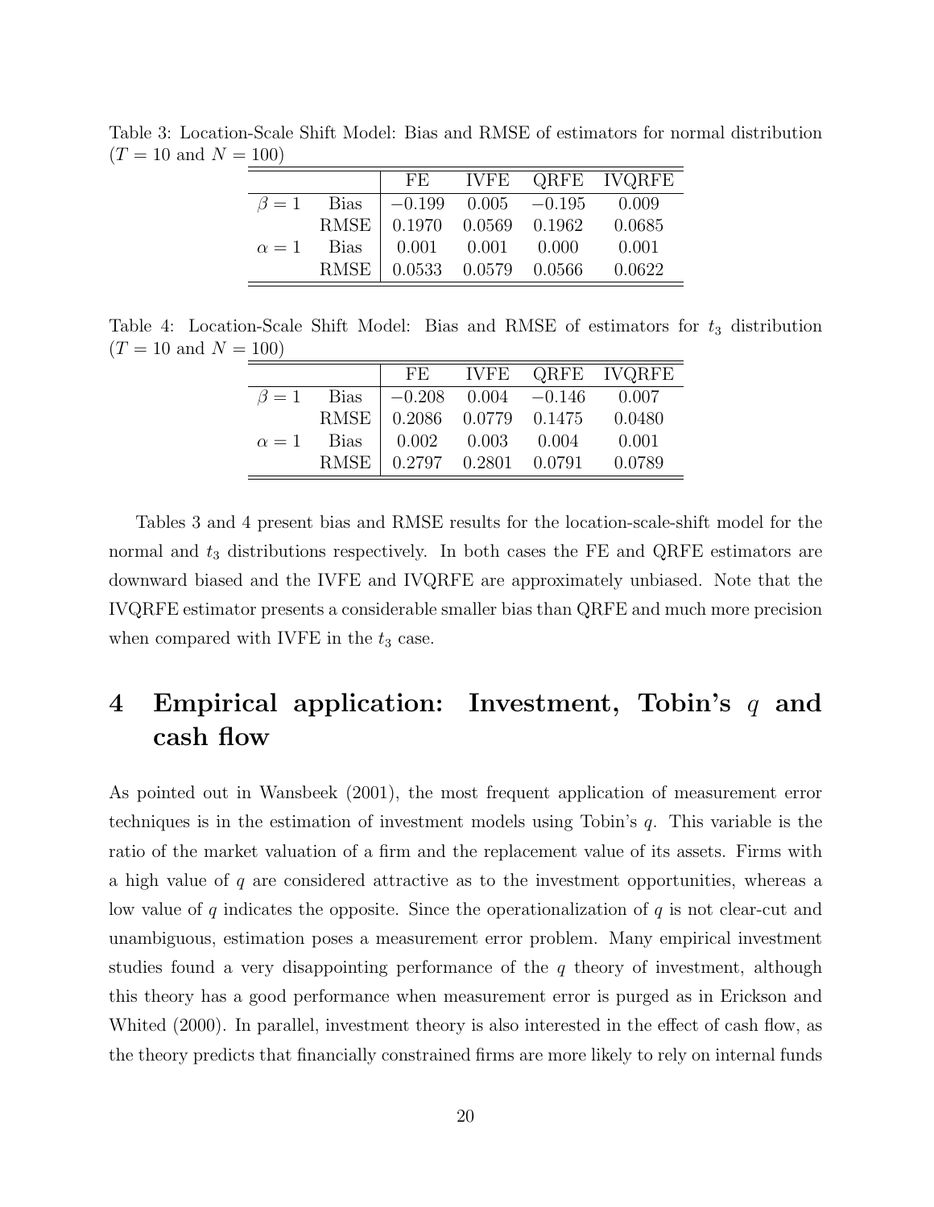Table 3: Location-Scale Shift Model: Bias and RMSE of estimators for normal distribution ($T = 10$ and $N = 100$)

| | | FE | IVFE | QRFE | IVQRFE |
|---|---|---|---|---|---|
| $\beta = 1$ | Bias | $-0.199$ | 0.005 | $-0.195$ | 0.009 |
| | RMSE | 0.1970 | 0.0569 | 0.1962 | 0.0685 |
| $\alpha = 1$ | Bias | 0.001 | 0.001 | 0.000 | 0.001 |
| | RMSE | 0.0533 | 0.0579 | 0.0566 | 0.0622 |

Table 4: Location-Scale Shift Model: Bias and RMSE of estimators for $t_3$ distribution ($T = 10$ and $N = 100$)

| | | FE | IVFE | QRFE | IVQRFE |
|---|---|---|---|---|---|
| $\beta = 1$ | Bias | $-0.208$ | 0.004 | $-0.146$ | 0.007 |
| | RMSE | 0.2086 | 0.0779 | 0.1475 | 0.0480 |
| $\alpha = 1$ | Bias | 0.002 | 0.003 | 0.004 | 0.001 |
| | RMSE | 0.2797 | 0.2801 | 0.0791 | 0.0789 |

Tables 3 and 4 present bias and RMSE results for the location-scale-shift model for the normal and $t_3$ distributions respectively. In both cases the FE and QRFE estimators are downward biased and the IVFE and IVQRFE are approximately unbiased. Note that the IVQRFE estimator presents a considerable smaller bias than QRFE and much more precision when compared with IVFE in the $t_3$ case.

# 4 Empirical application: Investment, Tobin's $q$ and cash flow

As pointed out in Wansbeek (2001), the most frequent application of measurement error techniques is in the estimation of investment models using Tobin's $q$. This variable is the ratio of the market valuation of a firm and the replacement value of its assets. Firms with a high value of $q$ are considered attractive as to the investment opportunities, whereas a low value of $q$ indicates the opposite. Since the operationalization of $q$ is not clear-cut and unambiguous, estimation poses a measurement error problem. Many empirical investment studies found a very disappointing performance of the $q$ theory of investment, although this theory has a good performance when measurement error is purged as in Erickson and Whited (2000). In parallel, investment theory is also interested in the effect of cash flow, as the theory predicts that financially constrained firms are more likely to rely on internal funds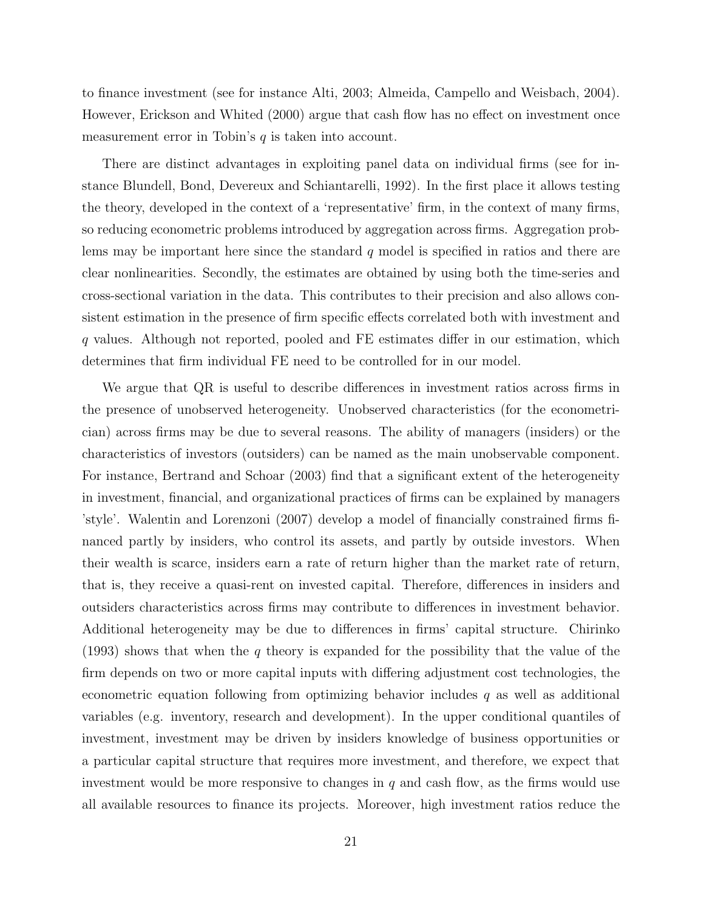to finance investment (see for instance Alti, 2003; Almeida, Campello and Weisbach, 2004). However, Erickson and Whited (2000) argue that cash flow has no effect on investment once measurement error in Tobin's $q$ is taken into account.

There are distinct advantages in exploiting panel data on individual firms (see for instance Blundell, Bond, Devereux and Schiantarelli, 1992). In the first place it allows testing the theory, developed in the context of a 'representative' firm, in the context of many firms, so reducing econometric problems introduced by aggregation across firms. Aggregation problems may be important here since the standard $q$ model is specified in ratios and there are clear nonlinearities. Secondly, the estimates are obtained by using both the time-series and cross-sectional variation in the data. This contributes to their precision and also allows consistent estimation in the presence of firm specific effects correlated both with investment and $q$ values. Although not reported, pooled and FE estimates differ in our estimation, which determines that firm individual FE need to be controlled for in our model.

We argue that QR is useful to describe differences in investment ratios across firms in the presence of unobserved heterogeneity. Unobserved characteristics (for the econometrician) across firms may be due to several reasons. The ability of managers (insiders) or the characteristics of investors (outsiders) can be named as the main unobservable component. For instance, Bertrand and Schoar (2003) find that a significant extent of the heterogeneity in investment, financial, and organizational practices of firms can be explained by managers 'style'. Walentin and Lorenzoni (2007) develop a model of financially constrained firms financed partly by insiders, who control its assets, and partly by outside investors. When their wealth is scarce, insiders earn a rate of return higher than the market rate of return, that is, they receive a quasi-rent on invested capital. Therefore, differences in insiders and outsiders characteristics across firms may contribute to differences in investment behavior. Additional heterogeneity may be due to differences in firms' capital structure. Chirinko (1993) shows that when the $q$ theory is expanded for the possibility that the value of the firm depends on two or more capital inputs with differing adjustment cost technologies, the econometric equation following from optimizing behavior includes $q$ as well as additional variables (e.g. inventory, research and development). In the upper conditional quantiles of investment, investment may be driven by insiders knowledge of business opportunities or a particular capital structure that requires more investment, and therefore, we expect that investment would be more responsive to changes in $q$ and cash flow, as the firms would use all available resources to finance its projects. Moreover, high investment ratios reduce the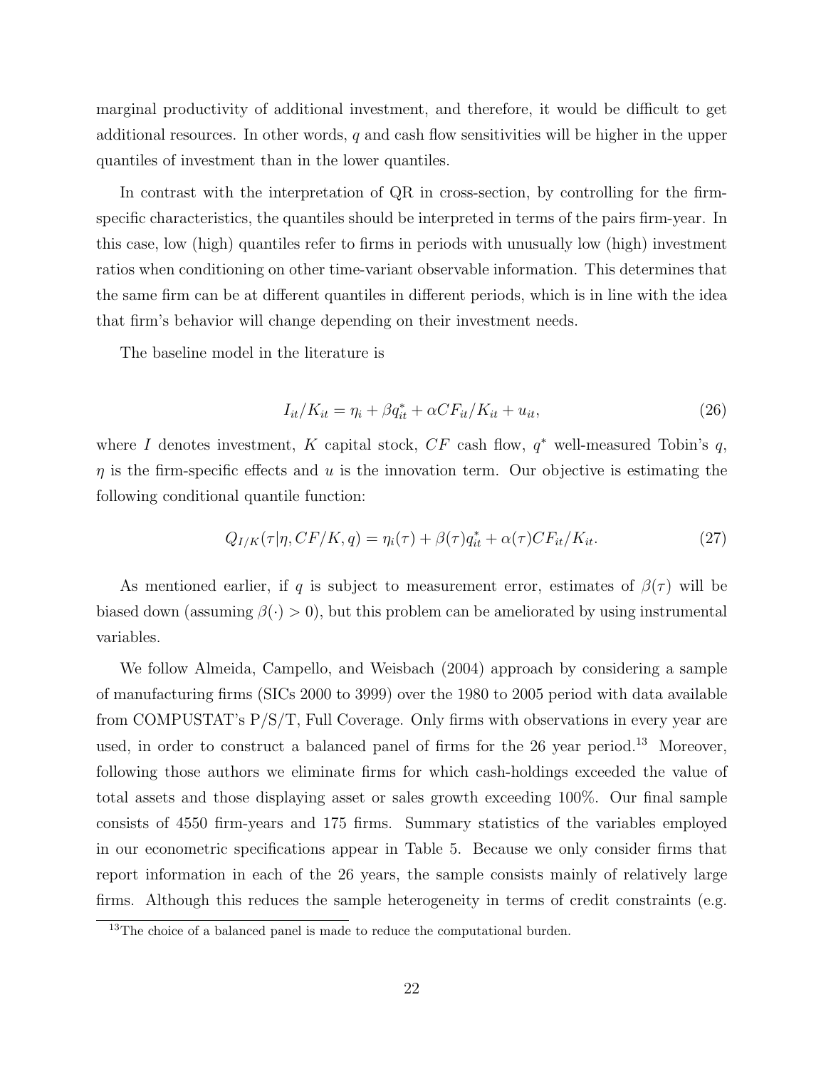marginal productivity of additional investment, and therefore, it would be difficult to get additional resources. In other words, $q$ and cash flow sensitivities will be higher in the upper quantiles of investment than in the lower quantiles.

In contrast with the interpretation of QR in cross-section, by controlling for the firm-specific characteristics, the quantiles should be interpreted in terms of the pairs firm-year. In this case, low (high) quantiles refer to firms in periods with unusually low (high) investment ratios when conditioning on other time-variant observable information. This determines that the same firm can be at different quantiles in different periods, which is in line with the idea that firm's behavior will change depending on their investment needs.

The baseline model in the literature is

$$I_{it}/K_{it} = \eta_i + \beta q^*_{it} + \alpha CF_{it}/K_{it} + u_{it}, \tag{26}$$

where $I$ denotes investment, $K$ capital stock, $CF$ cash flow, $q^*$ well-measured Tobin's $q$, $\eta$ is the firm-specific effects and $u$ is the innovation term. Our objective is estimating the following conditional quantile function:

$$Q_{I/K}(\tau|\eta, CF/K, q) = \eta_i(\tau) + \beta(\tau)q^*_{it} + \alpha(\tau)CF_{it}/K_{it}. \tag{27}$$

As mentioned earlier, if $q$ is subject to measurement error, estimates of $\beta(\tau)$ will be biased down (assuming $\beta(\cdot) > 0$), but this problem can be ameliorated by using instrumental variables.

We follow Almeida, Campello, and Weisbach (2004) approach by considering a sample of manufacturing firms (SICs 2000 to 3999) over the 1980 to 2005 period with data available from COMPUSTAT's P/S/T, Full Coverage. Only firms with observations in every year are used, in order to construct a balanced panel of firms for the 26 year period.[13] Moreover, following those authors we eliminate firms for which cash-holdings exceeded the value of total assets and those displaying asset or sales growth exceeding 100%. Our final sample consists of 4550 firm-years and 175 firms. Summary statistics of the variables employed in our econometric specifications appear in Table 5. Because we only consider firms that report information in each of the 26 years, the sample consists mainly of relatively large firms. Although this reduces the sample heterogeneity in terms of credit constraints (e.g.

[13]The choice of a balanced panel is made to reduce the computational burden.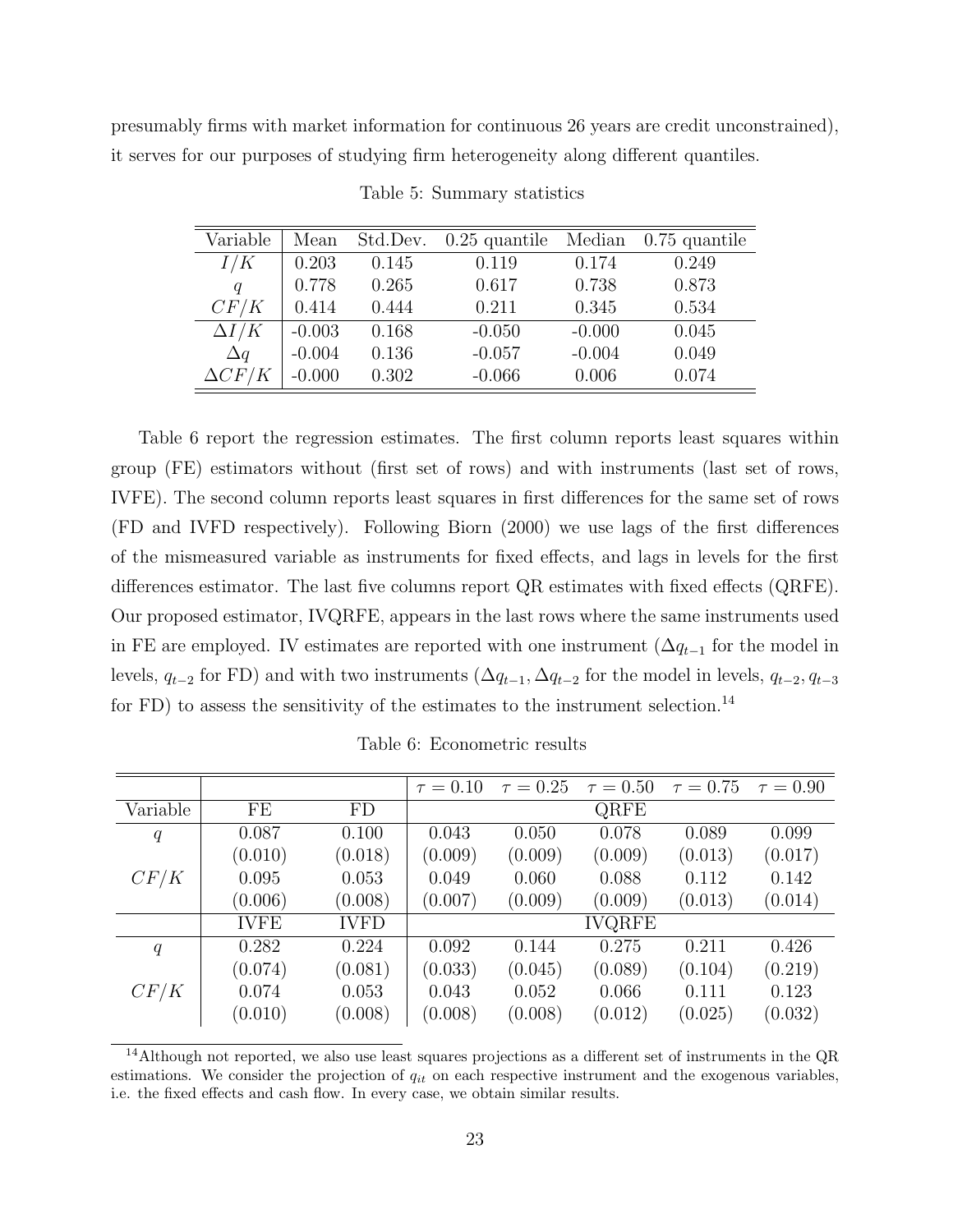presumably firms with market information for continuous 26 years are credit unconstrained), it serves for our purposes of studying firm heterogeneity along different quantiles.

Table 5: Summary statistics

| Variable | Mean | Std.Dev. | 0.25 quantile | Median | 0.75 quantile |
|---|---|---|---|---|---|
| $I/K$ | 0.203 | 0.145 | 0.119 | 0.174 | 0.249 |
| $q$ | 0.778 | 0.265 | 0.617 | 0.738 | 0.873 |
| $CF/K$ | 0.414 | 0.444 | 0.211 | 0.345 | 0.534 |
| $\Delta I/K$ | -0.003 | 0.168 | -0.050 | -0.000 | 0.045 |
| $\Delta q$ | -0.004 | 0.136 | -0.057 | -0.004 | 0.049 |
| $\Delta CF/K$ | -0.000 | 0.302 | -0.066 | 0.006 | 0.074 |

Table 6 report the regression estimates. The first column reports least squares within group (FE) estimators without (first set of rows) and with instruments (last set of rows, IVFE). The second column reports least squares in first differences for the same set of rows (FD and IVFD respectively). Following Biorn (2000) we use lags of the first differences of the mismeasured variable as instruments for fixed effects, and lags in levels for the first differences estimator. The last five columns report QR estimates with fixed effects (QRFE). Our proposed estimator, IVQRFE, appears in the last rows where the same instruments used in FE are employed. IV estimates are reported with one instrument ($\Delta q_{t-1}$ for the model in levels, $q_{t-2}$ for FD) and with two instruments ($\Delta q_{t-1}, \Delta q_{t-2}$ for the model in levels, $q_{t-2}, q_{t-3}$ for FD) to assess the sensitivity of the estimates to the instrument selection.[14]

Table 6: Econometric results

| | | | $\tau = 0.10$ | $\tau = 0.25$ | $\tau = 0.50$ | $\tau = 0.75$ | $\tau = 0.90$ |
|---|---|---|---|---|---|---|---|
| Variable | FE | FD | QRFE | | | | |
| $q$ | 0.087 | 0.100 | 0.043 | 0.050 | 0.078 | 0.089 | 0.099 |
| | (0.010) | (0.018) | (0.009) | (0.009) | (0.009) | (0.013) | (0.017) |
| $CF/K$ | 0.095 | 0.053 | 0.049 | 0.060 | 0.088 | 0.112 | 0.142 |
| | (0.006) | (0.008) | (0.007) | (0.009) | (0.009) | (0.013) | (0.014) |
| | IVFE | IVFD | IVQRFE | | | | |
| $q$ | 0.282 | 0.224 | 0.092 | 0.144 | 0.275 | 0.211 | 0.426 |
| | (0.074) | (0.081) | (0.033) | (0.045) | (0.089) | (0.104) | (0.219) |
| $CF/K$ | 0.074 | 0.053 | 0.043 | 0.052 | 0.066 | 0.111 | 0.123 |
| | (0.010) | (0.008) | (0.008) | (0.008) | (0.012) | (0.025) | (0.032) |

[14] Although not reported, we also use least squares projections as a different set of instruments in the QR estimations. We consider the projection of $q_{it}$ on each respective instrument and the exogenous variables, i.e. the fixed effects and cash flow. In every case, we obtain similar results.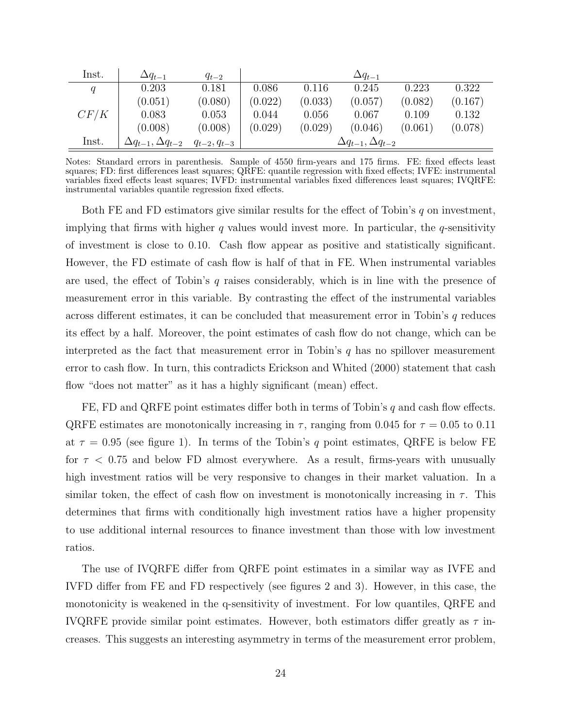| Inst. | $\Delta q_{t-1}$ | $q_{t-2}$ | $\Delta q_{t-1}$ | | | | |
|---|---|---|---|---|---|---|---|
| $q$ | 0.203 | 0.181 | 0.086 | 0.116 | 0.245 | 0.223 | 0.322 |
| | (0.051) | (0.080) | (0.022) | (0.033) | (0.057) | (0.082) | (0.167) |
| $CF/K$ | 0.083 | 0.053 | 0.044 | 0.056 | 0.067 | 0.109 | 0.132 |
| | (0.008) | (0.008) | (0.029) | (0.029) | (0.046) | (0.061) | (0.078) |
| Inst. | $\Delta q_{t-1}, \Delta q_{t-2}$ | $q_{t-2}, q_{t-3}$ | $\Delta q_{t-1}, \Delta q_{t-2}$ | | | | |

Notes: Standard errors in parenthesis. Sample of 4550 firm-years and 175 firms. FE: fixed effects least squares; FD: first differences least squares; QRFE: quantile regression with fixed effects; IVFE: instrumental variables fixed effects least squares; IVFD: instrumental variables fixed differences least squares; IVQRFE: instrumental variables quantile regression fixed effects.

Both FE and FD estimators give similar results for the effect of Tobin's $q$ on investment, implying that firms with higher $q$ values would invest more. In particular, the $q$-sensitivity of investment is close to 0.10. Cash flow appear as positive and statistically significant. However, the FD estimate of cash flow is half of that in FE. When instrumental variables are used, the effect of Tobin's $q$ raises considerably, which is in line with the presence of measurement error in this variable. By contrasting the effect of the instrumental variables across different estimates, it can be concluded that measurement error in Tobin's $q$ reduces its effect by a half. Moreover, the point estimates of cash flow do not change, which can be interpreted as the fact that measurement error in Tobin's $q$ has no spillover measurement error to cash flow. In turn, this contradicts Erickson and Whited (2000) statement that cash flow "does not matter" as it has a highly significant (mean) effect.

FE, FD and QRFE point estimates differ both in terms of Tobin's $q$ and cash flow effects. QRFE estimates are monotonically increasing in $\tau$, ranging from 0.045 for $\tau = 0.05$ to 0.11 at $\tau = 0.95$ (see figure 1). In terms of the Tobin's $q$ point estimates, QRFE is below FE for $\tau < 0.75$ and below FD almost everywhere. As a result, firms-years with unusually high investment ratios will be very responsive to changes in their market valuation. In a similar token, the effect of cash flow on investment is monotonically increasing in $\tau$. This determines that firms with conditionally high investment ratios have a higher propensity to use additional internal resources to finance investment than those with low investment ratios.

The use of IVQRFE differ from QRFE point estimates in a similar way as IVFE and IVFD differ from FE and FD respectively (see figures 2 and 3). However, in this case, the monotonicity is weakened in the q-sensitivity of investment. For low quantiles, QRFE and IVQRFE provide similar point estimates. However, both estimators differ greatly as $\tau$ increases. This suggests an interesting asymmetry in terms of the measurement error problem,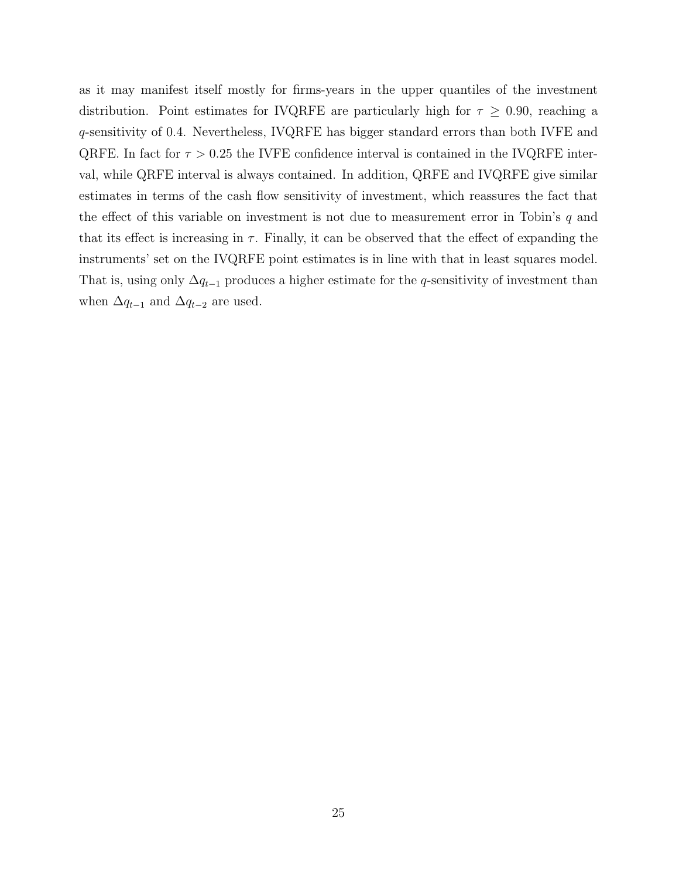as it may manifest itself mostly for firms-years in the upper quantiles of the investment distribution. Point estimates for IVQRFE are particularly high for $\tau \geq 0.90$, reaching a $q$-sensitivity of 0.4. Nevertheless, IVQRFE has bigger standard errors than both IVFE and QRFE. In fact for $\tau > 0.25$ the IVFE confidence interval is contained in the IVQRFE interval, while QRFE interval is always contained. In addition, QRFE and IVQRFE give similar estimates in terms of the cash flow sensitivity of investment, which reassures the fact that the effect of this variable on investment is not due to measurement error in Tobin's $q$ and that its effect is increasing in $\tau$. Finally, it can be observed that the effect of expanding the instruments' set on the IVQRFE point estimates is in line with that in least squares model. That is, using only $\Delta q_{t-1}$ produces a higher estimate for the $q$-sensitivity of investment than when $\Delta q_{t-1}$ and $\Delta q_{t-2}$ are used.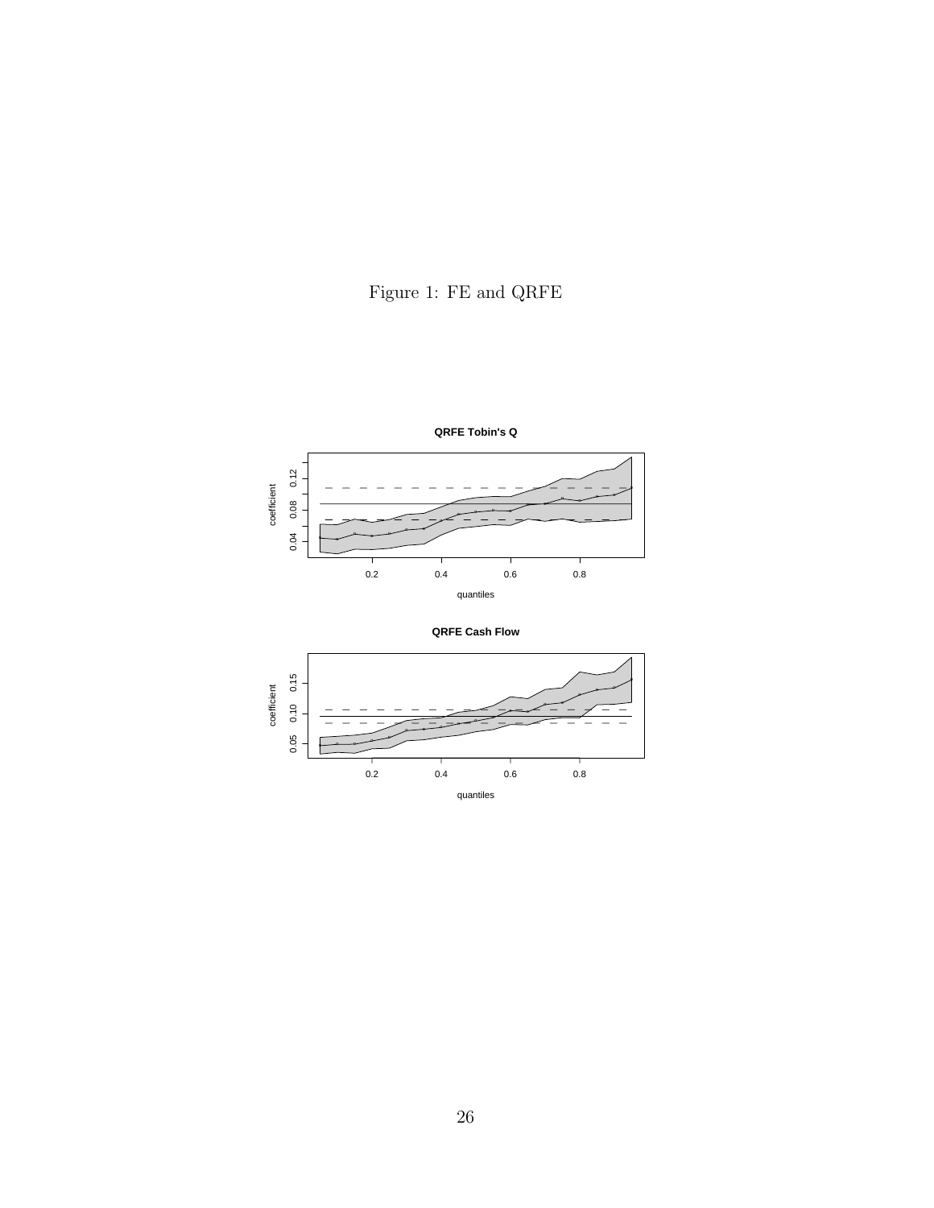Figure 1: FE and QRFE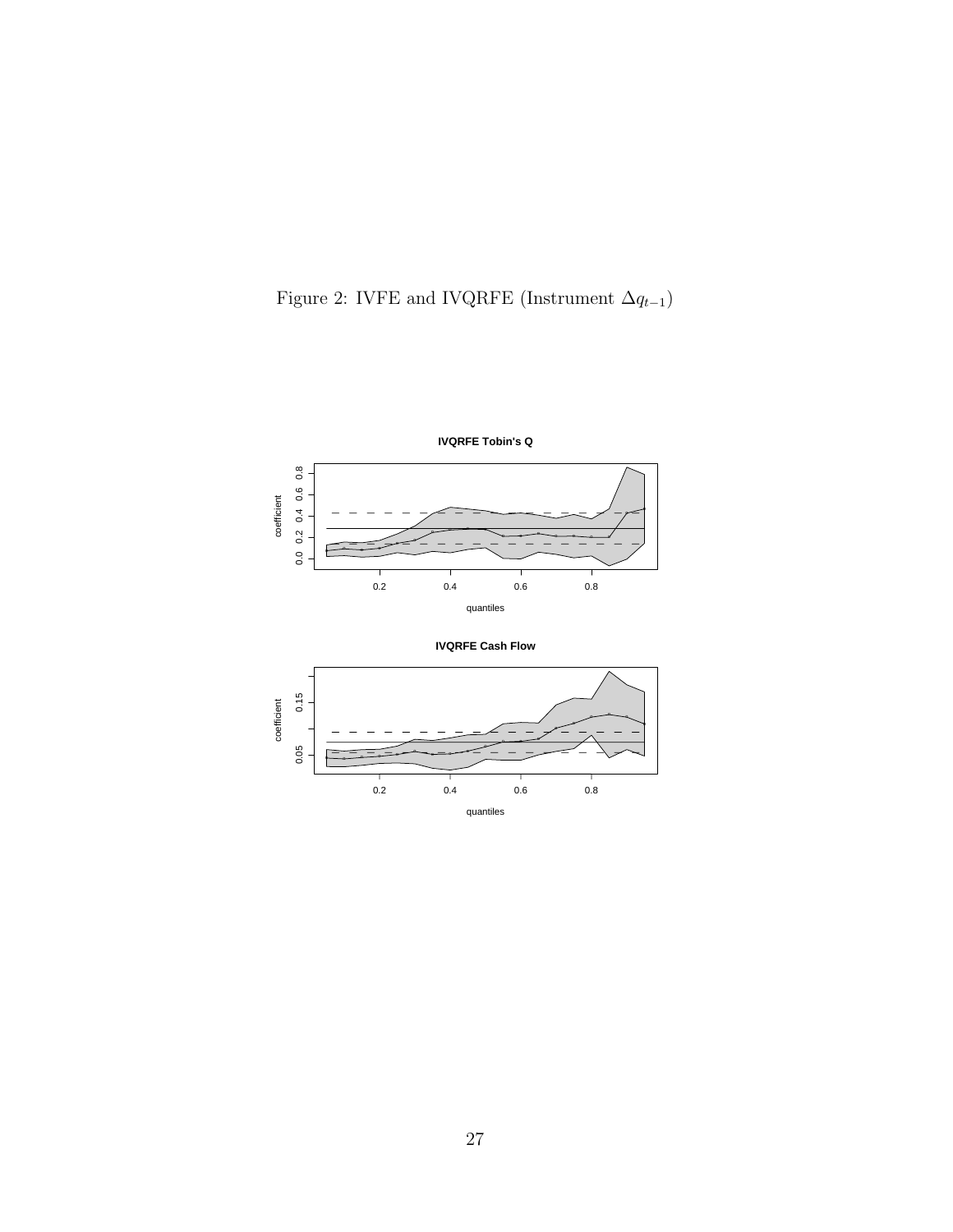Figure 2: IVFE and IVQRFE (Instrument $\Delta q_{t-1}$)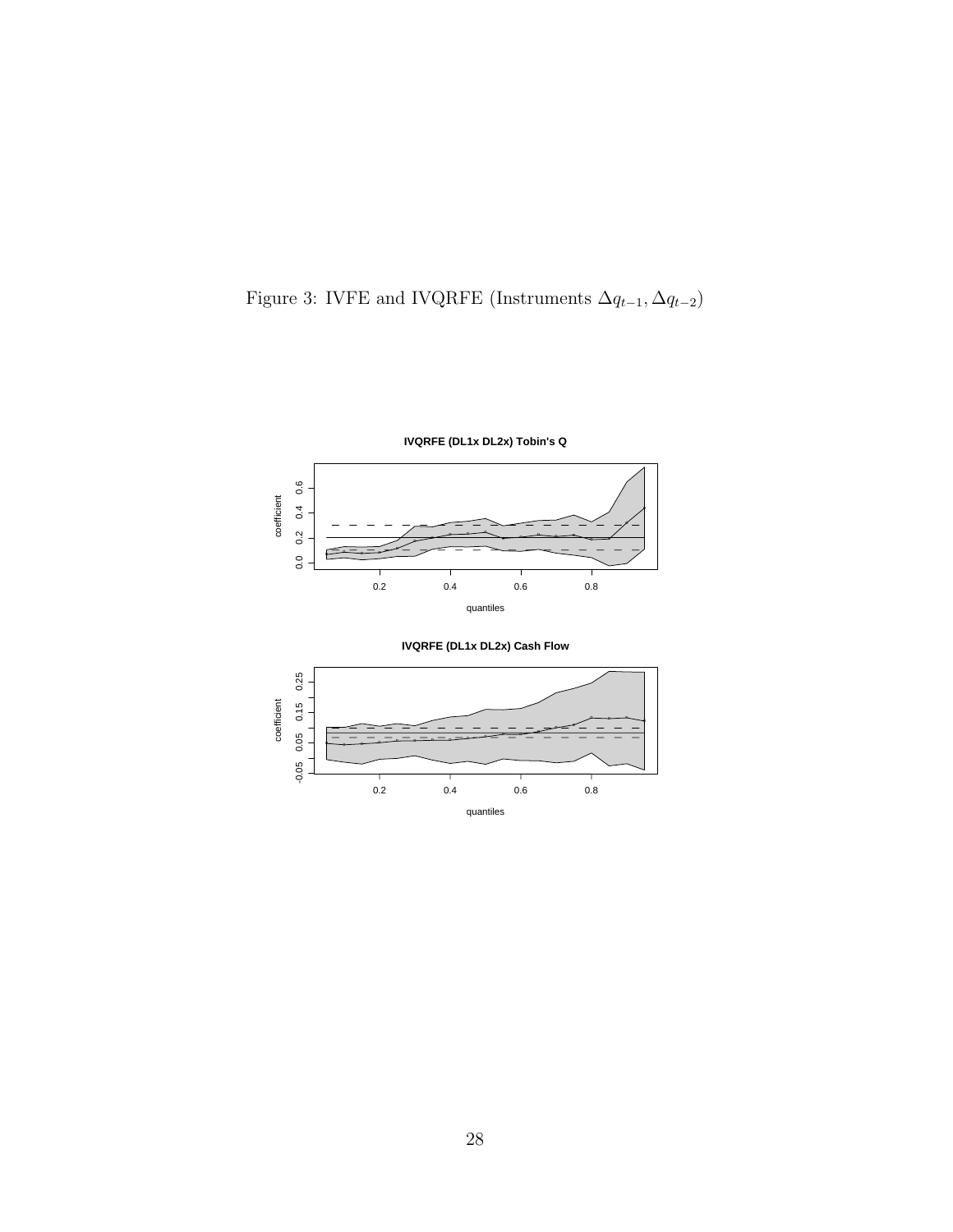Figure 3: IVFE and IVQRFE (Instruments $\Delta q_{t-1}, \Delta q_{t-2}$)

**IVQRFE (DL1x DL2x) Tobin's Q**

**IVQRFE (DL1x DL2x) Cash Flow**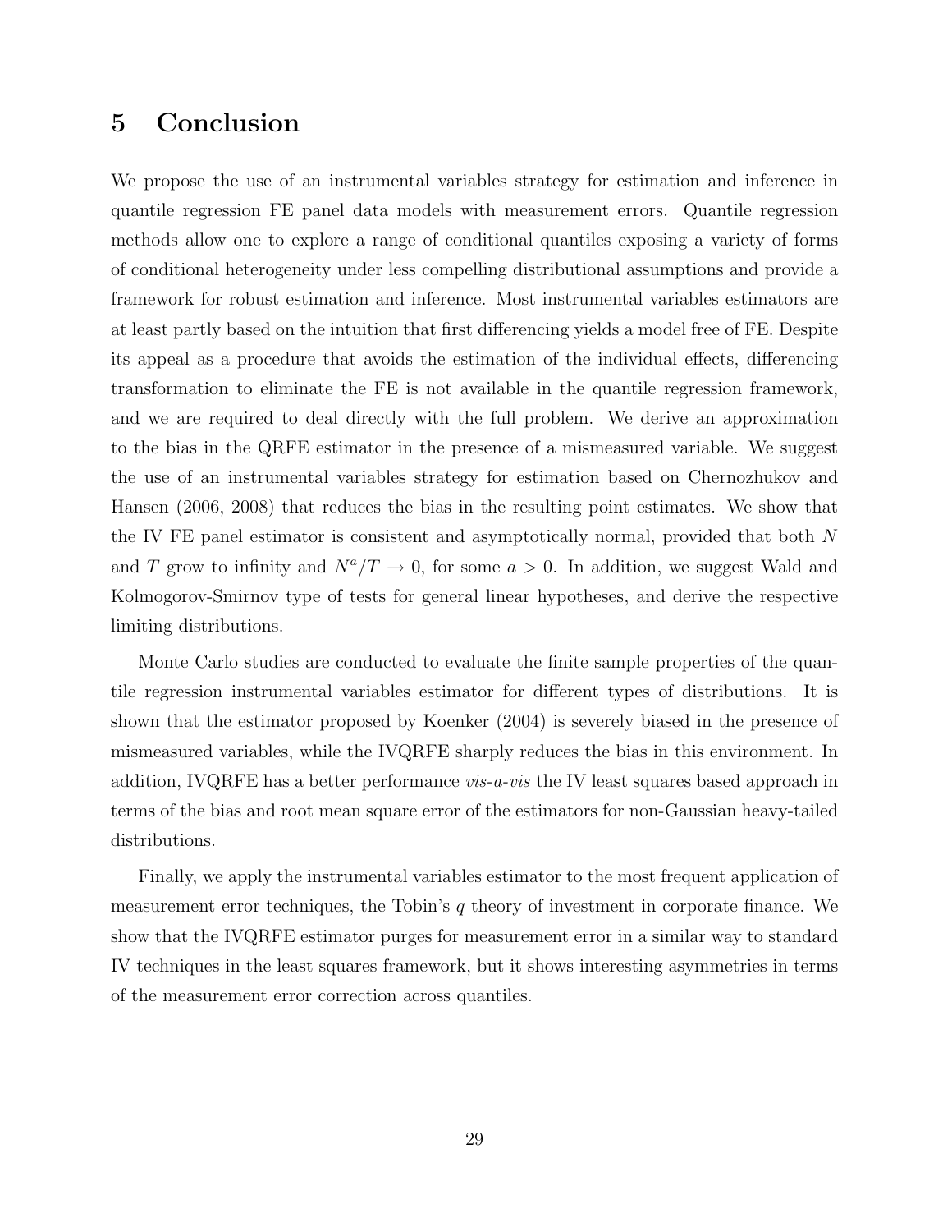## 5 Conclusion

We propose the use of an instrumental variables strategy for estimation and inference in quantile regression FE panel data models with measurement errors. Quantile regression methods allow one to explore a range of conditional quantiles exposing a variety of forms of conditional heterogeneity under less compelling distributional assumptions and provide a framework for robust estimation and inference. Most instrumental variables estimators are at least partly based on the intuition that first differencing yields a model free of FE. Despite its appeal as a procedure that avoids the estimation of the individual effects, differencing transformation to eliminate the FE is not available in the quantile regression framework, and we are required to deal directly with the full problem. We derive an approximation to the bias in the QRFE estimator in the presence of a mismeasured variable. We suggest the use of an instrumental variables strategy for estimation based on Chernozhukov and Hansen (2006, 2008) that reduces the bias in the resulting point estimates. We show that the IV FE panel estimator is consistent and asymptotically normal, provided that both $N$ and $T$ grow to infinity and $N^a/T \to 0$, for some $a > 0$. In addition, we suggest Wald and Kolmogorov-Smirnov type of tests for general linear hypotheses, and derive the respective limiting distributions.

Monte Carlo studies are conducted to evaluate the finite sample properties of the quantile regression instrumental variables estimator for different types of distributions. It is shown that the estimator proposed by Koenker (2004) is severely biased in the presence of mismeasured variables, while the IVQRFE sharply reduces the bias in this environment. In addition, IVQRFE has a better performance *vis-a-vis* the IV least squares based approach in terms of the bias and root mean square error of the estimators for non-Gaussian heavy-tailed distributions.

Finally, we apply the instrumental variables estimator to the most frequent application of measurement error techniques, the Tobin's $q$ theory of investment in corporate finance. We show that the IVQRFE estimator purges for measurement error in a similar way to standard IV techniques in the least squares framework, but it shows interesting asymmetries in terms of the measurement error correction across quantiles.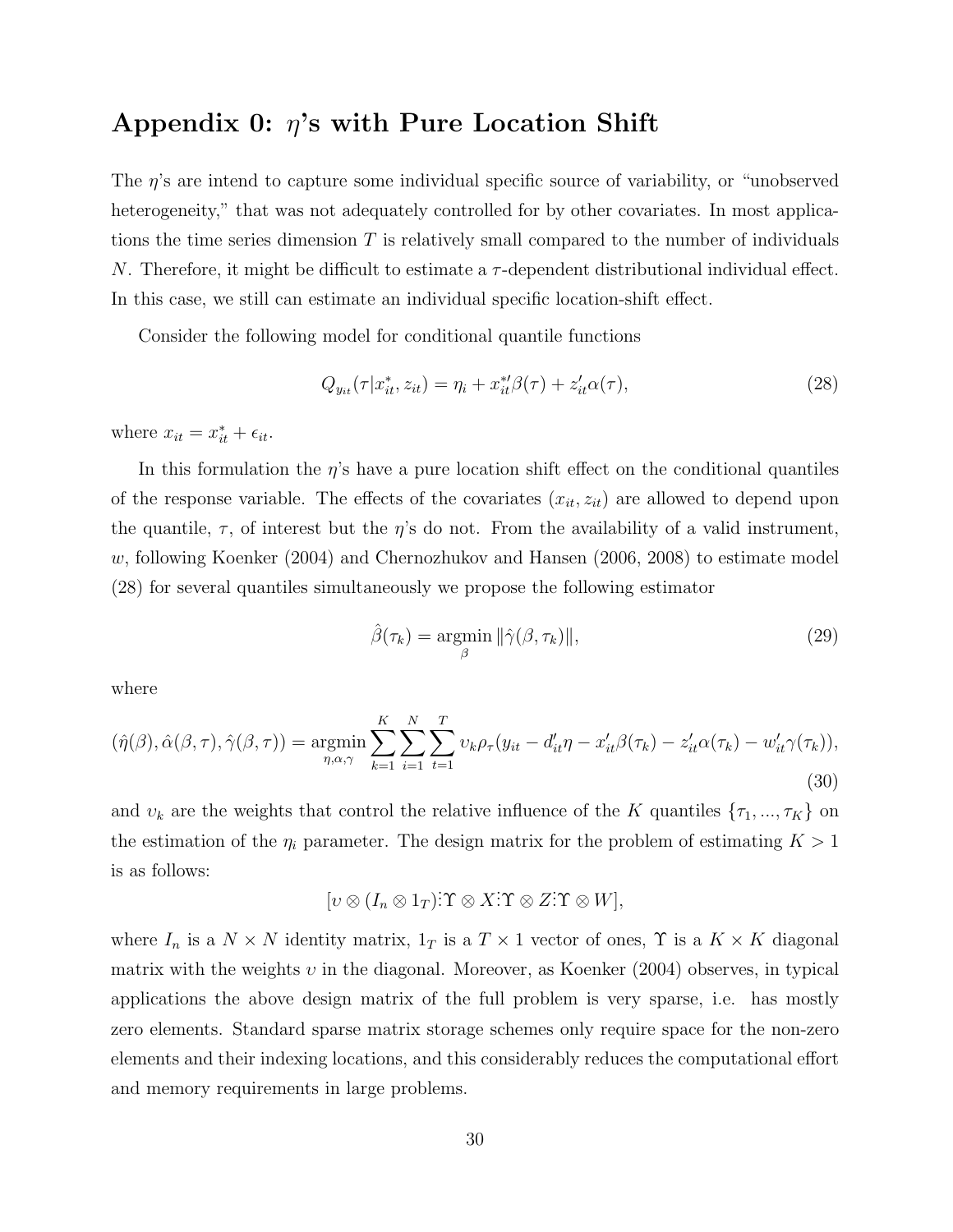## Appendix 0: $\eta$'s with Pure Location Shift

The $\eta$'s are intend to capture some individual specific source of variability, or "unobserved heterogeneity," that was not adequately controlled for by other covariates. In most applications the time series dimension $T$ is relatively small compared to the number of individuals $N$. Therefore, it might be difficult to estimate a $\tau$-dependent distributional individual effect. In this case, we still can estimate an individual specific location-shift effect.

Consider the following model for conditional quantile functions

$$Q_{y_{it}}(\tau | x_{it}^*, z_{it}) = \eta_i + x_{it}^{*\prime}\beta(\tau) + z_{it}'\alpha(\tau), \tag{28}$$

where $x_{it} = x_{it}^* + \epsilon_{it}$.

In this formulation the $\eta$'s have a pure location shift effect on the conditional quantiles of the response variable. The effects of the covariates $(x_{it}, z_{it})$ are allowed to depend upon the quantile, $\tau$, of interest but the $\eta$'s do not. From the availability of a valid instrument, $w$, following Koenker (2004) and Chernozhukov and Hansen (2006, 2008) to estimate model (28) for several quantiles simultaneously we propose the following estimator

$$\hat{\beta}(\tau_k) = \underset{\beta}{\operatorname{argmin}} \, \|\hat{\gamma}(\beta, \tau_k)\|, \tag{29}$$

where

$$(\hat{\eta}(\beta), \hat{\alpha}(\beta, \tau), \hat{\gamma}(\beta, \tau)) = \underset{\eta, \alpha, \gamma}{\operatorname{argmin}} \sum_{k=1}^{K} \sum_{i=1}^{N} \sum_{t=1}^{T} \upsilon_k \rho_\tau(y_{it} - d_{it}'\eta - x_{it}'\beta(\tau_k) - z_{it}'\alpha(\tau_k) - w_{it}'\gamma(\tau_k)), \tag{30}$$

and $\upsilon_k$ are the weights that control the relative influence of the $K$ quantiles $\{\tau_1, ..., \tau_K\}$ on the estimation of the $\eta_i$ parameter. The design matrix for the problem of estimating $K > 1$ is as follows:

$$[\upsilon \otimes (I_n \otimes 1_T) \vdots \Upsilon \otimes X \vdots \Upsilon \otimes Z \vdots \Upsilon \otimes W],$$

where $I_n$ is a $N \times N$ identity matrix, $1_T$ is a $T \times 1$ vector of ones, $\Upsilon$ is a $K \times K$ diagonal matrix with the weights $\upsilon$ in the diagonal. Moreover, as Koenker (2004) observes, in typical applications the above design matrix of the full problem is very sparse, i.e. has mostly zero elements. Standard sparse matrix storage schemes only require space for the non-zero elements and their indexing locations, and this considerably reduces the computational effort and memory requirements in large problems.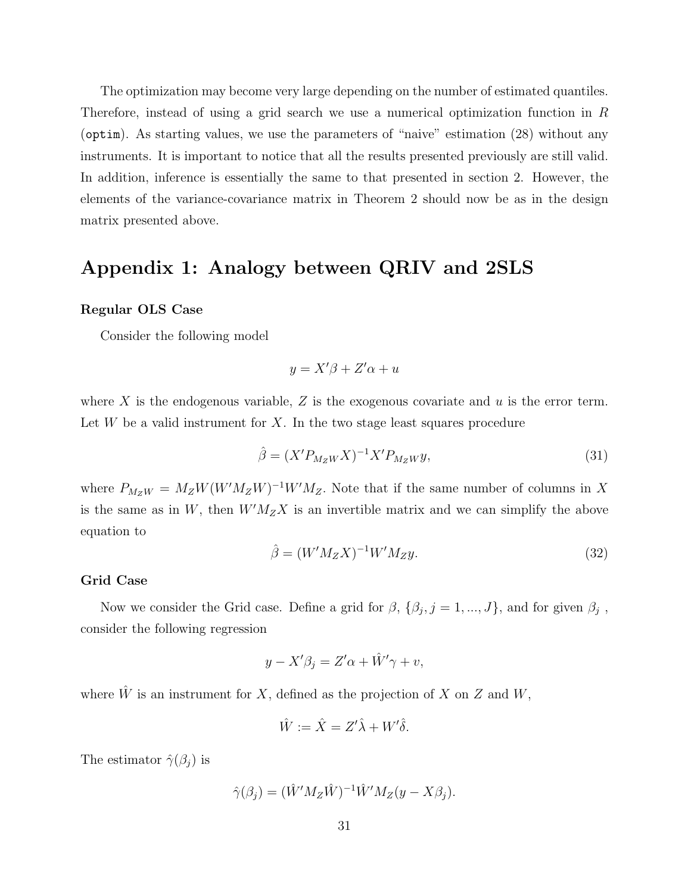The optimization may become very large depending on the number of estimated quantiles. Therefore, instead of using a grid search we use a numerical optimization function in $R$ (`optim`). As starting values, we use the parameters of "naive" estimation (28) without any instruments. It is important to notice that all the results presented previously are still valid. In addition, inference is essentially the same to that presented in section 2. However, the elements of the variance-covariance matrix in Theorem 2 should now be as in the design matrix presented above.

# Appendix 1: Analogy between QRIV and 2SLS

**Regular OLS Case**

Consider the following model

$$y = X'\beta + Z'\alpha + u$$

where $X$ is the endogenous variable, $Z$ is the exogenous covariate and $u$ is the error term. Let $W$ be a valid instrument for $X$. In the two stage least squares procedure

$$\hat{\beta} = (X'P_{M_Z W}X)^{-1}X'P_{M_Z W}y, \tag{31}$$

where $P_{M_Z W} = M_Z W(W'M_Z W)^{-1}W'M_Z$. Note that if the same number of columns in $X$ is the same as in $W$, then $W'M_Z X$ is an invertible matrix and we can simplify the above equation to

$$\hat{\beta} = (W'M_Z X)^{-1}W'M_Z y. \tag{32}$$

**Grid Case**

Now we consider the Grid case. Define a grid for $\beta$, $\{\beta_j, j = 1, ..., J\}$, and for given $\beta_j$ , consider the following regression

$$y - X'\beta_j = Z'\alpha + \hat{W}'\gamma + v,$$

where $\hat{W}$ is an instrument for $X$, defined as the projection of $X$ on $Z$ and $W$,

$$\hat{W} := \hat{X} = Z'\hat{\lambda} + W'\hat{\delta}.$$

The estimator $\hat{\gamma}(\beta_j)$ is

$$\hat{\gamma}(\beta_j) = (\hat{W}'M_Z\hat{W})^{-1}\hat{W}'M_Z(y - X\beta_j).$$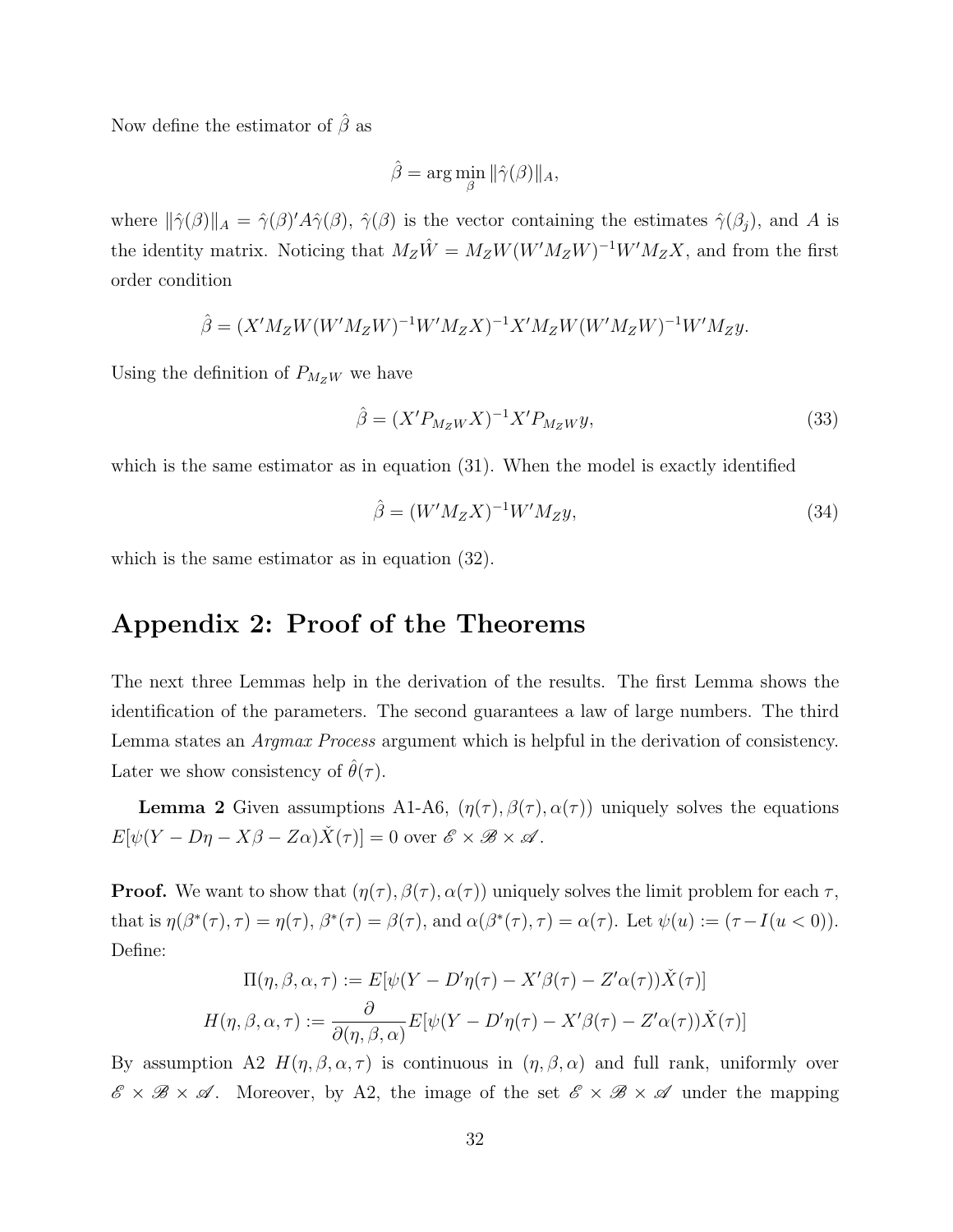Now define the estimator of $\hat{\beta}$ as

$$\hat{\beta} = \arg\min_{\beta} \|\hat{\gamma}(\beta)\|_A,$$

where $\|\hat{\gamma}(\beta)\|_A = \hat{\gamma}(\beta)' A \hat{\gamma}(\beta)$, $\hat{\gamma}(\beta)$ is the vector containing the estimates $\hat{\gamma}(\beta_j)$, and $A$ is the identity matrix. Noticing that $M_Z\hat{W} = M_Z W(W'M_Z W)^{-1}W'M_Z X$, and from the first order condition

$$\hat{\beta} = (X'M_Z W(W'M_Z W)^{-1}W'M_Z X)^{-1}X'M_Z W(W'M_Z W)^{-1}W'M_Z y.$$

Using the definition of $P_{M_Z W}$ we have

$$\hat{\beta} = (X'P_{M_Z W}X)^{-1}X'P_{M_Z W}y, \tag{33}$$

which is the same estimator as in equation (31). When the model is exactly identified

$$\hat{\beta} = (W'M_Z X)^{-1}W'M_Z y, \tag{34}$$

which is the same estimator as in equation (32).

## Appendix 2: Proof of the Theorems

The next three Lemmas help in the derivation of the results. The first Lemma shows the identification of the parameters. The second guarantees a law of large numbers. The third Lemma states an *Argmax Process* argument which is helpful in the derivation of consistency. Later we show consistency of $\hat{\theta}(\tau)$.

**Lemma 2** Given assumptions A1-A6, $(\eta(\tau), \beta(\tau), \alpha(\tau))$ uniquely solves the equations $E[\psi(Y - D\eta - X\beta - Z\alpha)\check{X}(\tau)] = 0$ over $\mathscr{E} \times \mathscr{B} \times \mathscr{A}$.

**Proof.** We want to show that $(\eta(\tau), \beta(\tau), \alpha(\tau))$ uniquely solves the limit problem for each $\tau$, that is $\eta(\beta^*(\tau), \tau) = \eta(\tau)$, $\beta^*(\tau) = \beta(\tau)$, and $\alpha(\beta^*(\tau), \tau) = \alpha(\tau)$. Let $\psi(u) := (\tau - I(u < 0))$. Define:

$$\Pi(\eta, \beta, \alpha, \tau) := E[\psi(Y - D'\eta(\tau) - X'\beta(\tau) - Z'\alpha(\tau))\check{X}(\tau)]$$

$$H(\eta, \beta, \alpha, \tau) := \frac{\partial}{\partial(\eta, \beta, \alpha)} E[\psi(Y - D'\eta(\tau) - X'\beta(\tau) - Z'\alpha(\tau))\check{X}(\tau)]$$

By assumption A2 $H(\eta, \beta, \alpha, \tau)$ is continuous in $(\eta, \beta, \alpha)$ and full rank, uniformly over $\mathscr{E} \times \mathscr{B} \times \mathscr{A}$. Moreover, by A2, the image of the set $\mathscr{E} \times \mathscr{B} \times \mathscr{A}$ under the mapping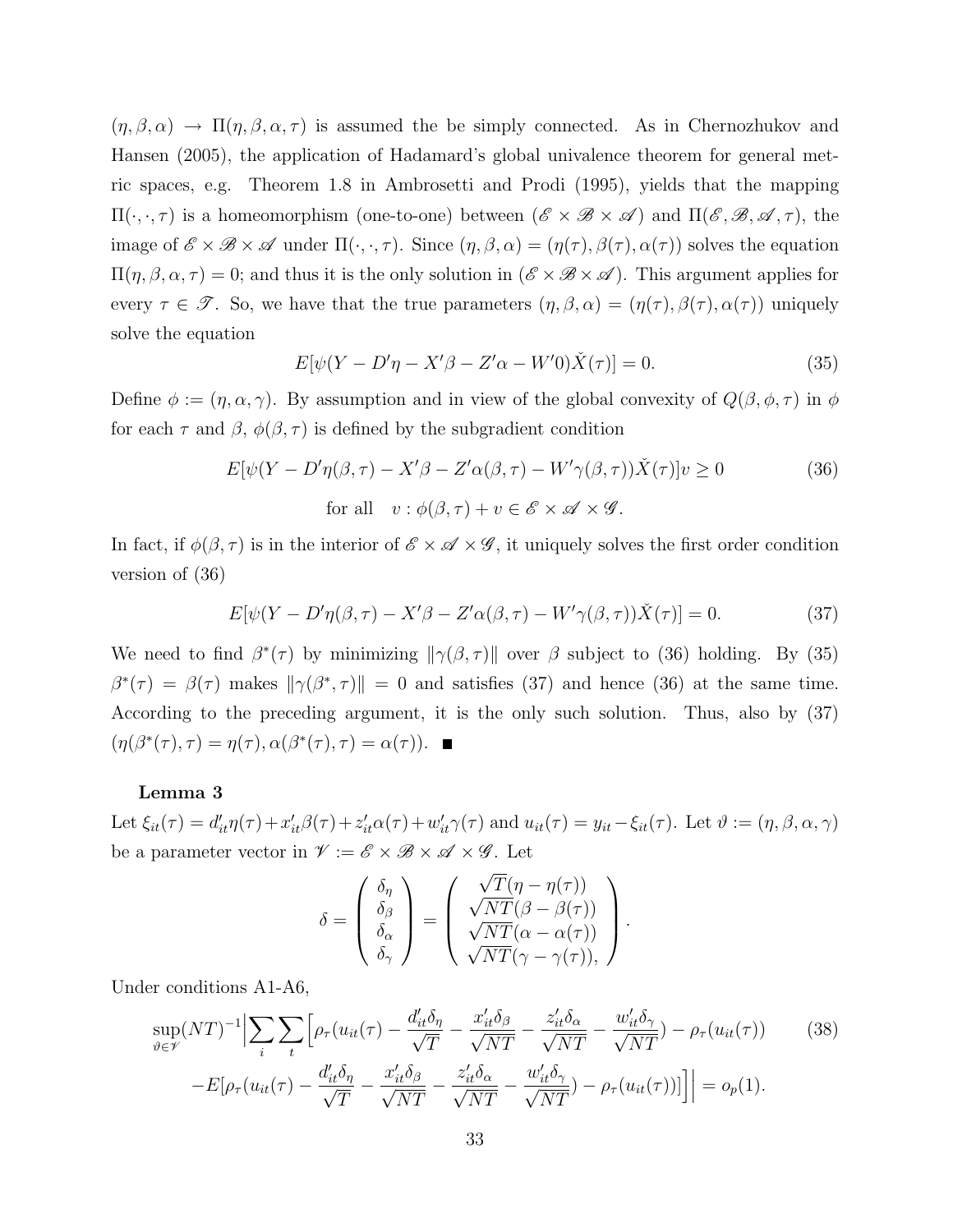$(\eta, \beta, \alpha) \rightarrow \Pi(\eta, \beta, \alpha, \tau)$ is assumed the be simply connected. As in Chernozhukov and Hansen (2005), the application of Hadamard's global univalence theorem for general metric spaces, e.g. Theorem 1.8 in Ambrosetti and Prodi (1995), yields that the mapping $\Pi(\cdot, \cdot, \tau)$ is a homeomorphism (one-to-one) between $(\mathscr{E} \times \mathscr{B} \times \mathscr{A})$ and $\Pi(\mathscr{E}, \mathscr{B}, \mathscr{A}, \tau)$, the image of $\mathscr{E} \times \mathscr{B} \times \mathscr{A}$ under $\Pi(\cdot, \cdot, \tau)$. Since $(\eta, \beta, \alpha) = (\eta(\tau), \beta(\tau), \alpha(\tau))$ solves the equation $\Pi(\eta, \beta, \alpha, \tau) = 0$; and thus it is the only solution in $(\mathscr{E} \times \mathscr{B} \times \mathscr{A})$. This argument applies for every $\tau \in \mathscr{T}$. So, we have that the true parameters $(\eta, \beta, \alpha) = (\eta(\tau), \beta(\tau), \alpha(\tau))$ uniquely solve the equation

$$E[\psi(Y - D'\eta - X'\beta - Z'\alpha - W'0)\check{X}(\tau)] = 0. \tag{35}$$

Define $\phi := (\eta, \alpha, \gamma)$. By assumption and in view of the global convexity of $Q(\beta, \phi, \tau)$ in $\phi$ for each $\tau$ and $\beta$, $\phi(\beta, \tau)$ is defined by the subgradient condition

$$E[\psi(Y - D'\eta(\beta, \tau) - X'\beta - Z'\alpha(\beta, \tau) - W'\gamma(\beta, \tau))\check{X}(\tau)]v \geq 0 \tag{36}$$

$$\text{for all} \quad v : \phi(\beta, \tau) + v \in \mathscr{E} \times \mathscr{A} \times \mathscr{G}.$$

In fact, if $\phi(\beta, \tau)$ is in the interior of $\mathscr{E} \times \mathscr{A} \times \mathscr{G}$, it uniquely solves the first order condition version of (36)

$$E[\psi(Y - D'\eta(\beta, \tau) - X'\beta - Z'\alpha(\beta, \tau) - W'\gamma(\beta, \tau))\check{X}(\tau)] = 0. \tag{37}$$

We need to find $\beta^*(\tau)$ by minimizing $\|\gamma(\beta, \tau)\|$ over $\beta$ subject to (36) holding. By (35) $\beta^*(\tau) = \beta(\tau)$ makes $\|\gamma(\beta^*, \tau)\| = 0$ and satisfies (37) and hence (36) at the same time. According to the preceding argument, it is the only such solution. Thus, also by (37) $(\eta(\beta^*(\tau), \tau) = \eta(\tau), \alpha(\beta^*(\tau), \tau) = \alpha(\tau))$. ■

**Lemma 3**

Let $\xi_{it}(\tau) = d'_{it}\eta(\tau) + x'_{it}\beta(\tau) + z'_{it}\alpha(\tau) + w'_{it}\gamma(\tau)$ and $u_{it}(\tau) = y_{it} - \xi_{it}(\tau)$. Let $\vartheta := (\eta, \beta, \alpha, \gamma)$ be a parameter vector in $\mathscr{V} := \mathscr{E} \times \mathscr{B} \times \mathscr{A} \times \mathscr{G}$. Let

$$\delta = \begin{pmatrix} \delta_\eta \\ \delta_\beta \\ \delta_\alpha \\ \delta_\gamma \end{pmatrix} = \begin{pmatrix} \sqrt{T}(\eta - \eta(\tau)) \\ \sqrt{NT}(\beta - \beta(\tau)) \\ \sqrt{NT}(\alpha - \alpha(\tau)) \\ \sqrt{NT}(\gamma - \gamma(\tau)), \end{pmatrix}.$$

Under conditions A1-A6,

$$\sup_{\vartheta \in \mathscr{V}} (NT)^{-1} \Big| \sum_i \sum_t \Big[ \rho_\tau(u_{it}(\tau) - \frac{d'_{it}\delta_\eta}{\sqrt{T}} - \frac{x'_{it}\delta_\beta}{\sqrt{NT}} - \frac{z'_{it}\delta_\alpha}{\sqrt{NT}} - \frac{w'_{it}\delta_\gamma}{\sqrt{NT}}) - \rho_\tau(u_{it}(\tau)) \tag{38}$$

$$-E[\rho_\tau(u_{it}(\tau) - \frac{d'_{it}\delta_\eta}{\sqrt{T}} - \frac{x'_{it}\delta_\beta}{\sqrt{NT}} - \frac{z'_{it}\delta_\alpha}{\sqrt{NT}} - \frac{w'_{it}\delta_\gamma}{\sqrt{NT}}) - \rho_\tau(u_{it}(\tau))] \Big] \Big| = o_p(1).$$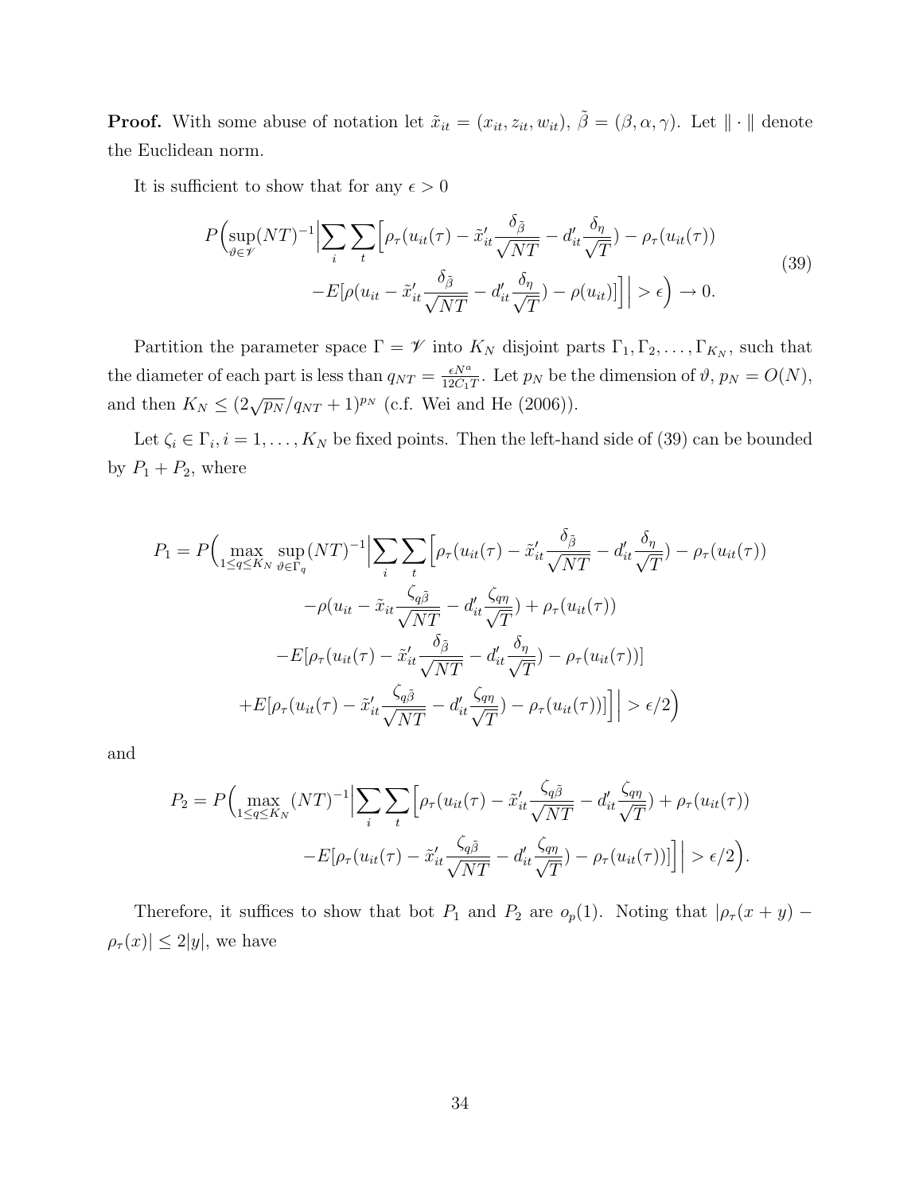**Proof.** With some abuse of notation let $\tilde{x}_{it} = (x_{it}, z_{it}, w_{it})$, $\tilde{\beta} = (\beta, \alpha, \gamma)$. Let $\|\cdot\|$ denote the Euclidean norm.

It is sufficient to show that for any $\epsilon > 0$

$$
\begin{aligned}
P\Big(\sup_{\vartheta \in \mathscr{V}} (NT)^{-1} \Big| \sum_i \sum_t \Big[ & \rho_\tau(u_{it}(\tau) - \tilde{x}'_{it} \frac{\delta_{\tilde{\beta}}}{\sqrt{NT}} - d'_{it} \frac{\delta_\eta}{\sqrt{T}}) - \rho_\tau(u_{it}(\tau)) \\
& - E[\rho(u_{it} - \tilde{x}'_{it} \frac{\delta_{\tilde{\beta}}}{\sqrt{NT}} - d'_{it} \frac{\delta_\eta}{\sqrt{T}}) - \rho(u_{it})] \Big] \Big| > \epsilon \Big) \to 0.
\end{aligned} \tag{39}
$$

Partition the parameter space $\Gamma = \mathscr{V}$ into $K_N$ disjoint parts $\Gamma_1, \Gamma_2, \ldots, \Gamma_{K_N}$, such that the diameter of each part is less than $q_{NT} = \frac{\epsilon N^a}{12 C_1 T}$. Let $p_N$ be the dimension of $\vartheta$, $p_N = O(N)$, and then $K_N \leq (2\sqrt{p_N}/q_{NT} + 1)^{p_N}$ (c.f. Wei and He (2006)).

Let $\zeta_i \in \Gamma_i, i = 1, \ldots, K_N$ be fixed points. Then the left-hand side of (39) can be bounded by $P_1 + P_2$, where

$$
\begin{aligned}
P_1 = P\Big(\max_{1 \leq q \leq K_N} \sup_{\vartheta \in \Gamma_q} (NT)^{-1} \Big| \sum_i \sum_t \Big[ & \rho_\tau(u_{it}(\tau) - \tilde{x}'_{it} \frac{\delta_{\tilde{\beta}}}{\sqrt{NT}} - d'_{it} \frac{\delta_\eta}{\sqrt{T}}) - \rho_\tau(u_{it}(\tau)) \\
& - \rho(u_{it} - \tilde{x}_{it} \frac{\zeta_{q\tilde{\beta}}}{\sqrt{NT}} - d'_{it} \frac{\zeta_{q\eta}}{\sqrt{T}}) + \rho_\tau(u_{it}(\tau)) \\
& - E[\rho_\tau(u_{it}(\tau) - \tilde{x}'_{it} \frac{\delta_{\tilde{\beta}}}{\sqrt{NT}} - d'_{it} \frac{\delta_\eta}{\sqrt{T}}) - \rho_\tau(u_{it}(\tau))] \\
& + E[\rho_\tau(u_{it}(\tau) - \tilde{x}'_{it} \frac{\zeta_{q\tilde{\beta}}}{\sqrt{NT}} - d'_{it} \frac{\zeta_{q\eta}}{\sqrt{T}}) - \rho_\tau(u_{it}(\tau))] \Big] \Big| > \epsilon/2 \Big)
\end{aligned}
$$

and

$$
\begin{aligned}
P_2 = P\Big(\max_{1 \leq q \leq K_N} (NT)^{-1} \Big| \sum_i \sum_t \Big[ & \rho_\tau(u_{it}(\tau) - \tilde{x}'_{it} \frac{\zeta_{q\tilde{\beta}}}{\sqrt{NT}} - d'_{it} \frac{\zeta_{q\eta}}{\sqrt{T}}) + \rho_\tau(u_{it}(\tau)) \\
& - E[\rho_\tau(u_{it}(\tau) - \tilde{x}'_{it} \frac{\zeta_{q\tilde{\beta}}}{\sqrt{NT}} - d'_{it} \frac{\zeta_{q\eta}}{\sqrt{T}}) - \rho_\tau(u_{it}(\tau))] \Big] \Big| > \epsilon/2 \Big).
\end{aligned}
$$

Therefore, it suffices to show that bot $P_1$ and $P_2$ are $o_p(1)$. Noting that $|\rho_\tau(x + y) - \rho_\tau(x)| \leq 2|y|$, we have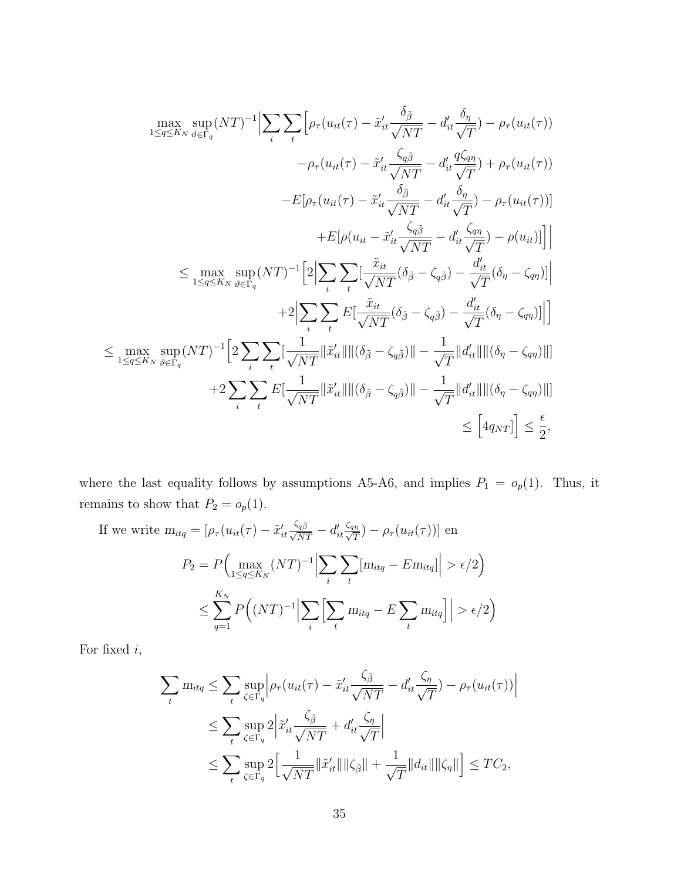$$
\begin{aligned}
&\max_{1\leq q\leq K_N}\sup_{\vartheta\in\Gamma_q}(NT)^{-1}\Big|\sum_i\sum_t\Big[\rho_\tau(u_{it}(\tau)-\tilde{x}_{it}'\frac{\delta_{\tilde{\beta}}}{\sqrt{NT}}-d_{it}'\frac{\delta_\eta}{\sqrt{T}})-\rho_\tau(u_{it}(\tau))\\
&\qquad-\rho_\tau(u_{it}(\tau)-\tilde{x}_{it}'\frac{\zeta_{q\tilde{\beta}}}{\sqrt{NT}}-d_{it}'\frac{q\zeta_{q\eta}}{\sqrt{T}})+\rho_\tau(u_{it}(\tau))\\
&\qquad-E[\rho_\tau(u_{it}(\tau)-\tilde{x}_{it}'\frac{\delta_{\tilde{\beta}}}{\sqrt{NT}}-d_{it}'\frac{\delta_\eta}{\sqrt{T}})-\rho_\tau(u_{it}(\tau))]\\
&\qquad+E[\rho(u_{it}-\tilde{x}_{it}'\frac{\zeta_{q\tilde{\beta}}}{\sqrt{NT}}-d_{it}'\frac{\zeta_{q\eta}}{\sqrt{T}})-\rho(u_{it})]\Big]\Big|\\
&\leq\max_{1\leq q\leq K_N}\sup_{\vartheta\in\Gamma_q}(NT)^{-1}\Big[2\Big|\sum_i\sum_t[\frac{\tilde{x}_{it}}{\sqrt{NT}}(\delta_{\tilde{\beta}}-\zeta_{q\tilde{\beta}})-\frac{d_{it}'}{\sqrt{T}}(\delta_\eta-\zeta_{q\eta})]\Big|\\
&\qquad+2\Big|\sum_i\sum_t E[\frac{\tilde{x}_{it}}{\sqrt{NT}}(\delta_{\tilde{\beta}}-\zeta_{q\tilde{\beta}})-\frac{d_{it}'}{\sqrt{T}}(\delta_\eta-\zeta_{q\eta})]\Big|\Big]\\
&\leq\max_{1\leq q\leq K_N}\sup_{\vartheta\in\Gamma_q}(NT)^{-1}\Big[2\sum_i\sum_t[\frac{1}{\sqrt{NT}}\|\tilde{x}_{it}'\|\|(\delta_{\tilde{\beta}}-\zeta_{q\tilde{\beta}})\|-\frac{1}{\sqrt{T}}\|d_{it}'\|\|(\delta_\eta-\zeta_{q\eta})\|]\\
&\qquad+2\sum_i\sum_t E[\frac{1}{\sqrt{NT}}\|\tilde{x}_{it}'\|\|(\delta_{\tilde{\beta}}-\zeta_{q\tilde{\beta}})\|-\frac{1}{\sqrt{T}}\|d_{it}'\|\|(\delta_\eta-\zeta_{q\eta})\|]\\
&\leq\Big[4q_{NT}\Big]\leq\frac{\epsilon}{2},
\end{aligned}
$$

where the last equality follows by assumptions A5-A6, and implies $P_1=o_p(1)$. Thus, it remains to show that $P_2=o_p(1)$.

If we write $m_{itq}=[\rho_\tau(u_{it}(\tau)-\tilde{x}_{it}'\frac{\zeta_{q\tilde{\beta}}}{\sqrt{NT}}-d_{it}'\frac{\zeta_{q\eta}}{\sqrt{T}})-\rho_\tau(u_{it}(\tau))]$ en

$$
\begin{aligned}
P_2&=P\Big(\max_{1\leq q\leq K_N}(NT)^{-1}\Big|\sum_i\sum_t[m_{itq}-Em_{itq}]\Big|>\epsilon/2\Big)\\
&\leq\sum_{q=1}^{K_N}P\Big((NT)^{-1}\Big|\sum_i\Big[\sum_t m_{itq}-E\sum_t m_{itq}\Big]\Big|>\epsilon/2\Big)
\end{aligned}
$$

For fixed $i$,

$$
\begin{aligned}
\sum_t m_{itq}&\leq\sum_t\sup_{\zeta\in\Gamma_q}\Big|\rho_\tau(u_{it}(\tau)-\tilde{x}_{it}'\frac{\zeta_{\tilde{\beta}}}{\sqrt{NT}}-d_{it}'\frac{\zeta_\eta}{\sqrt{T}})-\rho_\tau(u_{it}(\tau))\Big|\\
&\leq\sum_t\sup_{\zeta\in\Gamma_q}2\Big|\tilde{x}_{it}'\frac{\zeta_{\tilde{\beta}}}{\sqrt{NT}}+d_{it}'\frac{\zeta_\eta}{\sqrt{T}}\Big|\\
&\leq\sum_t\sup_{\zeta\in\Gamma_q}2\Big[\frac{1}{\sqrt{NT}}\|\tilde{x}_{it}'\|\|\zeta_{\tilde{\beta}}\|+\frac{1}{\sqrt{T}}\|d_{it}\|\|\zeta_\eta\|\Big]\leq TC_2,
\end{aligned}
$$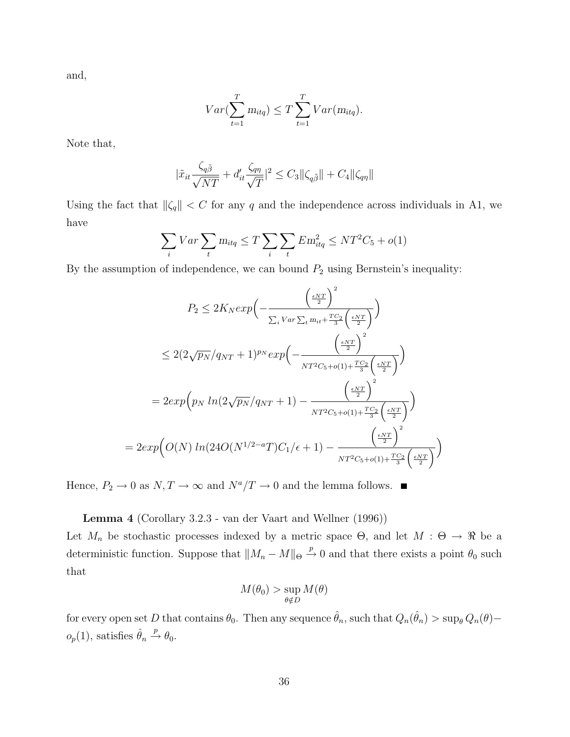and,

$$Var(\sum_{t=1}^{T} m_{itq}) \leq T \sum_{t=1}^{T} Var(m_{itq}).$$

Note that,

$$|\tilde{x}_{it}\frac{\zeta_{q\tilde{\beta}}}{\sqrt{NT}} + d'_{it}\frac{\zeta_{q\eta}}{\sqrt{T}}|^2 \leq C_3\|\zeta_{q\tilde{\beta}}\| + C_4\|\zeta_{q\eta}\|$$

Using the fact that $\|\zeta_q\| < C$ for any $q$ and the independence across individuals in A1, we have

$$\sum_i Var \sum_t m_{itq} \leq T \sum_i \sum_t Em_{itq}^2 \leq NT^2C_5 + o(1)$$

By the assumption of independence, we can bound $P_2$ using Bernstein's inequality:

$$P_2 \leq 2K_N exp\Big(-\frac{\left(\frac{\epsilon NT}{2}\right)^2}{\sum_i Var \sum_t m_{it} + \frac{TC_2}{3}\left(\frac{\epsilon NT}{2}\right)}\Big)$$

$$\leq 2(2\sqrt{p_N}/q_{NT}+1)^{p_N} exp\Big(-\frac{\left(\frac{\epsilon NT}{2}\right)^2}{NT^2C_5 + o(1) + \frac{TC_2}{3}\left(\frac{\epsilon NT}{2}\right)}\Big)$$

$$= 2exp\Big(p_N\ ln(2\sqrt{p_N}/q_{NT}+1) - \frac{\left(\frac{\epsilon NT}{2}\right)^2}{NT^2C_5 + o(1) + \frac{TC_2}{3}\left(\frac{\epsilon NT}{2}\right)}\Big)$$

$$= 2exp\Big(O(N)\ ln(24O(N^{1/2-a}T)C_1/\epsilon + 1) - \frac{\left(\frac{\epsilon NT}{2}\right)^2}{NT^2C_5 + o(1) + \frac{TC_2}{3}\left(\frac{\epsilon NT}{2}\right)}\Big)$$

Hence, $P_2 \to 0$ as $N, T \to \infty$ and $N^a/T \to 0$ and the lemma follows. ■

**Lemma 4** (Corollary 3.2.3 - van der Vaart and Wellner (1996))
Let $M_n$ be stochastic processes indexed by a metric space $\Theta$, and let $M : \Theta \to \Re$ be a deterministic function. Suppose that $\|M_n - M\|_\Theta \xrightarrow{p} 0$ and that there exists a point $\theta_0$ such that

$$M(\theta_0) > \sup_{\theta \notin D} M(\theta)$$

for every open set $D$ that contains $\theta_0$. Then any sequence $\hat{\theta}_n$, such that $Q_n(\hat{\theta}_n) > \sup_\theta Q_n(\theta) - o_p(1)$, satisfies $\hat{\theta}_n \xrightarrow{p} \theta_0$.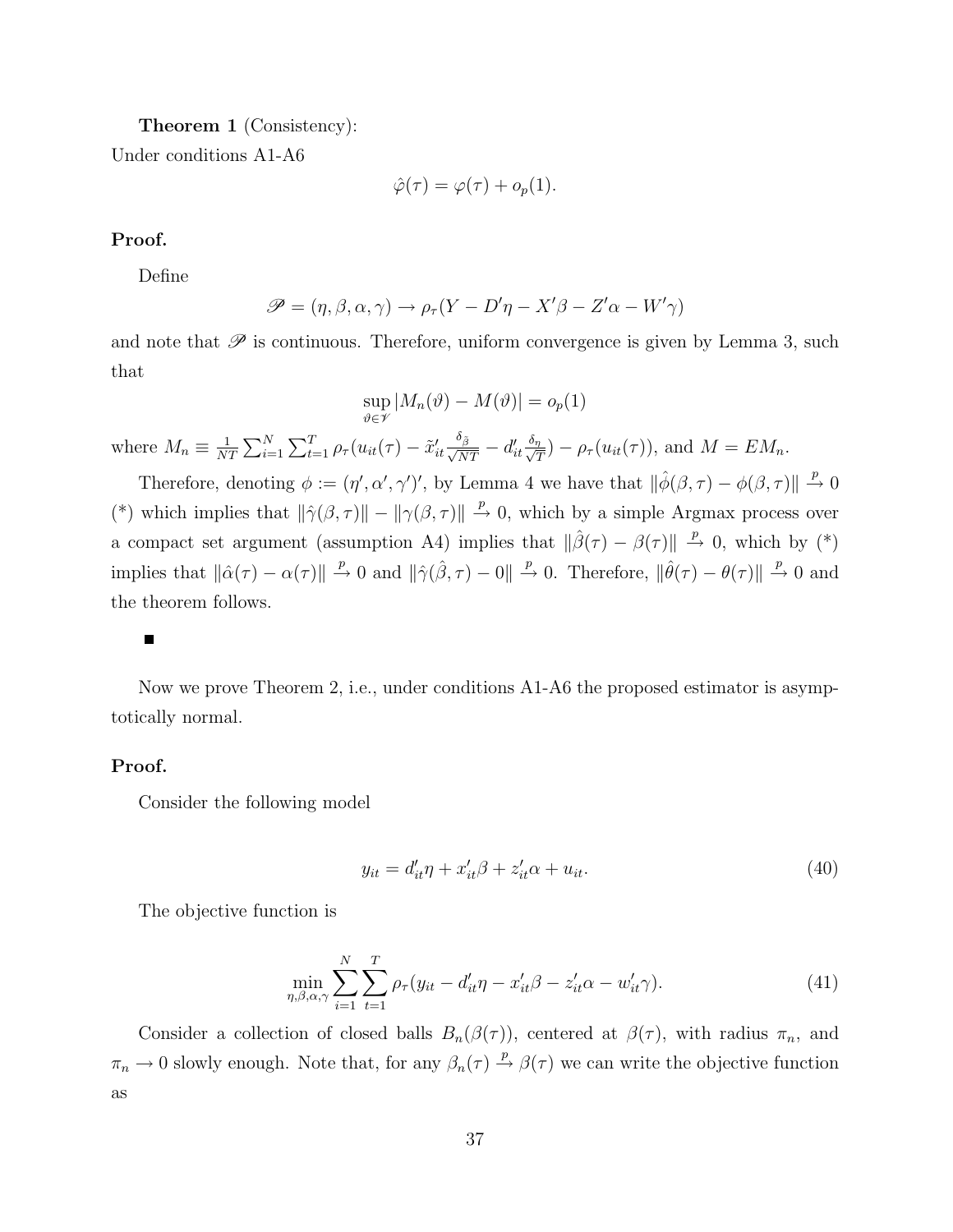**Theorem 1** (Consistency):
Under conditions A1-A6

$$\hat{\varphi}(\tau) = \varphi(\tau) + o_p(1).$$

**Proof.**

Define

$$\mathscr{P} = (\eta, \beta, \alpha, \gamma) \to \rho_\tau(Y - D'\eta - X'\beta - Z'\alpha - W'\gamma)$$

and note that $\mathscr{P}$ is continuous. Therefore, uniform convergence is given by Lemma 3, such that

$$\sup_{\vartheta \in \mathscr{V}} |M_n(\vartheta) - M(\vartheta)| = o_p(1)$$

where $M_n \equiv \frac{1}{NT}\sum_{i=1}^{N}\sum_{t=1}^{T} \rho_\tau(u_{it}(\tau) - \tilde{x}_{it}'\frac{\delta_\beta}{\sqrt{NT}} - d_{it}'\frac{\delta_\eta}{\sqrt{T}}) - \rho_\tau(u_{it}(\tau))$, and $M = EM_n$.

Therefore, denoting $\phi := (\eta', \alpha', \gamma')'$, by Lemma 4 we have that $\|\hat{\phi}(\beta, \tau) - \phi(\beta, \tau)\| \xrightarrow{p} 0$ (*) which implies that $\|\hat{\gamma}(\beta, \tau)\| - \|\gamma(\beta, \tau)\| \xrightarrow{p} 0$, which by a simple Argmax process over a compact set argument (assumption A4) implies that $\|\hat{\beta}(\tau) - \beta(\tau)\| \xrightarrow{p} 0$, which by (*) implies that $\|\hat{\alpha}(\tau) - \alpha(\tau)\| \xrightarrow{p} 0$ and $\|\hat{\gamma}(\hat{\beta}, \tau) - 0\| \xrightarrow{p} 0$. Therefore, $\|\hat{\theta}(\tau) - \theta(\tau)\| \xrightarrow{p} 0$ and the theorem follows.

■

Now we prove Theorem 2, i.e., under conditions A1-A6 the proposed estimator is asymptotically normal.

**Proof.**

Consider the following model

$$y_{it} = d_{it}'\eta + x_{it}'\beta + z_{it}'\alpha + u_{it}. \tag{40}$$

The objective function is

$$\min_{\eta,\beta,\alpha,\gamma} \sum_{i=1}^{N}\sum_{t=1}^{T} \rho_\tau(y_{it} - d_{it}'\eta - x_{it}'\beta - z_{it}'\alpha - w_{it}'\gamma). \tag{41}$$

Consider a collection of closed balls $B_n(\beta(\tau))$, centered at $\beta(\tau)$, with radius $\pi_n$, and $\pi_n \to 0$ slowly enough. Note that, for any $\beta_n(\tau) \xrightarrow{p} \beta(\tau)$ we can write the objective function as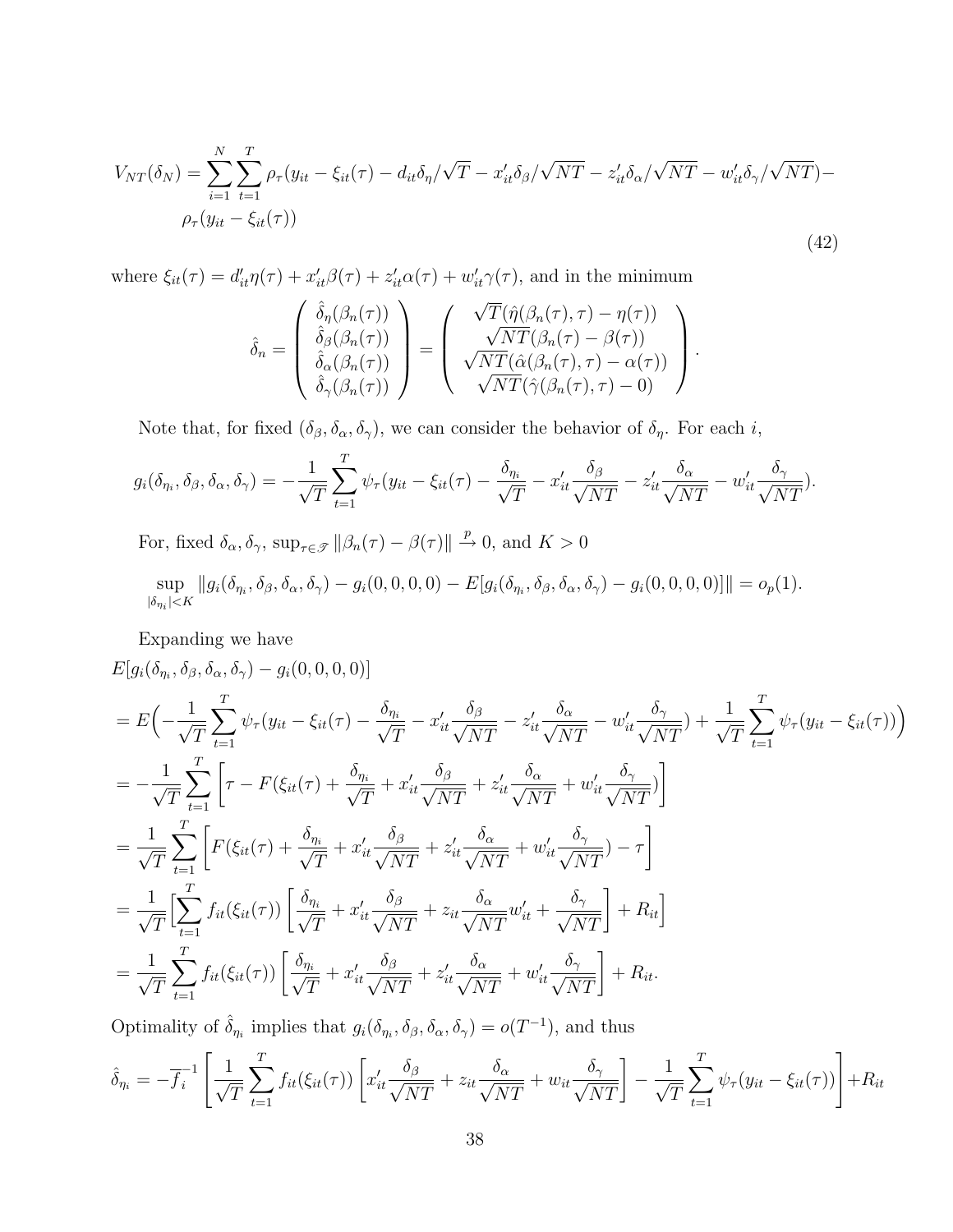$$
\begin{aligned}
V_{NT}(\delta_N) = \sum_{i=1}^{N}\sum_{t=1}^{T} \rho_\tau(y_{it} - \xi_{it}(\tau) - d_{it}\delta_\eta/\sqrt{T} - x_{it}'\delta_\beta/\sqrt{NT} - z_{it}'\delta_\alpha/\sqrt{NT} - w_{it}'\delta_\gamma/\sqrt{NT}) - \\
\rho_\tau(y_{it} - \xi_{it}(\tau))
\end{aligned}
\tag{42}
$$

where $\xi_{it}(\tau) = d_{it}'\eta(\tau) + x_{it}'\beta(\tau) + z_{it}'\alpha(\tau) + w_{it}'\gamma(\tau)$, and in the minimum

$$
\hat{\delta}_n = \begin{pmatrix} \hat{\delta}_\eta(\beta_n(\tau)) \\ \hat{\delta}_\beta(\beta_n(\tau)) \\ \hat{\delta}_\alpha(\beta_n(\tau)) \\ \hat{\delta}_\gamma(\beta_n(\tau)) \end{pmatrix} = \begin{pmatrix} \sqrt{T}(\hat{\eta}(\beta_n(\tau),\tau) - \eta(\tau)) \\ \sqrt{NT}(\beta_n(\tau) - \beta(\tau)) \\ \sqrt{NT}(\hat{\alpha}(\beta_n(\tau),\tau) - \alpha(\tau)) \\ \sqrt{NT}(\hat{\gamma}(\beta_n(\tau),\tau) - 0) \end{pmatrix}.
$$

Note that, for fixed $(\delta_\beta, \delta_\alpha, \delta_\gamma)$, we can consider the behavior of $\delta_\eta$. For each $i$,

$$
g_i(\delta_{\eta_i}, \delta_\beta, \delta_\alpha, \delta_\gamma) = -\frac{1}{\sqrt{T}}\sum_{t=1}^{T} \psi_\tau(y_{it} - \xi_{it}(\tau) - \frac{\delta_{\eta_i}}{\sqrt{T}} - x_{it}'\frac{\delta_\beta}{\sqrt{NT}} - z_{it}'\frac{\delta_\alpha}{\sqrt{NT}} - w_{it}'\frac{\delta_\gamma}{\sqrt{NT}}).
$$

For, fixed $\delta_\alpha, \delta_\gamma$, $\sup_{\tau\in\mathscr{T}} \|\beta_n(\tau) - \beta(\tau)\| \xrightarrow{p} 0$, and $K > 0$

$$
\sup_{|\delta_{\eta_i}|<K} \|g_i(\delta_{\eta_i}, \delta_\beta, \delta_\alpha, \delta_\gamma) - g_i(0,0,0,0) - E[g_i(\delta_{\eta_i}, \delta_\beta, \delta_\alpha, \delta_\gamma) - g_i(0,0,0,0)]\| = o_p(1).
$$

Expanding we have

$$
\begin{aligned}
&E[g_i(\delta_{\eta_i}, \delta_\beta, \delta_\alpha, \delta_\gamma) - g_i(0,0,0,0)] \\
&= E\Big(-\frac{1}{\sqrt{T}}\sum_{t=1}^{T} \psi_\tau(y_{it} - \xi_{it}(\tau) - \frac{\delta_{\eta_i}}{\sqrt{T}} - x_{it}'\frac{\delta_\beta}{\sqrt{NT}} - z_{it}'\frac{\delta_\alpha}{\sqrt{NT}} - w_{it}'\frac{\delta_\gamma}{\sqrt{NT}}) + \frac{1}{\sqrt{T}}\sum_{t=1}^{T}\psi_\tau(y_{it} - \xi_{it}(\tau))\Big) \\
&= -\frac{1}{\sqrt{T}}\sum_{t=1}^{T}\left[\tau - F(\xi_{it}(\tau) + \frac{\delta_{\eta_i}}{\sqrt{T}} + x_{it}'\frac{\delta_\beta}{\sqrt{NT}} + z_{it}'\frac{\delta_\alpha}{\sqrt{NT}} + w_{it}'\frac{\delta_\gamma}{\sqrt{NT}})\right] \\
&= \frac{1}{\sqrt{T}}\sum_{t=1}^{T}\left[F(\xi_{it}(\tau) + \frac{\delta_{\eta_i}}{\sqrt{T}} + x_{it}'\frac{\delta_\beta}{\sqrt{NT}} + z_{it}'\frac{\delta_\alpha}{\sqrt{NT}} + w_{it}'\frac{\delta_\gamma}{\sqrt{NT}}) - \tau\right] \\
&= \frac{1}{\sqrt{T}}\Big[\sum_{t=1}^{T} f_{it}(\xi_{it}(\tau))\left[\frac{\delta_{\eta_i}}{\sqrt{T}} + x_{it}'\frac{\delta_\beta}{\sqrt{NT}} + z_{it}\frac{\delta_\alpha}{\sqrt{NT}}w_{it}' + \frac{\delta_\gamma}{\sqrt{NT}}\right] + R_{it}\Big] \\
&= \frac{1}{\sqrt{T}}\sum_{t=1}^{T} f_{it}(\xi_{it}(\tau))\left[\frac{\delta_{\eta_i}}{\sqrt{T}} + x_{it}'\frac{\delta_\beta}{\sqrt{NT}} + z_{it}'\frac{\delta_\alpha}{\sqrt{NT}} + w_{it}'\frac{\delta_\gamma}{\sqrt{NT}}\right] + R_{it}.
\end{aligned}
$$

Optimality of $\hat{\delta}_{\eta_i}$ implies that $g_i(\delta_{\eta_i}, \delta_\beta, \delta_\alpha, \delta_\gamma) = o(T^{-1})$, and thus

$$
\hat{\delta}_{\eta_i} = -\overline{f}_i^{-1}\left[\frac{1}{\sqrt{T}}\sum_{t=1}^{T} f_{it}(\xi_{it}(\tau))\left[x_{it}'\frac{\delta_\beta}{\sqrt{NT}} + z_{it}\frac{\delta_\alpha}{\sqrt{NT}} + w_{it}\frac{\delta_\gamma}{\sqrt{NT}}\right] - \frac{1}{\sqrt{T}}\sum_{t=1}^{T}\psi_\tau(y_{it} - \xi_{it}(\tau))\right] + R_{it}
$$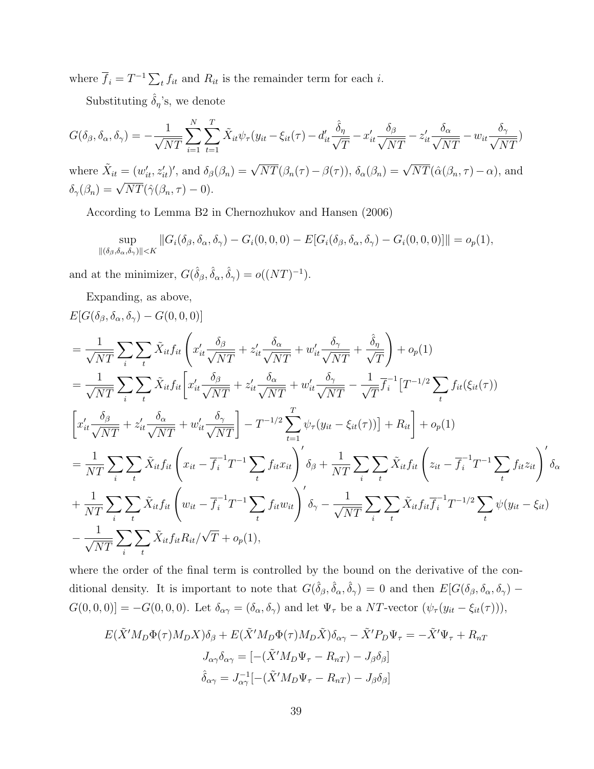where $\overline{f}_i = T^{-1}\sum_t f_{it}$ and $R_{it}$ is the remainder term for each $i$.

Substituting $\hat{\delta}_\eta$'s, we denote

$$G(\delta_\beta, \delta_\alpha, \delta_\gamma) = -\frac{1}{\sqrt{NT}}\sum_{i=1}^{N}\sum_{t=1}^{T}\tilde{X}_{it}\psi_\tau(y_{it} - \xi_{it}(\tau) - d_{it}'\frac{\hat{\delta}_\eta}{\sqrt{T}} - x_{it}'\frac{\delta_\beta}{\sqrt{NT}} - z_{it}'\frac{\delta_\alpha}{\sqrt{NT}} - w_{it}\frac{\delta_\gamma}{\sqrt{NT}})$$

where $\tilde{X}_{it} = (w_{it}', z_{it}')'$, and $\delta_\beta(\beta_n) = \sqrt{NT}(\beta_n(\tau) - \beta(\tau))$, $\delta_\alpha(\beta_n) = \sqrt{NT}(\hat{\alpha}(\beta_n, \tau) - \alpha)$, and $\delta_\gamma(\beta_n) = \sqrt{NT}(\hat{\gamma}(\beta_n, \tau) - 0)$.

According to Lemma B2 in Chernozhukov and Hansen (2006)

$$\sup_{\|(\delta_\beta,\delta_\alpha,\delta_\gamma)\|<K}\|G_i(\delta_\beta, \delta_\alpha, \delta_\gamma) - G_i(0,0,0) - E[G_i(\delta_\beta, \delta_\alpha, \delta_\gamma) - G_i(0,0,0)]\| = o_p(1),$$

and at the minimizer, $G(\hat{\delta}_\beta, \hat{\delta}_\alpha, \hat{\delta}_\gamma) = o((NT)^{-1})$.

Expanding, as above,

$$
\begin{aligned}
&E[G(\delta_\beta, \delta_\alpha, \delta_\gamma) - G(0,0,0)] \\
&= \frac{1}{\sqrt{NT}}\sum_i\sum_t \tilde{X}_{it}f_{it}\left(x_{it}'\frac{\delta_\beta}{\sqrt{NT}} + z_{it}'\frac{\delta_\alpha}{\sqrt{NT}} + w_{it}'\frac{\delta_\gamma}{\sqrt{NT}} + \frac{\hat{\delta}_\eta}{\sqrt{T}}\right) + o_p(1) \\
&= \frac{1}{\sqrt{NT}}\sum_i\sum_t \tilde{X}_{it}f_{it}\bigg[x_{it}'\frac{\delta_\beta}{\sqrt{NT}} + z_{it}'\frac{\delta_\alpha}{\sqrt{NT}} + w_{it}'\frac{\delta_\gamma}{\sqrt{NT}} - \frac{1}{\sqrt{T}}\overline{f}_i^{-1}\big[T^{-1/2}\sum_t f_{it}(\xi_{it}(\tau)) \\
&\quad \left[x_{it}'\frac{\delta_\beta}{\sqrt{NT}} + z_{it}'\frac{\delta_\alpha}{\sqrt{NT}} + w_{it}'\frac{\delta_\gamma}{\sqrt{NT}}\right] - T^{-1/2}\sum_{t=1}^{T}\psi_\tau(y_{it} - \xi_{it}(\tau))\big] + R_{it}\bigg] + o_p(1) \\
&= \frac{1}{NT}\sum_i\sum_t \tilde{X}_{it}f_{it}\left(x_{it} - \overline{f}_i^{-1}T^{-1}\sum_t f_{it}x_{it}\right)'\delta_\beta + \frac{1}{NT}\sum_i\sum_t \tilde{X}_{it}f_{it}\left(z_{it} - \overline{f}_i^{-1}T^{-1}\sum_t f_{it}z_{it}\right)'\delta_\alpha \\
&\quad + \frac{1}{NT}\sum_i\sum_t \tilde{X}_{it}f_{it}\left(w_{it} - \overline{f}_i^{-1}T^{-1}\sum_t f_{it}w_{it}\right)'\delta_\gamma - \frac{1}{\sqrt{NT}}\sum_i\sum_t \tilde{X}_{it}f_{it}\overline{f}_i^{-1}T^{-1/2}\sum_t \psi(y_{it} - \xi_{it}) \\
&\quad - \frac{1}{\sqrt{NT}}\sum_i\sum_t \tilde{X}_{it}f_{it}R_{it}/\sqrt{T} + o_p(1),
\end{aligned}
$$

where the order of the final term is controlled by the bound on the derivative of the conditional density. It is important to note that $G(\hat{\delta}_\beta, \hat{\delta}_\alpha, \hat{\delta}_\gamma) = 0$ and then $E[G(\delta_\beta, \delta_\alpha, \delta_\gamma) - G(0,0,0)] = -G(0,0,0)$. Let $\delta_{\alpha\gamma} = (\delta_\alpha, \delta_\gamma)$ and let $\Psi_\tau$ be a $NT$-vector $(\psi_\tau(y_{it} - \xi_{it}(\tau)))$,

$$
\begin{aligned}
E(\tilde{X}'M_D\Phi(\tau)M_DX)\delta_\beta + E(\tilde{X}'M_D\Phi(\tau)M_D\tilde{X})\delta_{\alpha\gamma} - \tilde{X}'P_D\Psi_\tau &= -\tilde{X}'\Psi_\tau + R_{nT} \\
J_{\alpha\gamma}\delta_{\alpha\gamma} &= [-(\tilde{X}'M_D\Psi_\tau - R_{nT}) - J_\beta\delta_\beta] \\
\hat{\delta}_{\alpha\gamma} &= J_{\alpha\gamma}^{-1}[-(\tilde{X}'M_D\Psi_\tau - R_{nT}) - J_\beta\delta_\beta]
\end{aligned}
$$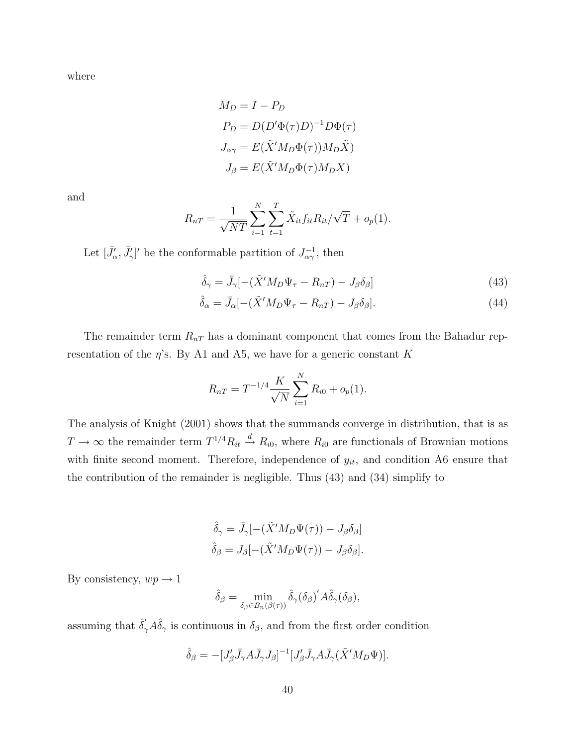where

$$
\begin{aligned}
M_D &= I - P_D \\
P_D &= D(D'\Phi(\tau)D)^{-1}D\Phi(\tau) \\
J_{\alpha\gamma} &= E(\tilde{X}'M_D\Phi(\tau))M_D\tilde{X}) \\
J_\beta &= E(\tilde{X}'M_D\Phi(\tau)M_DX)
\end{aligned}
$$

and

$$
R_{nT} = \frac{1}{\sqrt{NT}}\sum_{i=1}^{N}\sum_{t=1}^{T}\tilde{X}_{it}f_{it}R_{it}/\sqrt{T} + o_p(1).
$$

Let $[\bar{J}_\alpha', \bar{J}_\gamma']'$ be the conformable partition of $J_{\alpha\gamma}^{-1}$, then

$$
\hat{\delta}_\gamma = \bar{J}_\gamma[-(\tilde{X}'M_D\Psi_\tau - R_{nT}) - J_\beta\delta_\beta] \tag{43}
$$

$$
\hat{\delta}_\alpha = \bar{J}_\alpha[-(\tilde{X}'M_D\Psi_\tau - R_{nT}) - J_\beta\delta_\beta]. \tag{44}
$$

The remainder term $R_{nT}$ has a dominant component that comes from the Bahadur representation of the $\eta$'s. By A1 and A5, we have for a generic constant $K$

$$
R_{nT} = T^{-1/4}\frac{K}{\sqrt{N}}\sum_{i=1}^{N}R_{i0} + o_p(1).
$$

The analysis of Knight (2001) shows that the summands converge in distribution, that is as $T \to \infty$ the remainder term $T^{1/4}R_{it} \xrightarrow{d} R_{i0}$, where $R_{i0}$ are functionals of Brownian motions with finite second moment. Therefore, independence of $y_{it}$, and condition A6 ensure that the contribution of the remainder is negligible. Thus (43) and (34) simplify to

$$
\begin{aligned}
\hat{\delta}_\gamma &= \bar{J}_\gamma[-(\tilde{X}'M_D\Psi(\tau)) - J_\beta\delta_\beta] \\
\hat{\delta}_\beta &= J_\beta[-(\tilde{X}'M_D\Psi(\tau)) - J_\beta\delta_\beta].
\end{aligned}
$$

By consistency, $wp \to 1$

$$
\hat{\delta}_\beta = \min_{\delta_\beta \in B_n(\beta(\tau))} \hat{\delta}_\gamma(\delta_\beta)'A\hat{\delta}_\gamma(\delta_\beta),
$$

assuming that $\hat{\delta}_\gamma'A\hat{\delta}_\gamma$ is continuous in $\delta_\beta$, and from the first order condition

$$
\hat{\delta}_\beta = -[J_\beta'\bar{J}_\gamma A\bar{J}_\gamma J_\beta]^{-1}[J_\beta'\bar{J}_\gamma A\bar{J}_\gamma(\tilde{X}'M_D\Psi)].
$$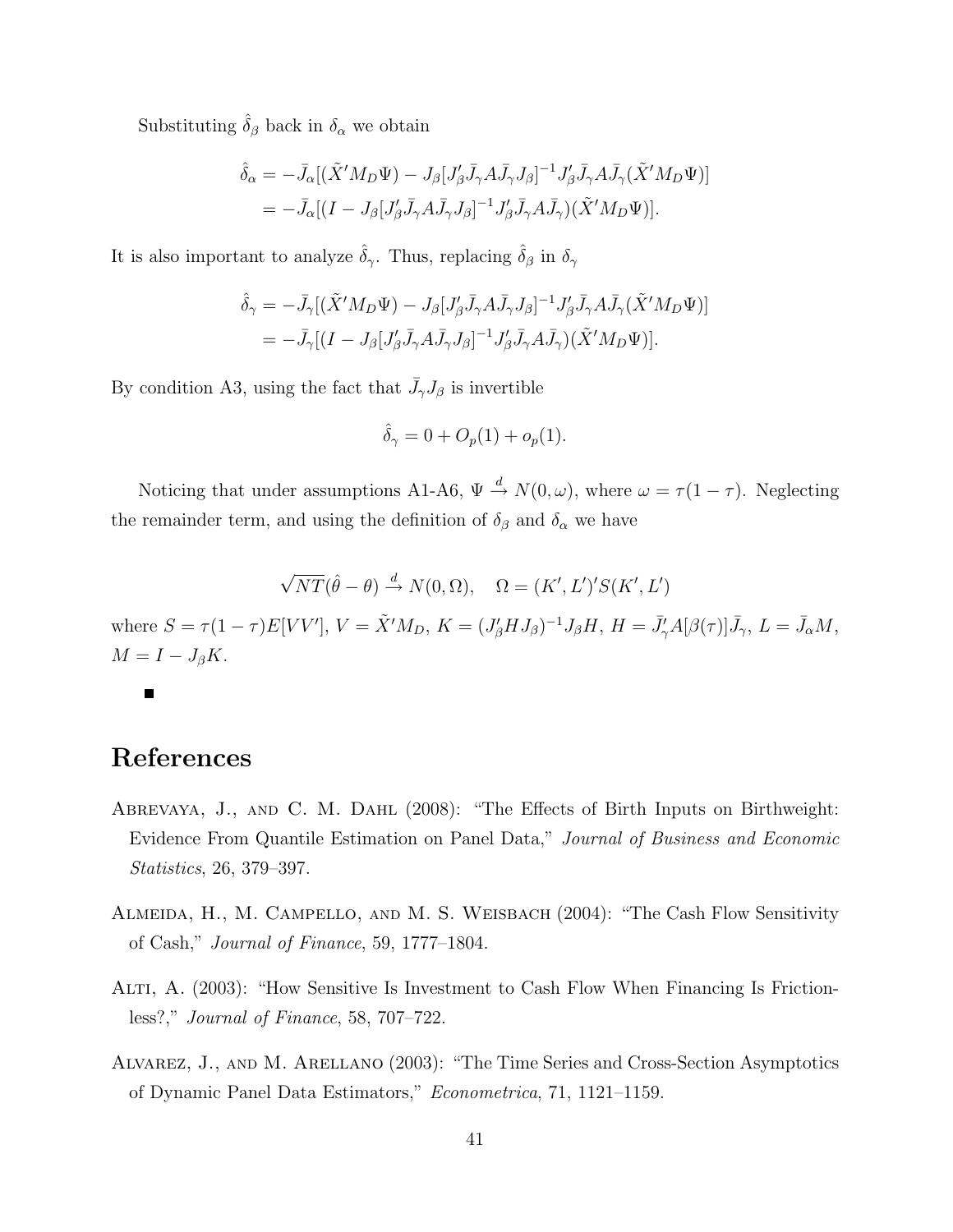Substituting $\hat{\delta}_\beta$ back in $\delta_\alpha$ we obtain

$$
\begin{aligned}
\hat{\delta}_\alpha &= -\bar{J}_\alpha[(\tilde{X}'M_D\Psi) - J_\beta[J'_\beta\bar{J}_\gamma A\bar{J}_\gamma J_\beta]^{-1}J'_\beta\bar{J}_\gamma A\bar{J}_\gamma(\tilde{X}'M_D\Psi)] \\
&= -\bar{J}_\alpha[(I - J_\beta[J'_\beta\bar{J}_\gamma A\bar{J}_\gamma J_\beta]^{-1}J'_\beta\bar{J}_\gamma A\bar{J}_\gamma)(\tilde{X}'M_D\Psi)].
\end{aligned}
$$

It is also important to analyze $\hat{\delta}_\gamma$. Thus, replacing $\hat{\delta}_\beta$ in $\delta_\gamma$

$$
\begin{aligned}
\hat{\delta}_\gamma &= -\bar{J}_\gamma[(\tilde{X}'M_D\Psi) - J_\beta[J'_\beta\bar{J}_\gamma A\bar{J}_\gamma J_\beta]^{-1}J'_\beta\bar{J}_\gamma A\bar{J}_\gamma(\tilde{X}'M_D\Psi)] \\
&= -\bar{J}_\gamma[(I - J_\beta[J'_\beta\bar{J}_\gamma A\bar{J}_\gamma J_\beta]^{-1}J'_\beta\bar{J}_\gamma A\bar{J}_\gamma)(\tilde{X}'M_D\Psi)].
\end{aligned}
$$

By condition A3, using the fact that $\bar{J}_\gamma J_\beta$ is invertible

$$
\hat{\delta}_\gamma = 0 + O_p(1) + o_p(1).
$$

Noticing that under assumptions A1-A6, $\Psi \xrightarrow{d} N(0,\omega)$, where $\omega = \tau(1-\tau)$. Neglecting the remainder term, and using the definition of $\delta_\beta$ and $\delta_\alpha$ we have

$$
\sqrt{NT}(\hat{\theta} - \theta) \xrightarrow{d} N(0,\Omega), \quad \Omega = (K', L')'S(K', L')
$$

where $S = \tau(1-\tau)E[VV']$, $V = \tilde{X}'M_D$, $K = (J'_\beta HJ_\beta)^{-1}J_\beta H$, $H = \bar{J}'_\gamma A[\beta(\tau)]\bar{J}_\gamma$, $L = \bar{J}_\alpha M$, $M = I - J_\beta K$.

■

# References

Abrevaya, J., and C. M. Dahl (2008): "The Effects of Birth Inputs on Birthweight: Evidence From Quantile Estimation on Panel Data," *Journal of Business and Economic Statistics*, 26, 379–397.

Almeida, H., M. Campello, and M. S. Weisbach (2004): "The Cash Flow Sensitivity of Cash," *Journal of Finance*, 59, 1777–1804.

Alti, A. (2003): "How Sensitive Is Investment to Cash Flow When Financing Is Frictionless?," *Journal of Finance*, 58, 707–722.

Alvarez, J., and M. Arellano (2003): "The Time Series and Cross-Section Asymptotics of Dynamic Panel Data Estimators," *Econometrica*, 71, 1121–1159.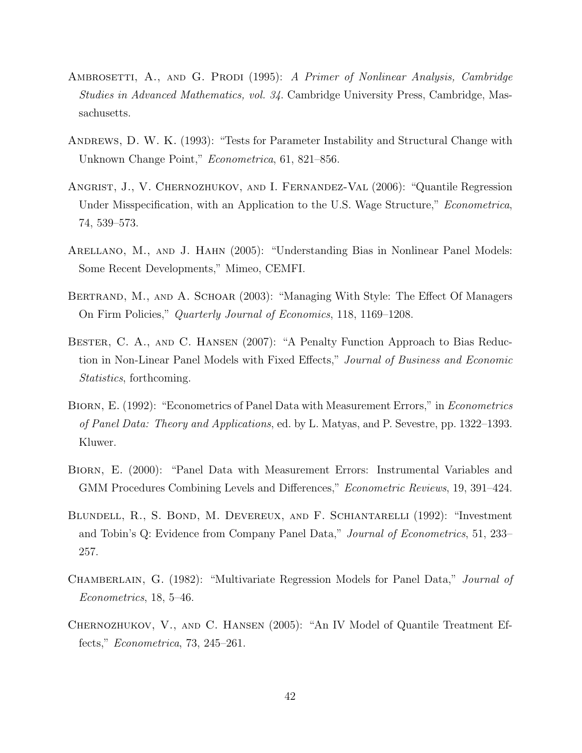Ambrosetti, A., and G. Prodi (1995): *A Primer of Nonlinear Analysis, Cambridge Studies in Advanced Mathematics, vol. 34*. Cambridge University Press, Cambridge, Massachusetts.

Andrews, D. W. K. (1993): "Tests for Parameter Instability and Structural Change with Unknown Change Point," *Econometrica*, 61, 821–856.

Angrist, J., V. Chernozhukov, and I. Fernandez-Val (2006): "Quantile Regression Under Misspecification, with an Application to the U.S. Wage Structure," *Econometrica*, 74, 539–573.

Arellano, M., and J. Hahn (2005): "Understanding Bias in Nonlinear Panel Models: Some Recent Developments," Mimeo, CEMFI.

Bertrand, M., and A. Schoar (2003): "Managing With Style: The Effect Of Managers On Firm Policies," *Quarterly Journal of Economics*, 118, 1169–1208.

Bester, C. A., and C. Hansen (2007): "A Penalty Function Approach to Bias Reduction in Non-Linear Panel Models with Fixed Effects," *Journal of Business and Economic Statistics*, forthcoming.

Biorn, E. (1992): "Econometrics of Panel Data with Measurement Errors," in *Econometrics of Panel Data: Theory and Applications*, ed. by L. Matyas, and P. Sevestre, pp. 1322–1393. Kluwer.

Biorn, E. (2000): "Panel Data with Measurement Errors: Instrumental Variables and GMM Procedures Combining Levels and Differences," *Econometric Reviews*, 19, 391–424.

Blundell, R., S. Bond, M. Devereux, and F. Schiantarelli (1992): "Investment and Tobin's Q: Evidence from Company Panel Data," *Journal of Econometrics*, 51, 233–257.

Chamberlain, G. (1982): "Multivariate Regression Models for Panel Data," *Journal of Econometrics*, 18, 5–46.

Chernozhukov, V., and C. Hansen (2005): "An IV Model of Quantile Treatment Effects," *Econometrica*, 73, 245–261.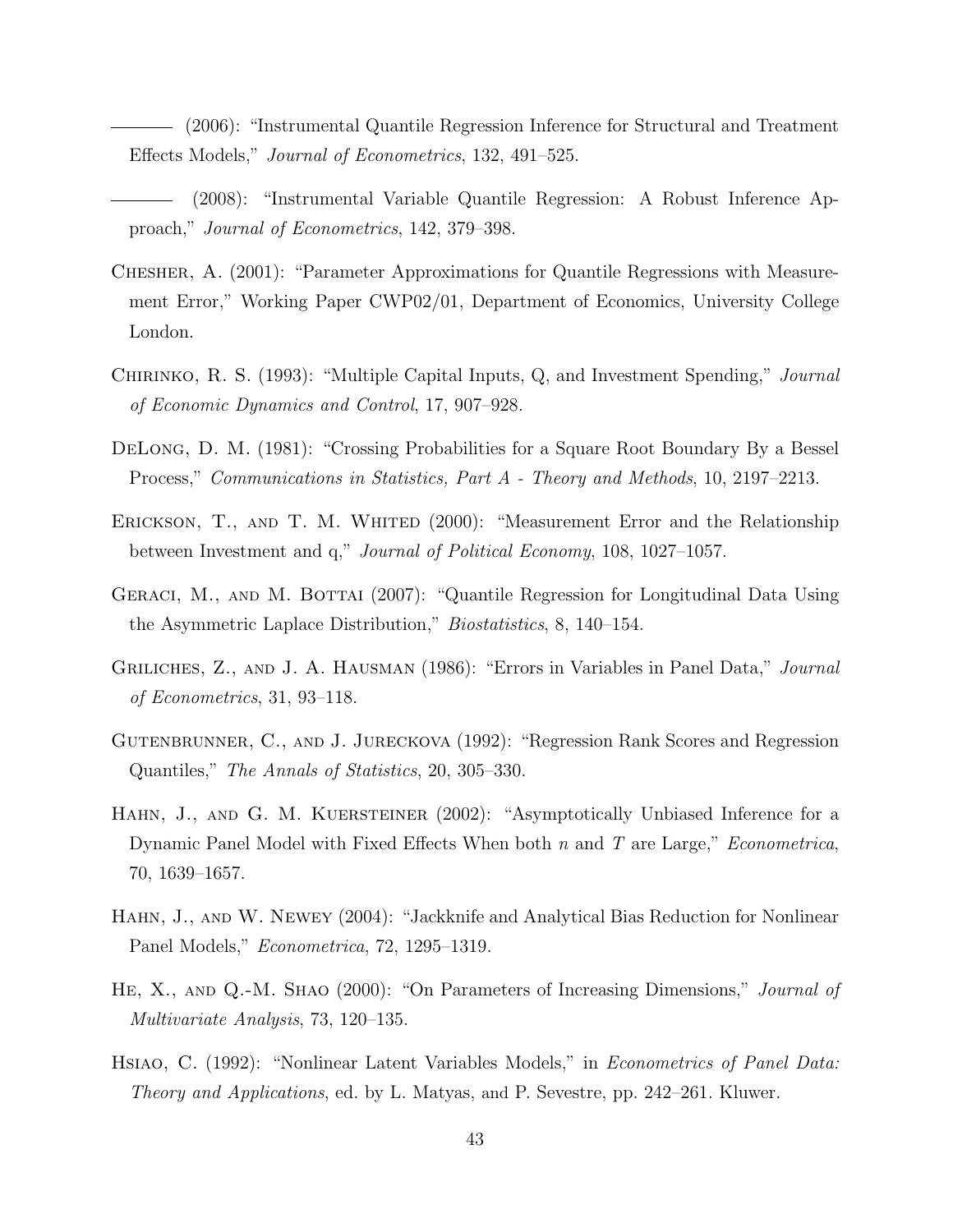——— (2006): "Instrumental Quantile Regression Inference for Structural and Treatment Effects Models," *Journal of Econometrics*, 132, 491–525.

——— (2008): "Instrumental Variable Quantile Regression: A Robust Inference Approach," *Journal of Econometrics*, 142, 379–398.

Chesher, A. (2001): "Parameter Approximations for Quantile Regressions with Measurement Error," Working Paper CWP02/01, Department of Economics, University College London.

Chirinko, R. S. (1993): "Multiple Capital Inputs, Q, and Investment Spending," *Journal of Economic Dynamics and Control*, 17, 907–928.

DeLong, D. M. (1981): "Crossing Probabilities for a Square Root Boundary By a Bessel Process," *Communications in Statistics, Part A - Theory and Methods*, 10, 2197–2213.

Erickson, T., and T. M. Whited (2000): "Measurement Error and the Relationship between Investment and q," *Journal of Political Economy*, 108, 1027–1057.

Geraci, M., and M. Bottai (2007): "Quantile Regression for Longitudinal Data Using the Asymmetric Laplace Distribution," *Biostatistics*, 8, 140–154.

Griliches, Z., and J. A. Hausman (1986): "Errors in Variables in Panel Data," *Journal of Econometrics*, 31, 93–118.

Gutenbrunner, C., and J. Jureckova (1992): "Regression Rank Scores and Regression Quantiles," *The Annals of Statistics*, 20, 305–330.

Hahn, J., and G. M. Kuersteiner (2002): "Asymptotically Unbiased Inference for a Dynamic Panel Model with Fixed Effects When both $n$ and $T$ are Large," *Econometrica*, 70, 1639–1657.

Hahn, J., and W. Newey (2004): "Jackknife and Analytical Bias Reduction for Nonlinear Panel Models," *Econometrica*, 72, 1295–1319.

He, X., and Q.-M. Shao (2000): "On Parameters of Increasing Dimensions," *Journal of Multivariate Analysis*, 73, 120–135.

Hsiao, C. (1992): "Nonlinear Latent Variables Models," in *Econometrics of Panel Data: Theory and Applications*, ed. by L. Matyas, and P. Sevestre, pp. 242–261. Kluwer.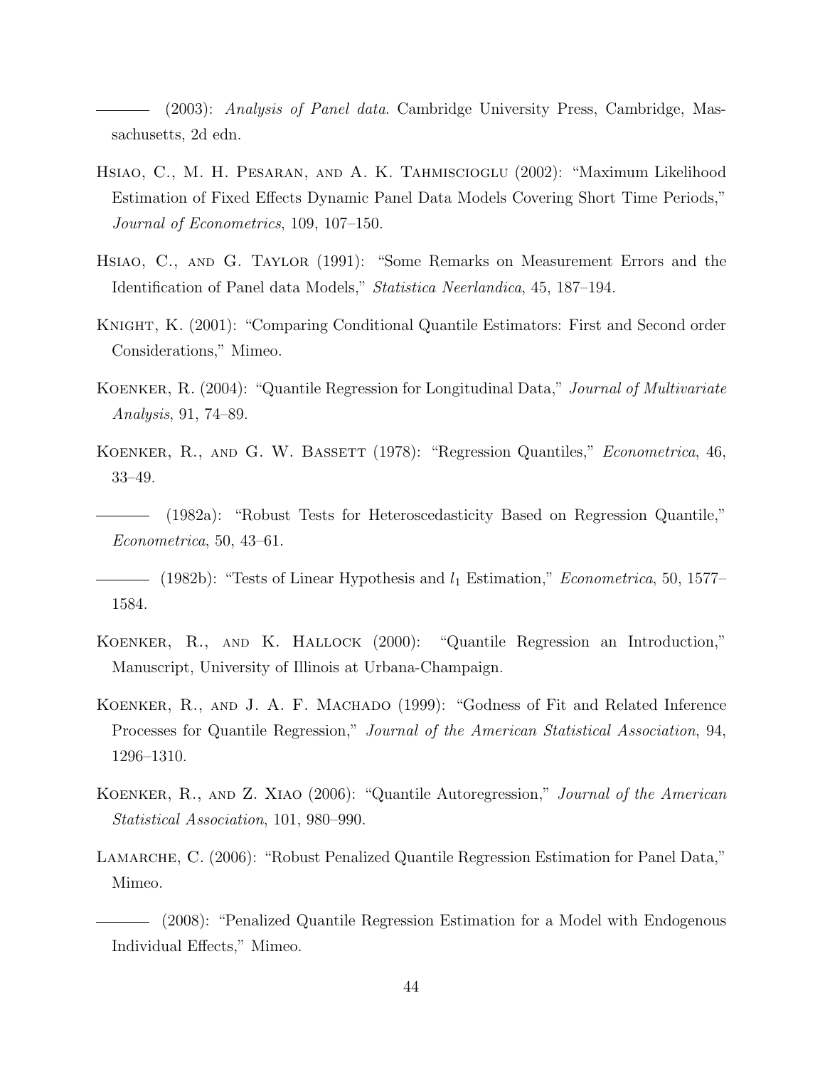——— (2003): *Analysis of Panel data*. Cambridge University Press, Cambridge, Massachusetts, 2d edn.

Hsiao, C., M. H. Pesaran, and A. K. Tahmiscioglu (2002): "Maximum Likelihood Estimation of Fixed Effects Dynamic Panel Data Models Covering Short Time Periods," *Journal of Econometrics*, 109, 107–150.

Hsiao, C., and G. Taylor (1991): "Some Remarks on Measurement Errors and the Identification of Panel data Models," *Statistica Neerlandica*, 45, 187–194.

Knight, K. (2001): "Comparing Conditional Quantile Estimators: First and Second order Considerations," Mimeo.

Koenker, R. (2004): "Quantile Regression for Longitudinal Data," *Journal of Multivariate Analysis*, 91, 74–89.

Koenker, R., and G. W. Bassett (1978): "Regression Quantiles," *Econometrica*, 46, 33–49.

——— (1982a): "Robust Tests for Heteroscedasticity Based on Regression Quantile," *Econometrica*, 50, 43–61.

——— (1982b): "Tests of Linear Hypothesis and $l_1$ Estimation," *Econometrica*, 50, 1577–1584.

Koenker, R., and K. Hallock (2000): "Quantile Regression an Introduction," Manuscript, University of Illinois at Urbana-Champaign.

Koenker, R., and J. A. F. Machado (1999): "Godness of Fit and Related Inference Processes for Quantile Regression," *Journal of the American Statistical Association*, 94, 1296–1310.

Koenker, R., and Z. Xiao (2006): "Quantile Autoregression," *Journal of the American Statistical Association*, 101, 980–990.

Lamarche, C. (2006): "Robust Penalized Quantile Regression Estimation for Panel Data," Mimeo.

——— (2008): "Penalized Quantile Regression Estimation for a Model with Endogenous Individual Effects," Mimeo.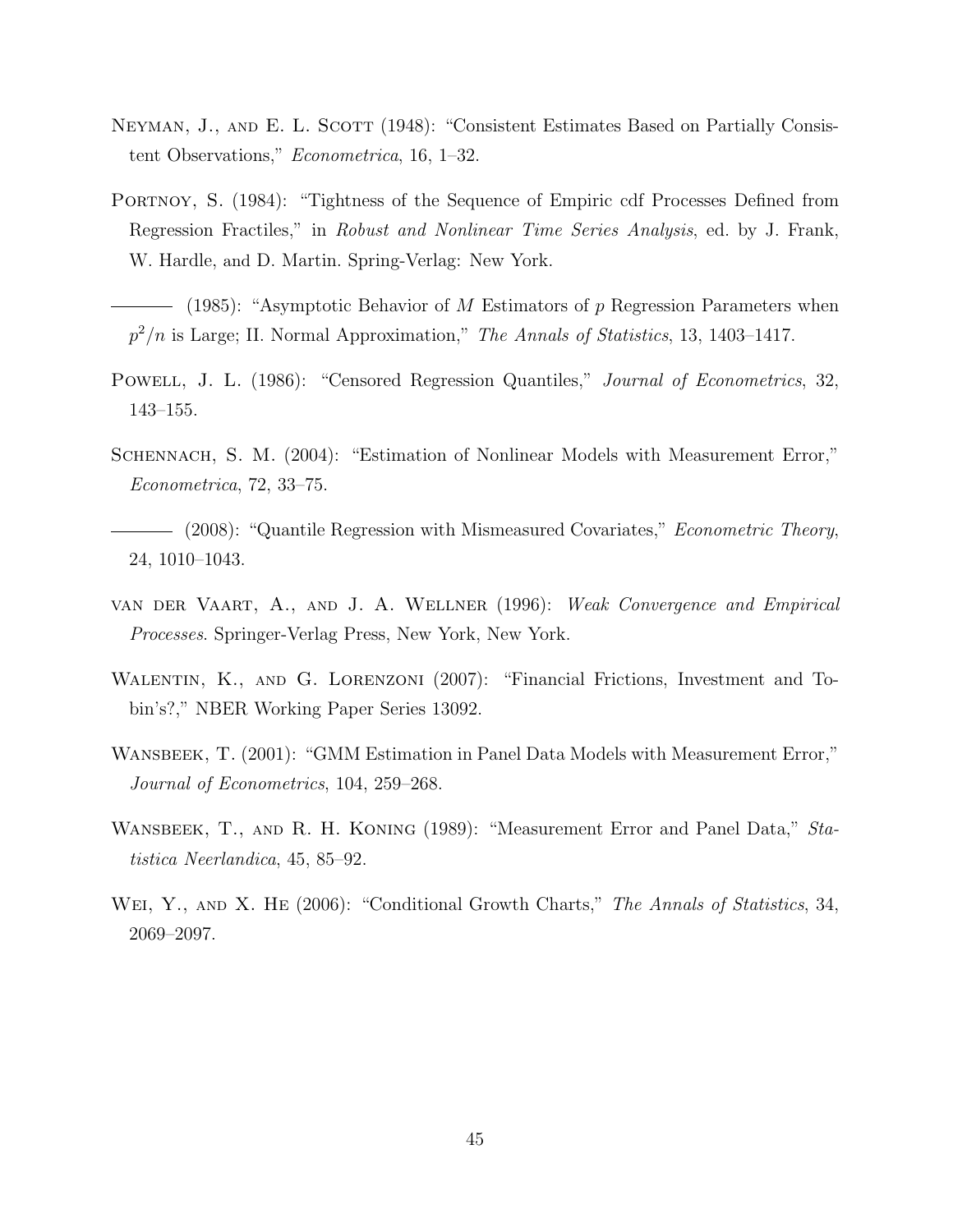Neyman, J., and E. L. Scott (1948): "Consistent Estimates Based on Partially Consistent Observations," *Econometrica*, 16, 1–32.

Portnoy, S. (1984): "Tightness of the Sequence of Empiric cdf Processes Defined from Regression Fractiles," in *Robust and Nonlinear Time Series Analysis*, ed. by J. Frank, W. Hardle, and D. Martin. Spring-Verlag: New York.

——— (1985): "Asymptotic Behavior of $M$ Estimators of $p$ Regression Parameters when $p^2/n$ is Large; II. Normal Approximation," *The Annals of Statistics*, 13, 1403–1417.

Powell, J. L. (1986): "Censored Regression Quantiles," *Journal of Econometrics*, 32, 143–155.

Schennach, S. M. (2004): "Estimation of Nonlinear Models with Measurement Error," *Econometrica*, 72, 33–75.

——— (2008): "Quantile Regression with Mismeasured Covariates," *Econometric Theory*, 24, 1010–1043.

van der Vaart, A., and J. A. Wellner (1996): *Weak Convergence and Empirical Processes*. Springer-Verlag Press, New York, New York.

Walentin, K., and G. Lorenzoni (2007): "Financial Frictions, Investment and Tobin's?," NBER Working Paper Series 13092.

Wansbeek, T. (2001): "GMM Estimation in Panel Data Models with Measurement Error," *Journal of Econometrics*, 104, 259–268.

Wansbeek, T., and R. H. Koning (1989): "Measurement Error and Panel Data," *Statistica Neerlandica*, 45, 85–92.

Wei, Y., and X. He (2006): "Conditional Growth Charts," *The Annals of Statistics*, 34, 2069–2097.